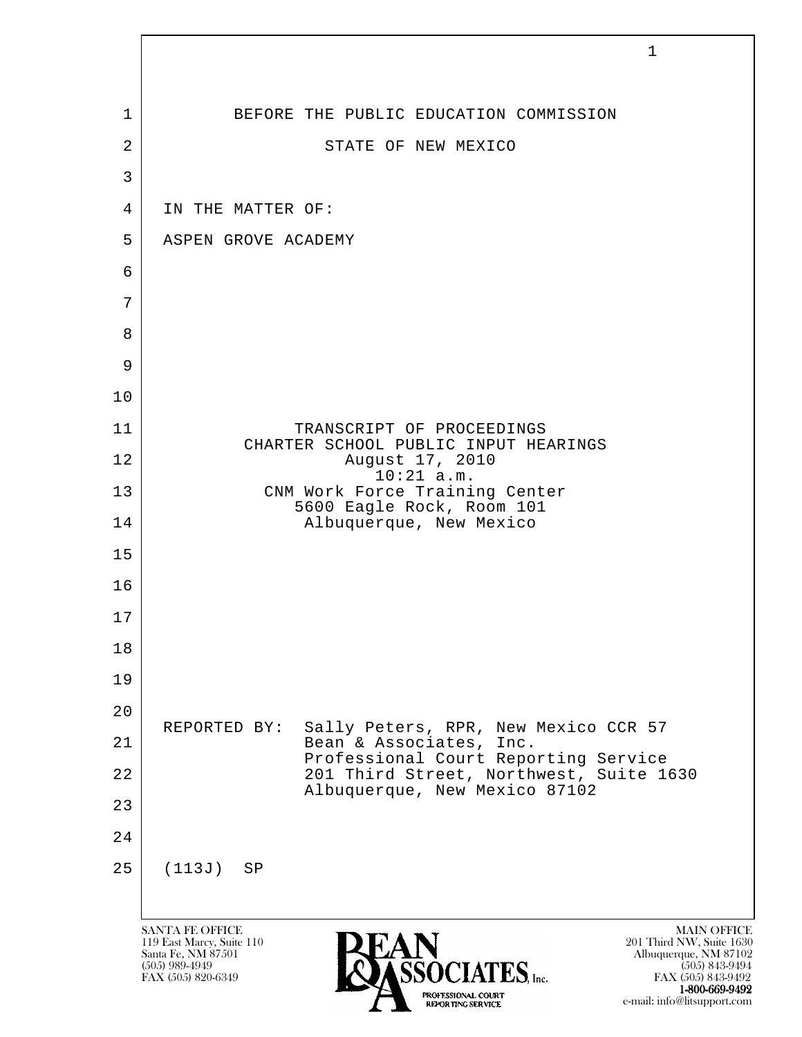BEFORE THE PUBLIC EDUCATION COMMISSION

STATE OF NEW MEXICO

IN THE MATTER OF:

ASPEN GROVE ACADEMY

TRANSCRIPT OF PROCEEDINGS
CHARTER SCHOOL PUBLIC INPUT HEARINGS
August 17, 2010
10:21 a.m.
CNM Work Force Training Center
5600 Eagle Rock, Room 101
Albuquerque, New Mexico

REPORTED BY: Sally Peters, RPR, New Mexico CCR 57
Bean & Associates, Inc.
Professional Court Reporting Service
201 Third Street, Northwest, Suite 1630
Albuquerque, New Mexico 87102

(113J) SP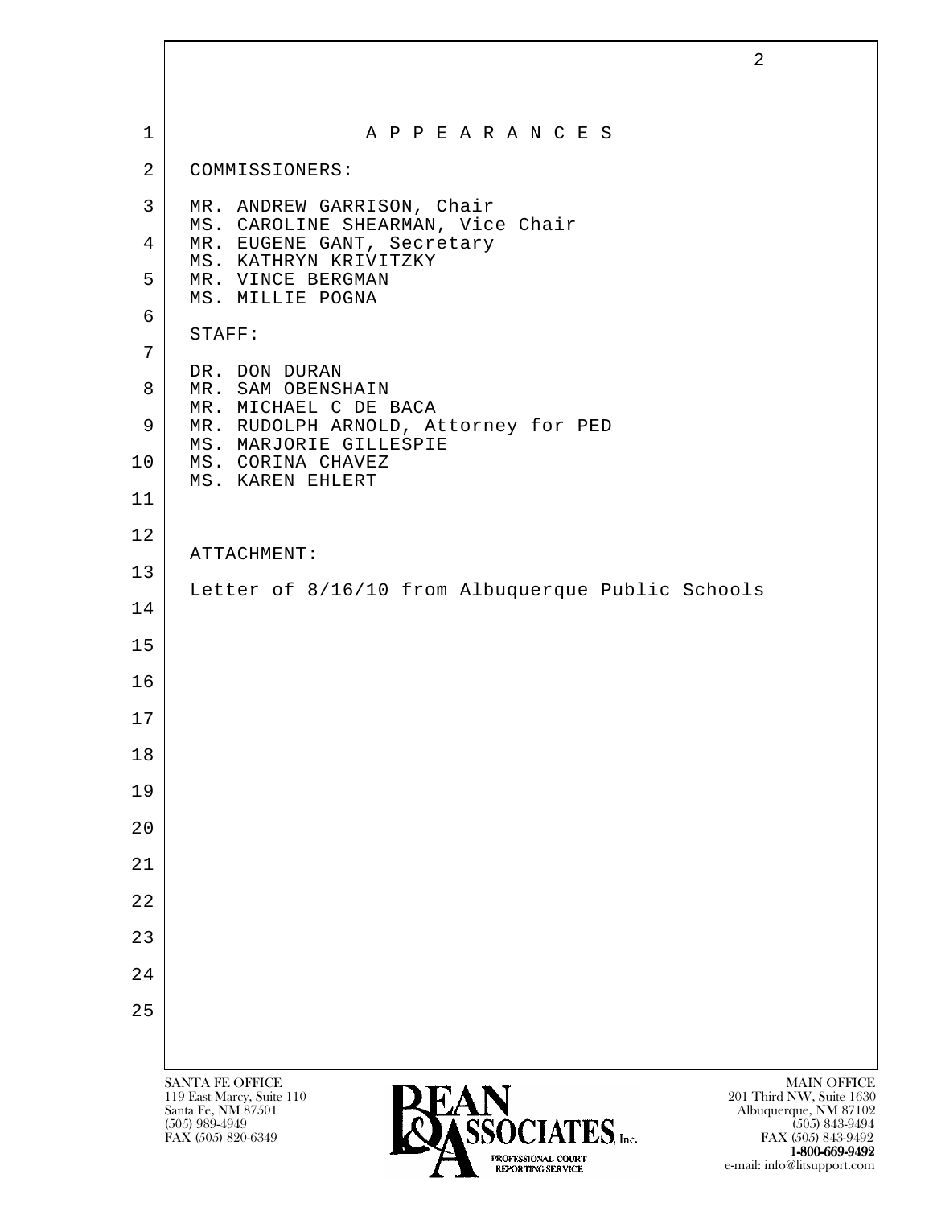# A P P E A R A N C E S

COMMISSIONERS:

MR. ANDREW GARRISON, Chair
MS. CAROLINE SHEARMAN, Vice Chair
MR. EUGENE GANT, Secretary
MS. KATHRYN KRIVITZKY
MR. VINCE BERGMAN
MS. MILLIE POGNA

STAFF:

DR. DON DURAN
MR. SAM OBENSHAIN
MR. MICHAEL C DE BACA
MR. RUDOLPH ARNOLD, Attorney for PED
MS. MARJORIE GILLESPIE
MS. CORINA CHAVEZ
MS. KAREN EHLERT

ATTACHMENT:

Letter of 8/16/10 from Albuquerque Public Schools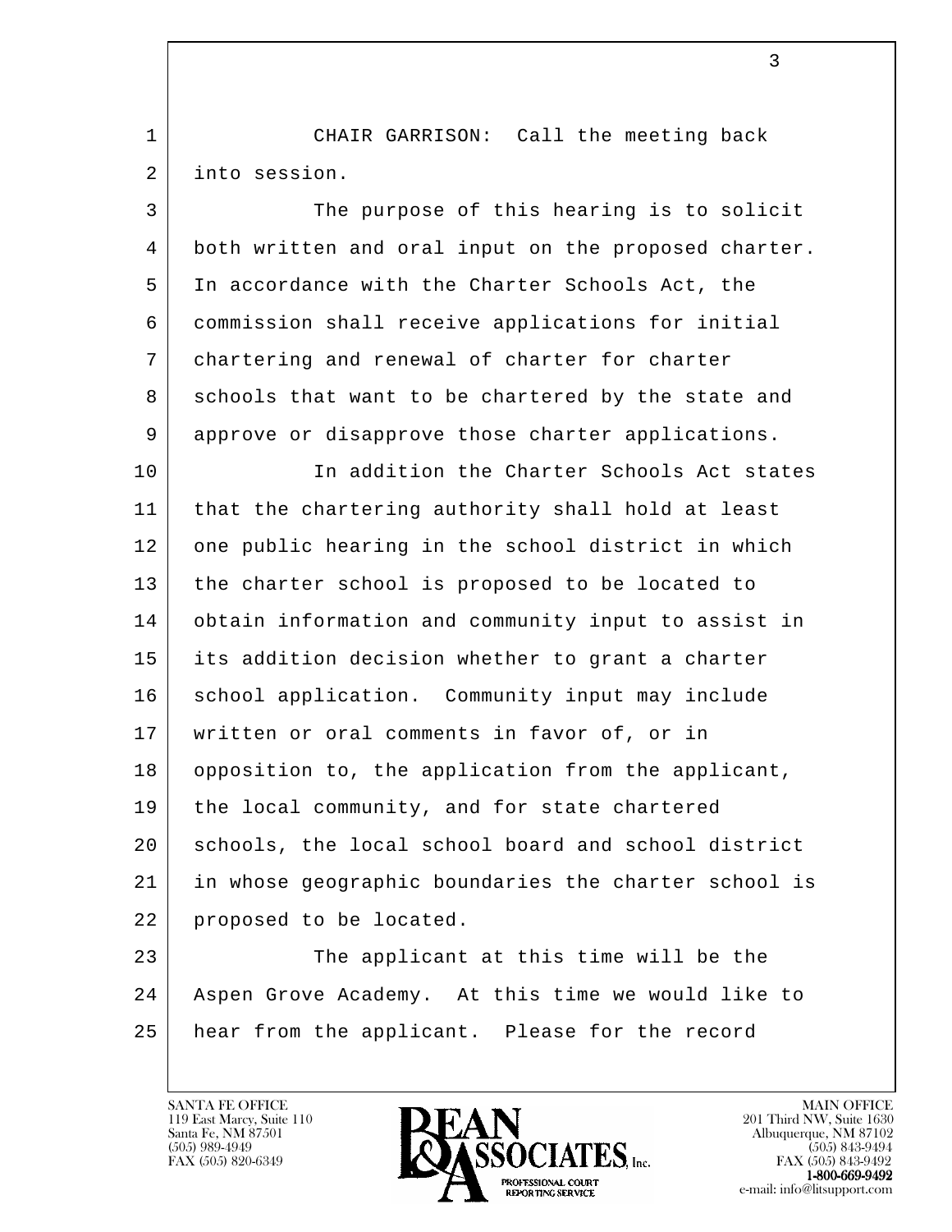CHAIR GARRISON: Call the meeting back into session.

The purpose of this hearing is to solicit both written and oral input on the proposed charter. In accordance with the Charter Schools Act, the commission shall receive applications for initial chartering and renewal of charter for charter schools that want to be chartered by the state and approve or disapprove those charter applications.

In addition the Charter Schools Act states that the chartering authority shall hold at least one public hearing in the school district in which the charter school is proposed to be located to obtain information and community input to assist in its addition decision whether to grant a charter school application. Community input may include written or oral comments in favor of, or in opposition to, the application from the applicant, the local community, and for state chartered schools, the local school board and school district in whose geographic boundaries the charter school is proposed to be located.

The applicant at this time will be the Aspen Grove Academy. At this time we would like to hear from the applicant. Please for the record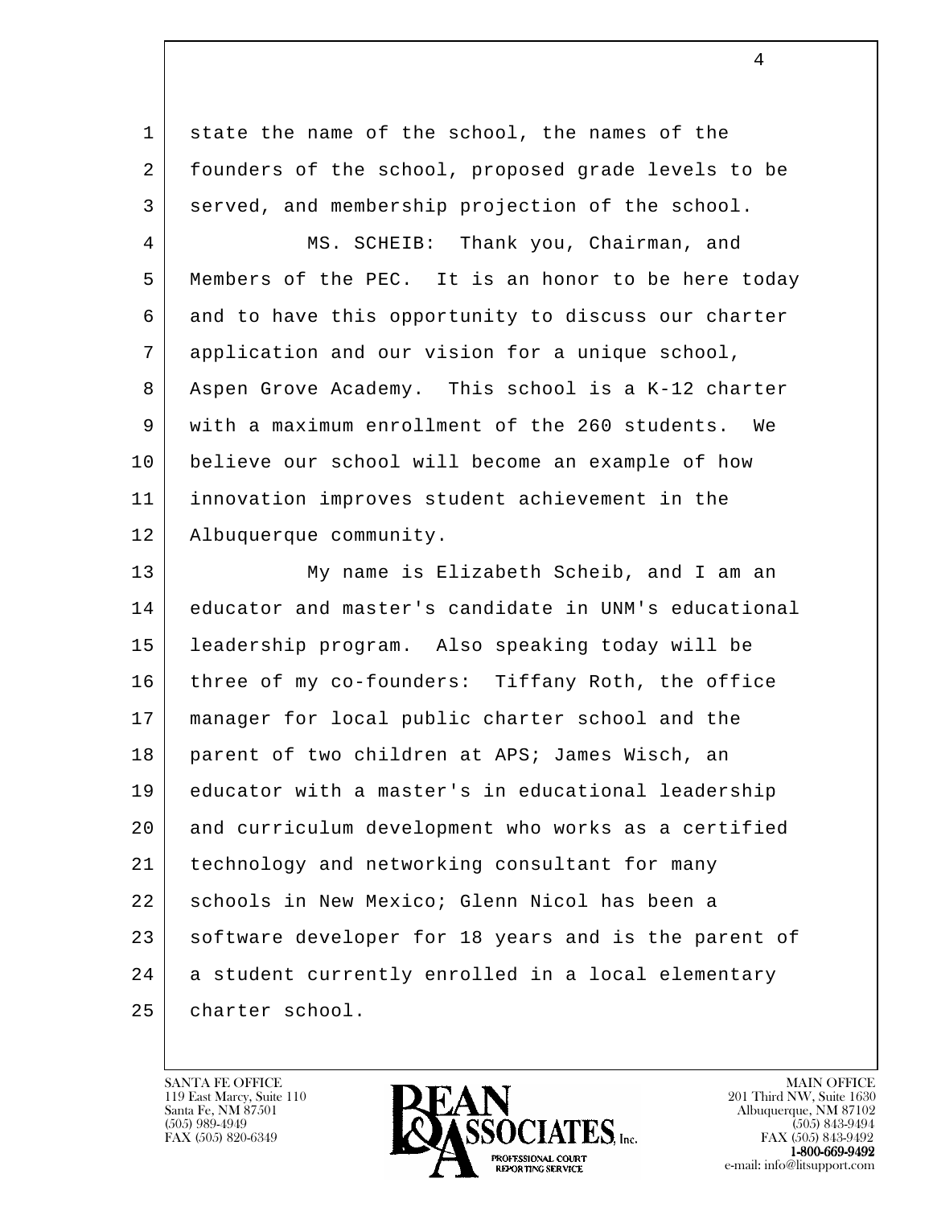state the name of the school, the names of the founders of the school, proposed grade levels to be served, and membership projection of the school.

MS. SCHEIB: Thank you, Chairman, and Members of the PEC. It is an honor to be here today and to have this opportunity to discuss our charter application and our vision for a unique school, Aspen Grove Academy. This school is a K-12 charter with a maximum enrollment of the 260 students. We believe our school will become an example of how innovation improves student achievement in the Albuquerque community.

My name is Elizabeth Scheib, and I am an educator and master's candidate in UNM's educational leadership program. Also speaking today will be three of my co-founders: Tiffany Roth, the office manager for local public charter school and the parent of two children at APS; James Wisch, an educator with a master's in educational leadership and curriculum development who works as a certified technology and networking consultant for many schools in New Mexico; Glenn Nicol has been a software developer for 18 years and is the parent of a student currently enrolled in a local elementary charter school.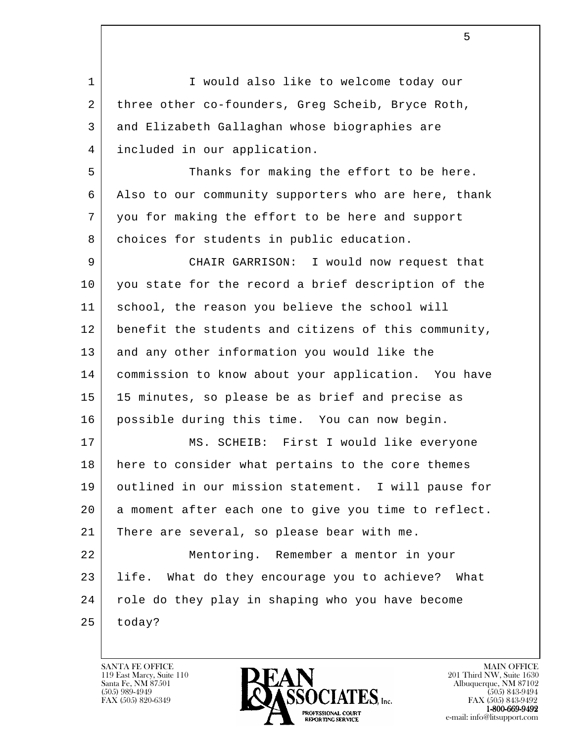I would also like to welcome today our three other co-founders, Greg Scheib, Bryce Roth, and Elizabeth Gallaghan whose biographies are included in our application.

Thanks for making the effort to be here. Also to our community supporters who are here, thank you for making the effort to be here and support choices for students in public education.

CHAIR GARRISON: I would now request that you state for the record a brief description of the school, the reason you believe the school will benefit the students and citizens of this community, and any other information you would like the commission to know about your application. You have 15 minutes, so please be as brief and precise as possible during this time. You can now begin.

MS. SCHEIB: First I would like everyone here to consider what pertains to the core themes outlined in our mission statement. I will pause for a moment after each one to give you time to reflect. There are several, so please bear with me.

Mentoring. Remember a mentor in your life. What do they encourage you to achieve? What role do they play in shaping who you have become today?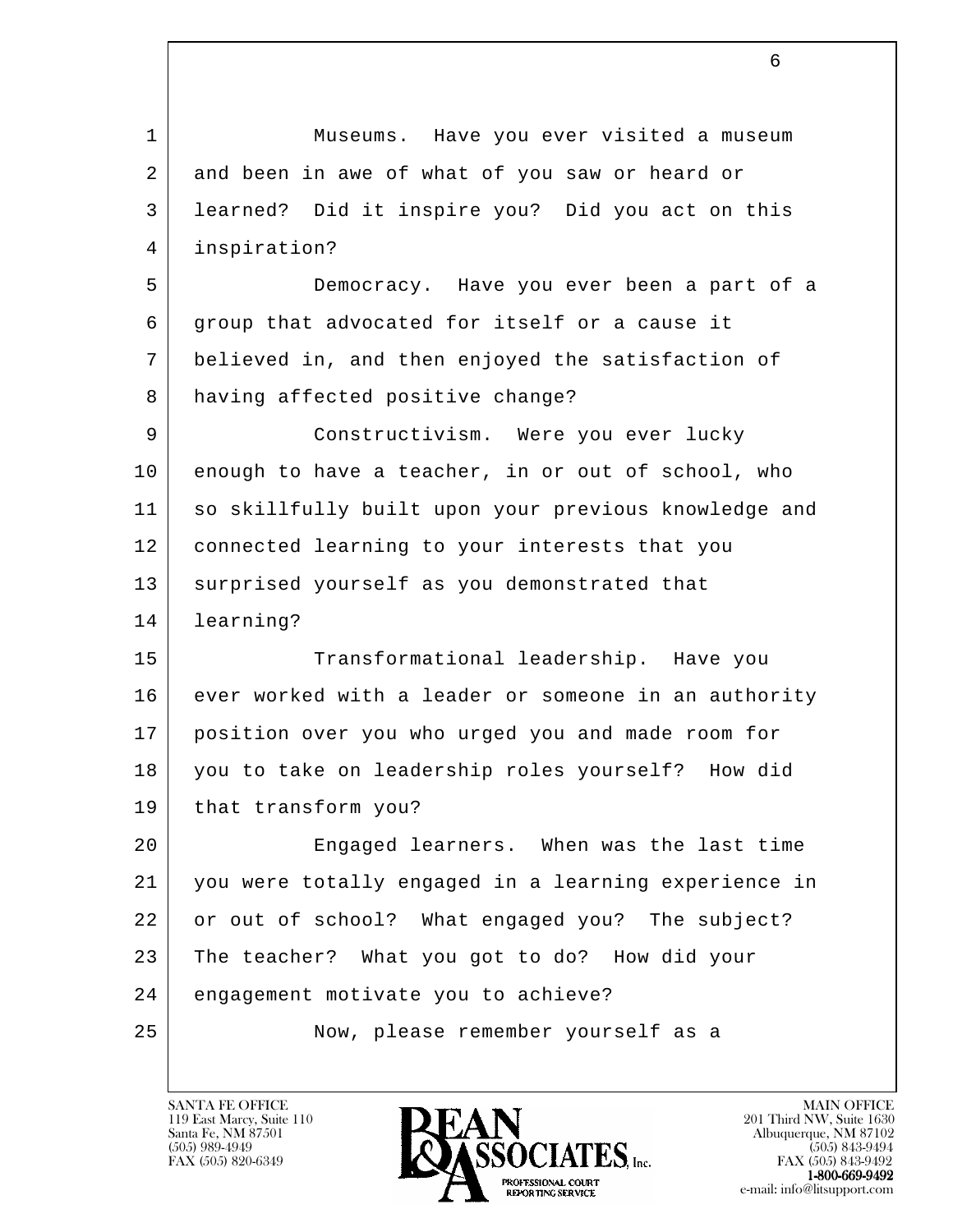Museums. Have you ever visited a museum and been in awe of what of you saw or heard or learned? Did it inspire you? Did you act on this inspiration?

Democracy. Have you ever been a part of a group that advocated for itself or a cause it believed in, and then enjoyed the satisfaction of having affected positive change?

Constructivism. Were you ever lucky enough to have a teacher, in or out of school, who so skillfully built upon your previous knowledge and connected learning to your interests that you surprised yourself as you demonstrated that learning?

Transformational leadership. Have you ever worked with a leader or someone in an authority position over you who urged you and made room for you to take on leadership roles yourself? How did that transform you?

Engaged learners. When was the last time you were totally engaged in a learning experience in or out of school? What engaged you? The subject? The teacher? What you got to do? How did your engagement motivate you to achieve?

Now, please remember yourself as a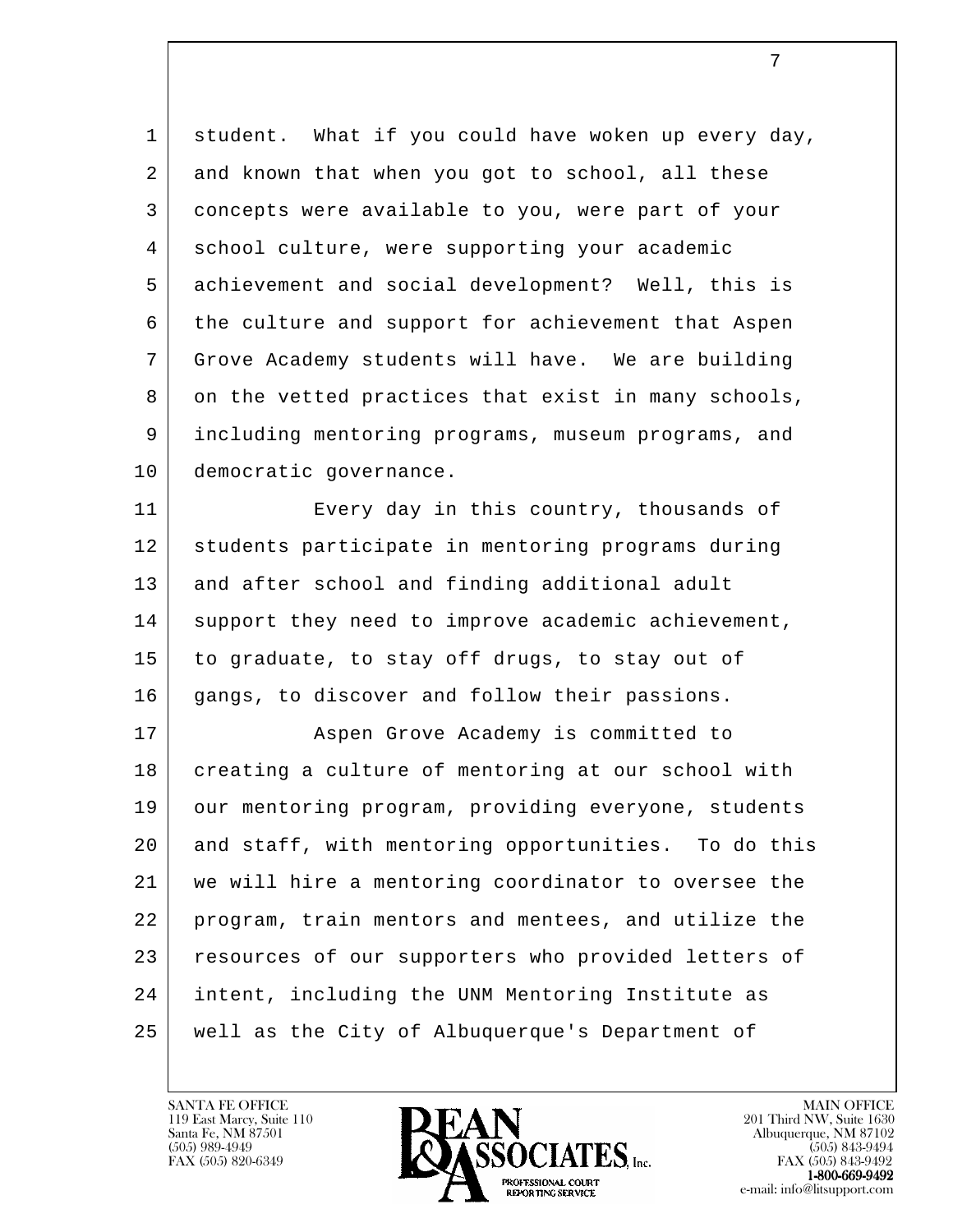student. What if you could have woken up every day, and known that when you got to school, all these concepts were available to you, were part of your school culture, were supporting your academic achievement and social development? Well, this is the culture and support for achievement that Aspen Grove Academy students will have. We are building on the vetted practices that exist in many schools, including mentoring programs, museum programs, and democratic governance.

Every day in this country, thousands of students participate in mentoring programs during and after school and finding additional adult support they need to improve academic achievement, to graduate, to stay off drugs, to stay out of gangs, to discover and follow their passions.

Aspen Grove Academy is committed to creating a culture of mentoring at our school with our mentoring program, providing everyone, students and staff, with mentoring opportunities. To do this we will hire a mentoring coordinator to oversee the program, train mentors and mentees, and utilize the resources of our supporters who provided letters of intent, including the UNM Mentoring Institute as well as the City of Albuquerque's Department of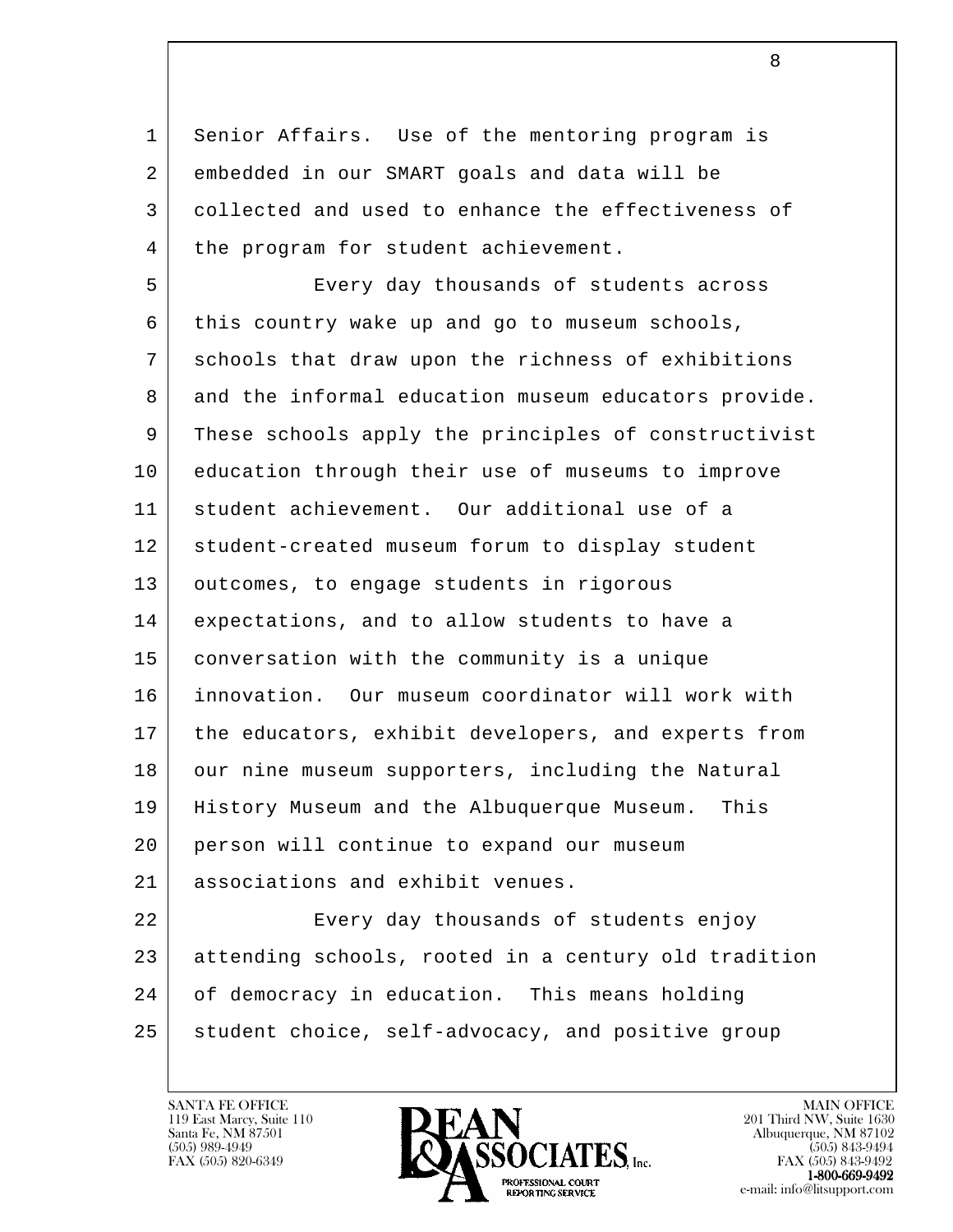Senior Affairs.  Use of the mentoring program is embedded in our SMART goals and data will be collected and used to enhance the effectiveness of the program for student achievement.

Every day thousands of students across this country wake up and go to museum schools, schools that draw upon the richness of exhibitions and the informal education museum educators provide. These schools apply the principles of constructivist education through their use of museums to improve student achievement.  Our additional use of a student-created museum forum to display student outcomes, to engage students in rigorous expectations, and to allow students to have a conversation with the community is a unique innovation.  Our museum coordinator will work with the educators, exhibit developers, and experts from our nine museum supporters, including the Natural History Museum and the Albuquerque Museum.  This person will continue to expand our museum associations and exhibit venues.

Every day thousands of students enjoy attending schools, rooted in a century old tradition of democracy in education.  This means holding student choice, self-advocacy, and positive group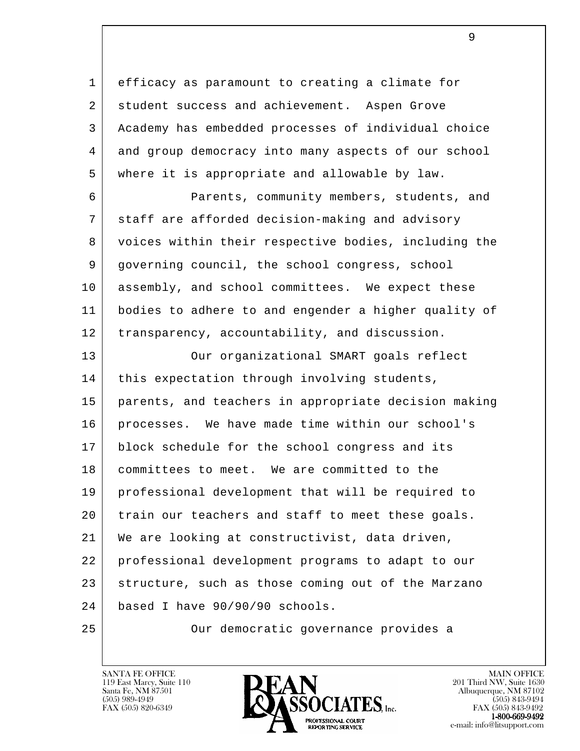efficacy as paramount to creating a climate for student success and achievement. Aspen Grove Academy has embedded processes of individual choice and group democracy into many aspects of our school where it is appropriate and allowable by law.

Parents, community members, students, and staff are afforded decision-making and advisory voices within their respective bodies, including the governing council, the school congress, school assembly, and school committees. We expect these bodies to adhere to and engender a higher quality of transparency, accountability, and discussion.

Our organizational SMART goals reflect this expectation through involving students, parents, and teachers in appropriate decision making processes. We have made time within our school's block schedule for the school congress and its committees to meet. We are committed to the professional development that will be required to train our teachers and staff to meet these goals. We are looking at constructivist, data driven, professional development programs to adapt to our structure, such as those coming out of the Marzano based I have 90/90/90 schools.

Our democratic governance provides a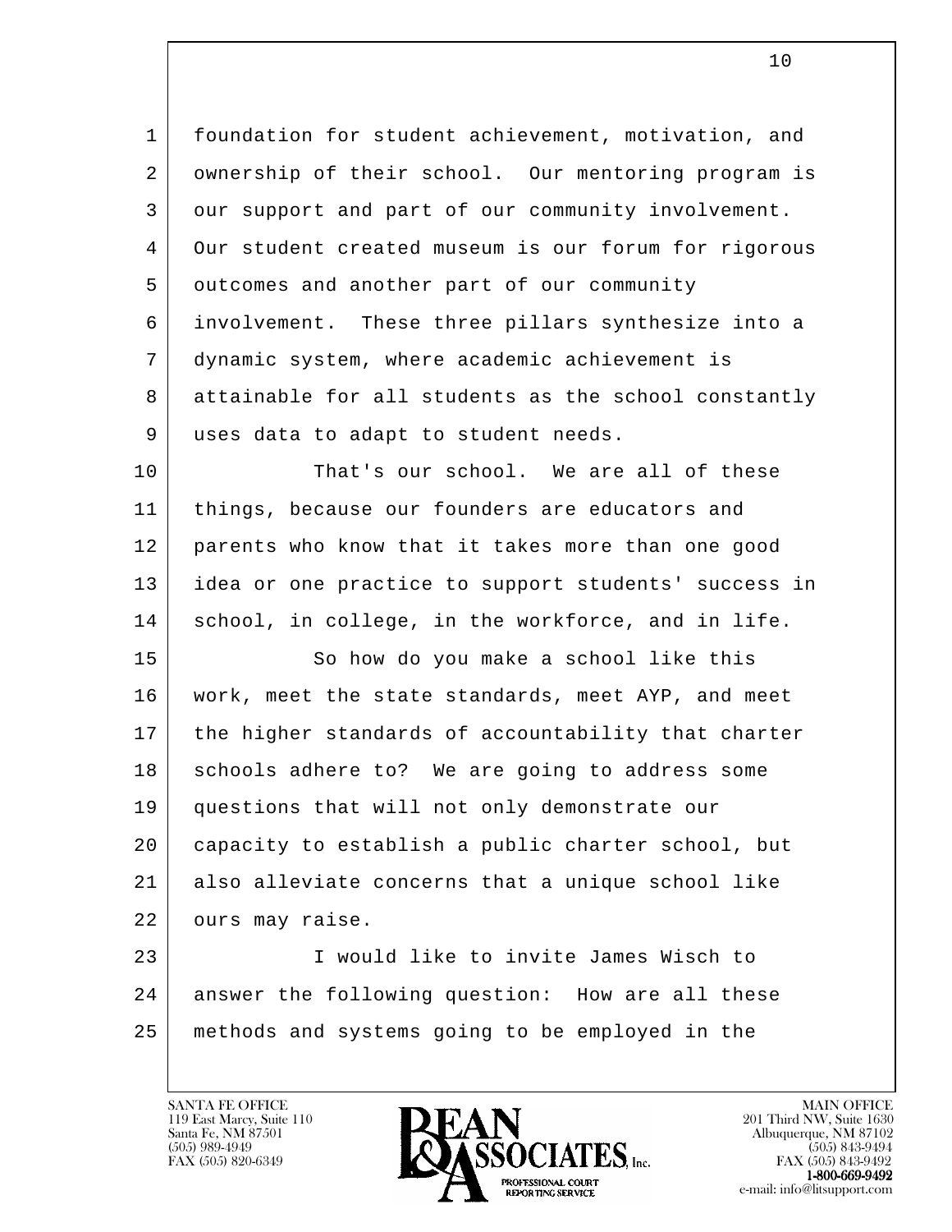foundation for student achievement, motivation, and ownership of their school. Our mentoring program is our support and part of our community involvement. Our student created museum is our forum for rigorous outcomes and another part of our community involvement. These three pillars synthesize into a dynamic system, where academic achievement is attainable for all students as the school constantly uses data to adapt to student needs.

That's our school. We are all of these things, because our founders are educators and parents who know that it takes more than one good idea or one practice to support students' success in school, in college, in the workforce, and in life.

So how do you make a school like this work, meet the state standards, meet AYP, and meet the higher standards of accountability that charter schools adhere to? We are going to address some questions that will not only demonstrate our capacity to establish a public charter school, but also alleviate concerns that a unique school like ours may raise.

I would like to invite James Wisch to answer the following question: How are all these methods and systems going to be employed in the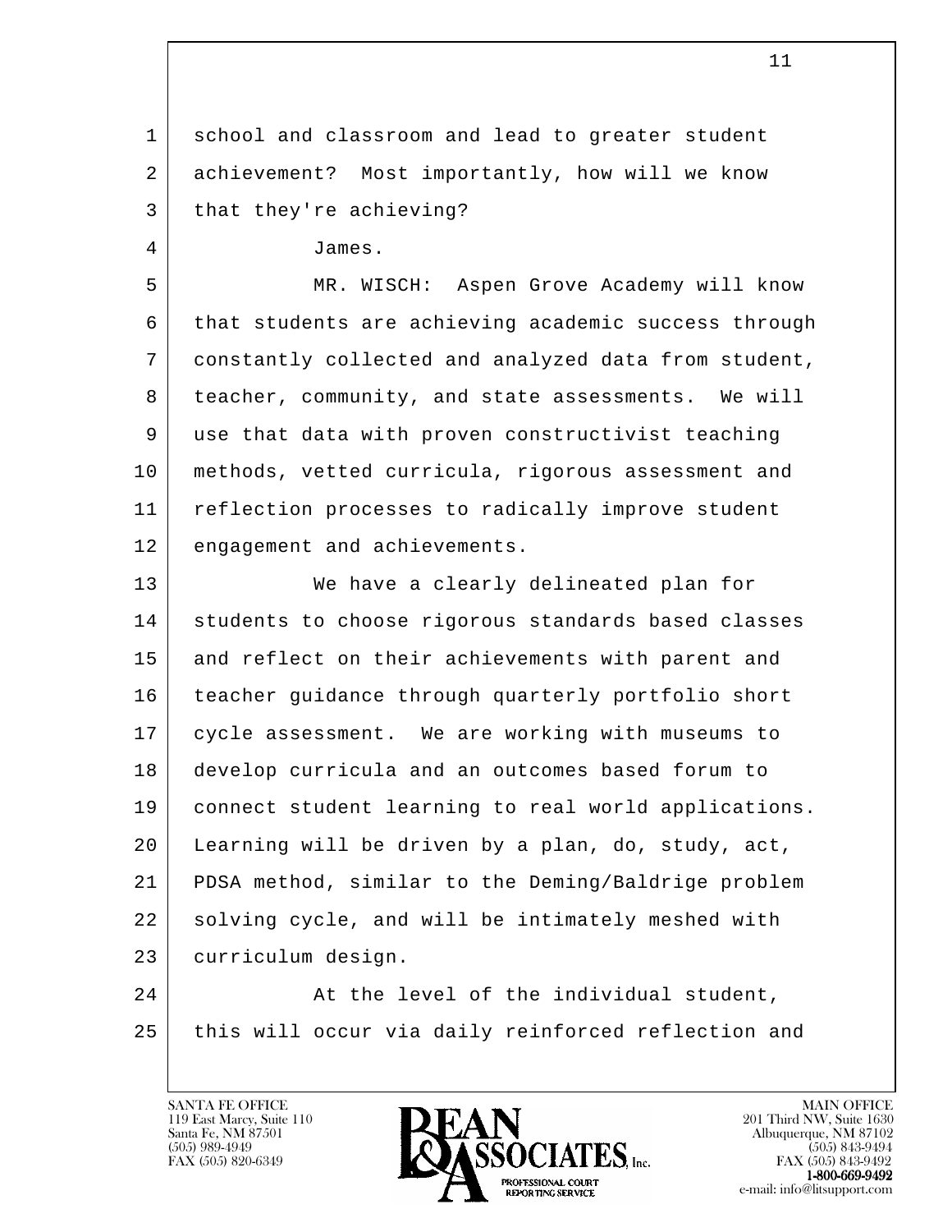school and classroom and lead to greater student achievement? Most importantly, how will we know that they're achieving?

James.

MR. WISCH: Aspen Grove Academy will know that students are achieving academic success through constantly collected and analyzed data from student, teacher, community, and state assessments. We will use that data with proven constructivist teaching methods, vetted curricula, rigorous assessment and reflection processes to radically improve student engagement and achievements.

We have a clearly delineated plan for students to choose rigorous standards based classes and reflect on their achievements with parent and teacher guidance through quarterly portfolio short cycle assessment. We are working with museums to develop curricula and an outcomes based forum to connect student learning to real world applications. Learning will be driven by a plan, do, study, act, PDSA method, similar to the Deming/Baldrige problem solving cycle, and will be intimately meshed with curriculum design.

At the level of the individual student, this will occur via daily reinforced reflection and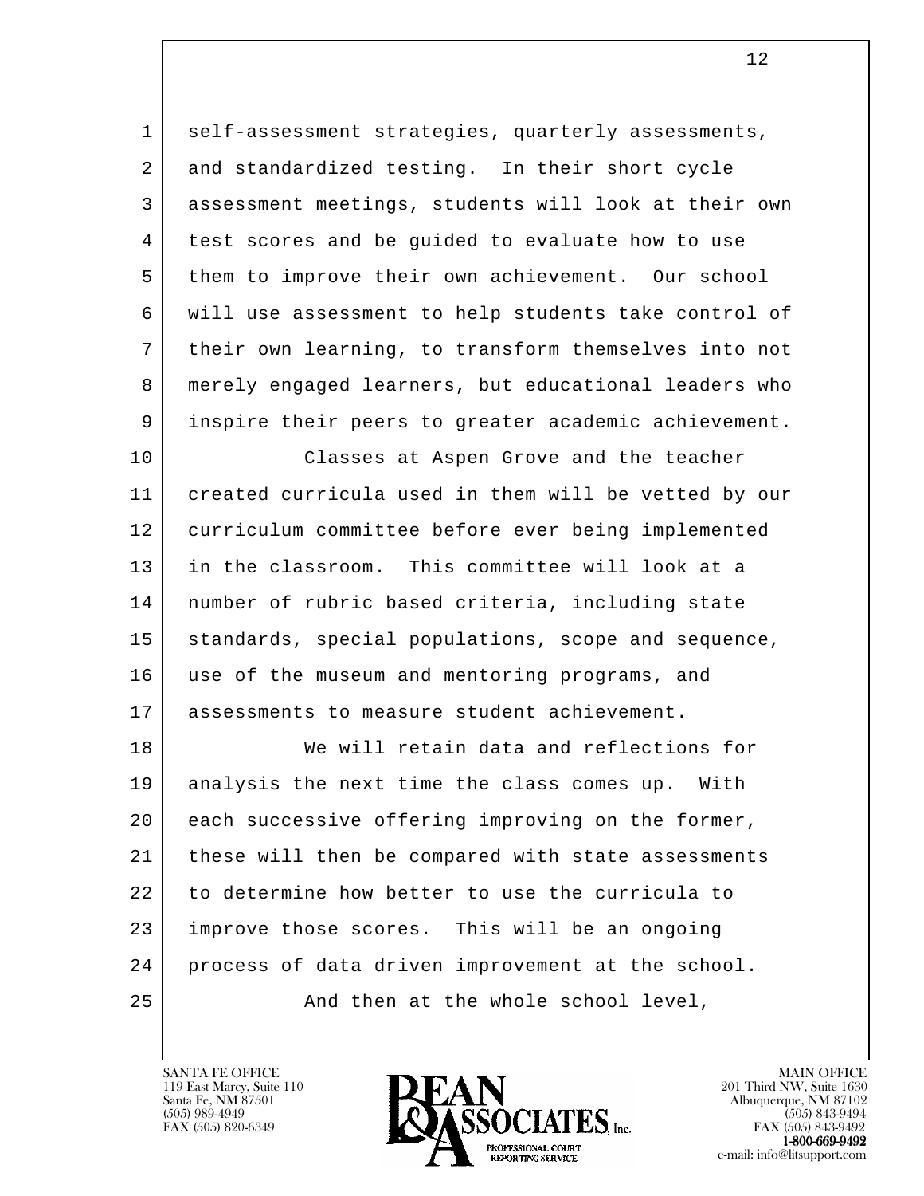self-assessment strategies, quarterly assessments, and standardized testing. In their short cycle assessment meetings, students will look at their own test scores and be guided to evaluate how to use them to improve their own achievement. Our school will use assessment to help students take control of their own learning, to transform themselves into not merely engaged learners, but educational leaders who inspire their peers to greater academic achievement.

Classes at Aspen Grove and the teacher created curricula used in them will be vetted by our curriculum committee before ever being implemented in the classroom. This committee will look at a number of rubric based criteria, including state standards, special populations, scope and sequence, use of the museum and mentoring programs, and assessments to measure student achievement.

We will retain data and reflections for analysis the next time the class comes up. With each successive offering improving on the former, these will then be compared with state assessments to determine how better to use the curricula to improve those scores. This will be an ongoing process of data driven improvement at the school.

And then at the whole school level,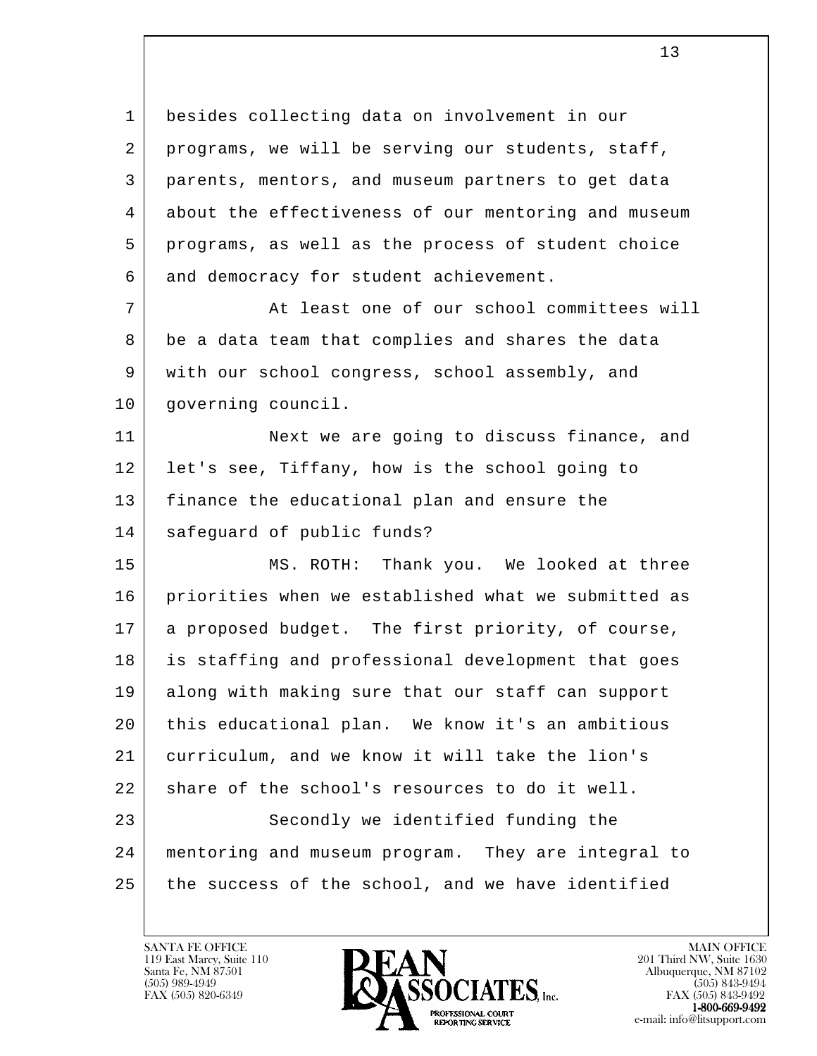besides collecting data on involvement in our programs, we will be serving our students, staff, parents, mentors, and museum partners to get data about the effectiveness of our mentoring and museum programs, as well as the process of student choice and democracy for student achievement.

At least one of our school committees will be a data team that complies and shares the data with our school congress, school assembly, and governing council.

Next we are going to discuss finance, and let's see, Tiffany, how is the school going to finance the educational plan and ensure the safeguard of public funds?

MS. ROTH: Thank you. We looked at three priorities when we established what we submitted as a proposed budget. The first priority, of course, is staffing and professional development that goes along with making sure that our staff can support this educational plan. We know it's an ambitious curriculum, and we know it will take the lion's share of the school's resources to do it well.

Secondly we identified funding the mentoring and museum program. They are integral to the success of the school, and we have identified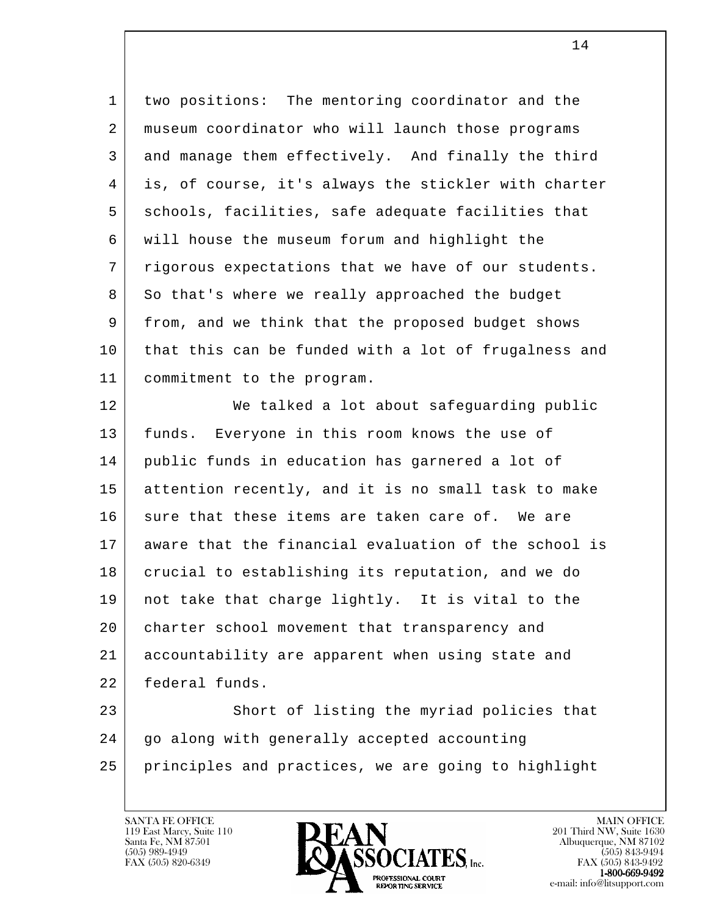two positions: The mentoring coordinator and the museum coordinator who will launch those programs and manage them effectively. And finally the third is, of course, it's always the stickler with charter schools, facilities, safe adequate facilities that will house the museum forum and highlight the rigorous expectations that we have of our students. So that's where we really approached the budget from, and we think that the proposed budget shows that this can be funded with a lot of frugalness and commitment to the program.

We talked a lot about safeguarding public funds. Everyone in this room knows the use of public funds in education has garnered a lot of attention recently, and it is no small task to make sure that these items are taken care of. We are aware that the financial evaluation of the school is crucial to establishing its reputation, and we do not take that charge lightly. It is vital to the charter school movement that transparency and accountability are apparent when using state and federal funds.

Short of listing the myriad policies that go along with generally accepted accounting principles and practices, we are going to highlight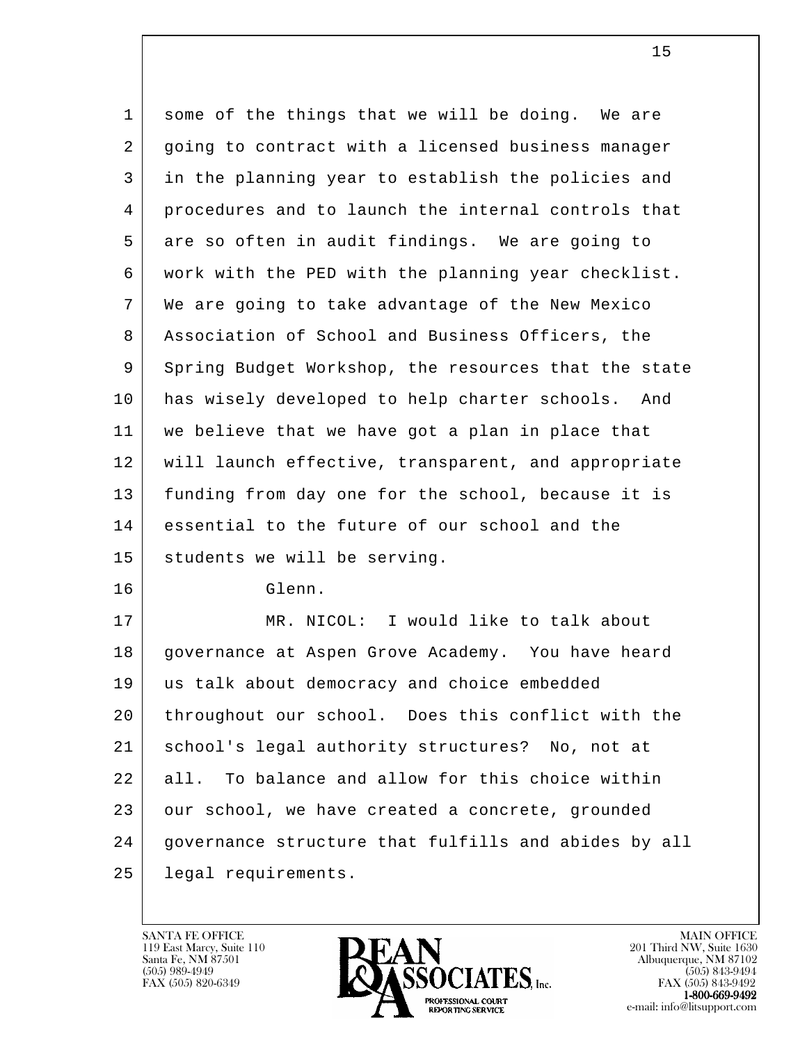some of the things that we will be doing. We are going to contract with a licensed business manager in the planning year to establish the policies and procedures and to launch the internal controls that are so often in audit findings. We are going to work with the PED with the planning year checklist. We are going to take advantage of the New Mexico Association of School and Business Officers, the Spring Budget Workshop, the resources that the state has wisely developed to help charter schools. And we believe that we have got a plan in place that will launch effective, transparent, and appropriate funding from day one for the school, because it is essential to the future of our school and the students we will be serving.

Glenn.

MR. NICOL: I would like to talk about governance at Aspen Grove Academy. You have heard us talk about democracy and choice embedded throughout our school. Does this conflict with the school's legal authority structures? No, not at all. To balance and allow for this choice within our school, we have created a concrete, grounded governance structure that fulfills and abides by all legal requirements.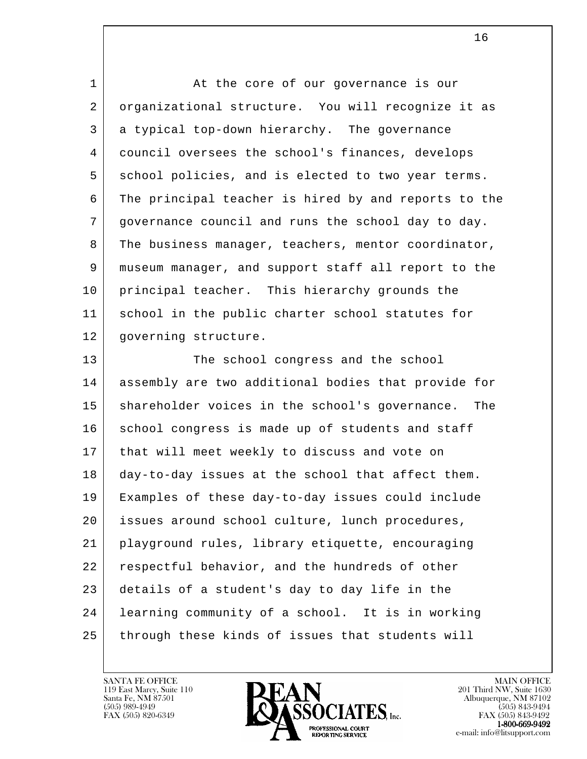At the core of our governance is our organizational structure. You will recognize it as a typical top-down hierarchy. The governance council oversees the school's finances, develops school policies, and is elected to two year terms. The principal teacher is hired by and reports to the governance council and runs the school day to day. The business manager, teachers, mentor coordinator, museum manager, and support staff all report to the principal teacher. This hierarchy grounds the school in the public charter school statutes for governing structure.

The school congress and the school assembly are two additional bodies that provide for shareholder voices in the school's governance. The school congress is made up of students and staff that will meet weekly to discuss and vote on day-to-day issues at the school that affect them. Examples of these day-to-day issues could include issues around school culture, lunch procedures, playground rules, library etiquette, encouraging respectful behavior, and the hundreds of other details of a student's day to day life in the learning community of a school. It is in working through these kinds of issues that students will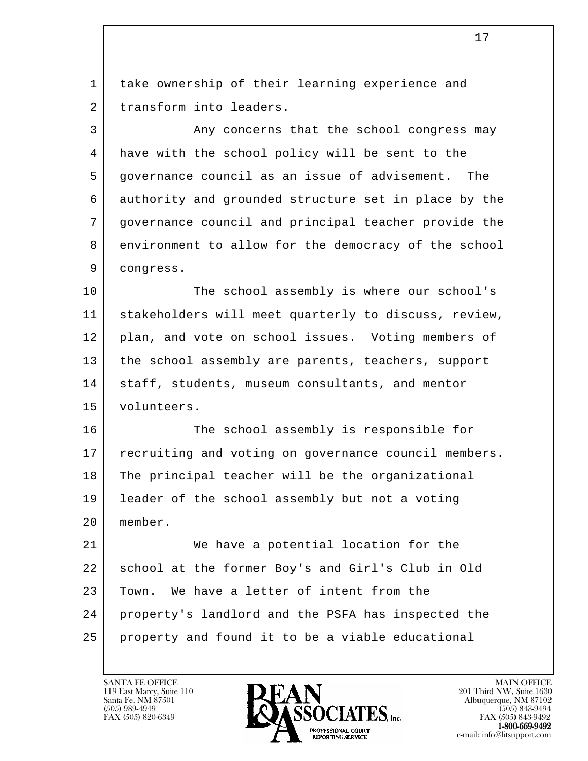take ownership of their learning experience and transform into leaders.

Any concerns that the school congress may have with the school policy will be sent to the governance council as an issue of advisement. The authority and grounded structure set in place by the governance council and principal teacher provide the environment to allow for the democracy of the school congress.

The school assembly is where our school's stakeholders will meet quarterly to discuss, review, plan, and vote on school issues. Voting members of the school assembly are parents, teachers, support staff, students, museum consultants, and mentor volunteers.

The school assembly is responsible for recruiting and voting on governance council members. The principal teacher will be the organizational leader of the school assembly but not a voting member.

We have a potential location for the school at the former Boy's and Girl's Club in Old Town. We have a letter of intent from the property's landlord and the PSFA has inspected the property and found it to be a viable educational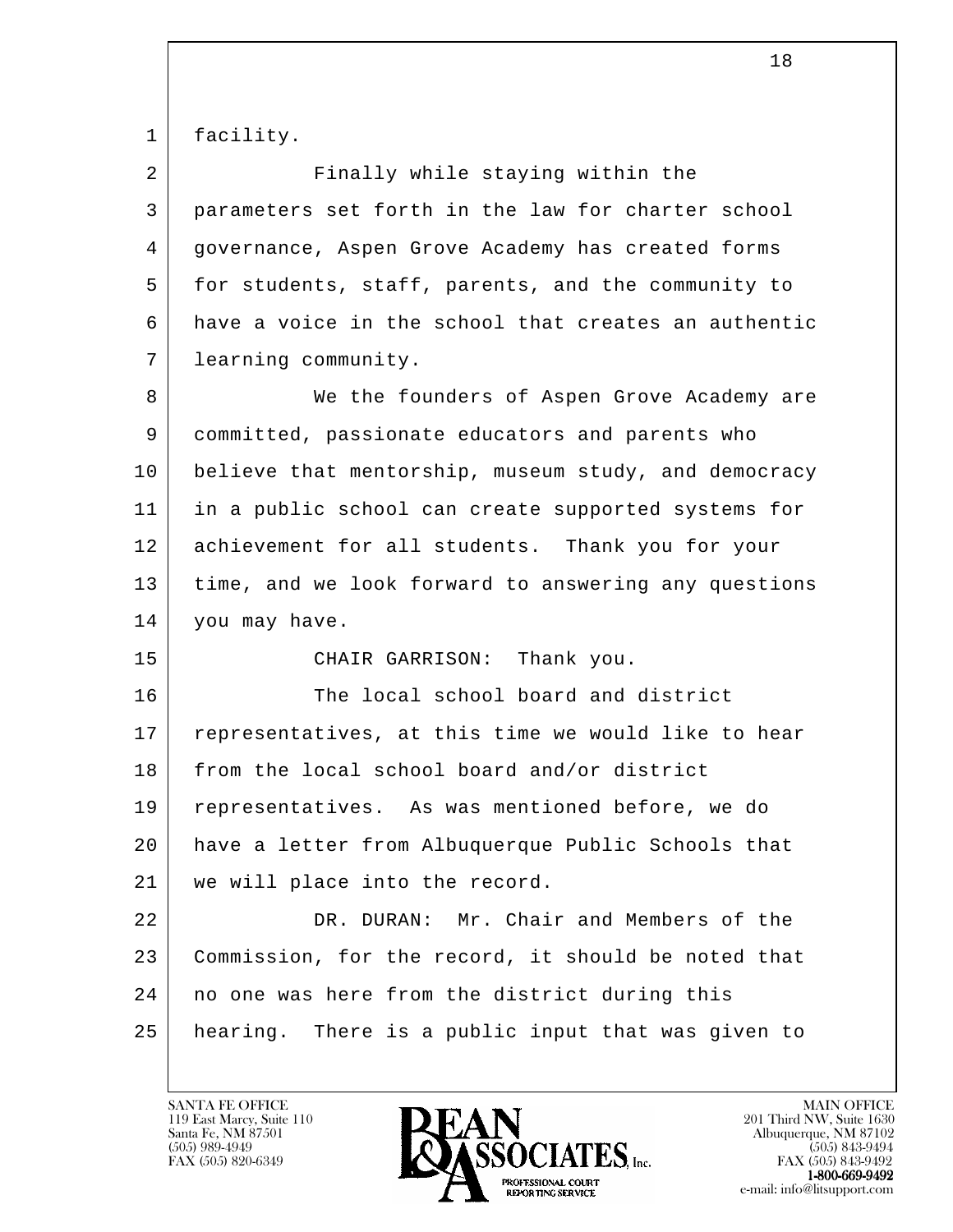facility.

Finally while staying within the parameters set forth in the law for charter school governance, Aspen Grove Academy has created forms for students, staff, parents, and the community to have a voice in the school that creates an authentic learning community.

We the founders of Aspen Grove Academy are committed, passionate educators and parents who believe that mentorship, museum study, and democracy in a public school can create supported systems for achievement for all students. Thank you for your time, and we look forward to answering any questions you may have.

CHAIR GARRISON: Thank you.

The local school board and district representatives, at this time we would like to hear from the local school board and/or district representatives. As was mentioned before, we do have a letter from Albuquerque Public Schools that we will place into the record.

DR. DURAN: Mr. Chair and Members of the Commission, for the record, it should be noted that no one was here from the district during this hearing. There is a public input that was given to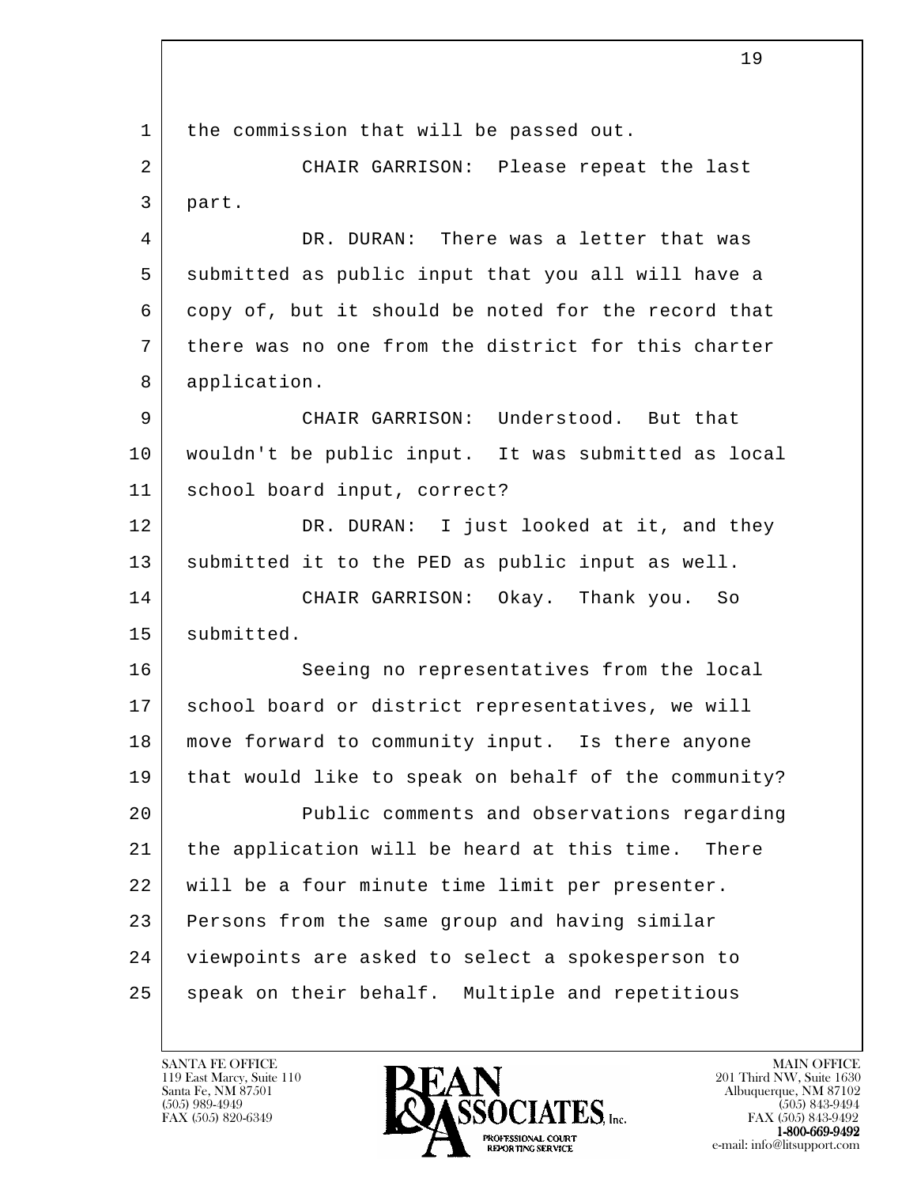the commission that will be passed out.

CHAIR GARRISON: Please repeat the last part.

DR. DURAN: There was a letter that was submitted as public input that you all will have a copy of, but it should be noted for the record that there was no one from the district for this charter application.

CHAIR GARRISON: Understood. But that wouldn't be public input. It was submitted as local school board input, correct?

DR. DURAN: I just looked at it, and they submitted it to the PED as public input as well.

CHAIR GARRISON: Okay. Thank you. So submitted.

Seeing no representatives from the local school board or district representatives, we will move forward to community input. Is there anyone that would like to speak on behalf of the community?

Public comments and observations regarding the application will be heard at this time. There will be a four minute time limit per presenter. Persons from the same group and having similar viewpoints are asked to select a spokesperson to speak on their behalf. Multiple and repetitious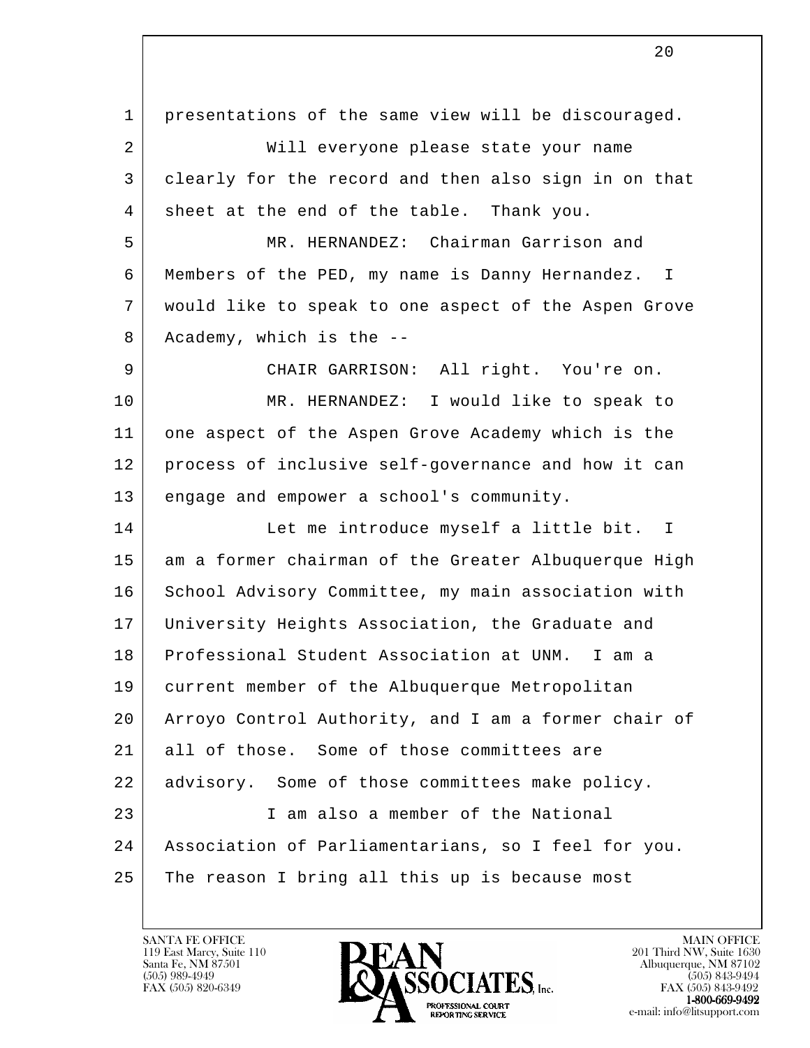presentations of the same view will be discouraged.

Will everyone please state your name clearly for the record and then also sign in on that sheet at the end of the table. Thank you.

MR. HERNANDEZ: Chairman Garrison and Members of the PED, my name is Danny Hernandez. I would like to speak to one aspect of the Aspen Grove Academy, which is the --

CHAIR GARRISON: All right. You're on.

MR. HERNANDEZ: I would like to speak to one aspect of the Aspen Grove Academy which is the process of inclusive self-governance and how it can engage and empower a school's community.

Let me introduce myself a little bit. I am a former chairman of the Greater Albuquerque High School Advisory Committee, my main association with University Heights Association, the Graduate and Professional Student Association at UNM. I am a current member of the Albuquerque Metropolitan Arroyo Control Authority, and I am a former chair of all of those. Some of those committees are advisory. Some of those committees make policy.

I am also a member of the National Association of Parliamentarians, so I feel for you. The reason I bring all this up is because most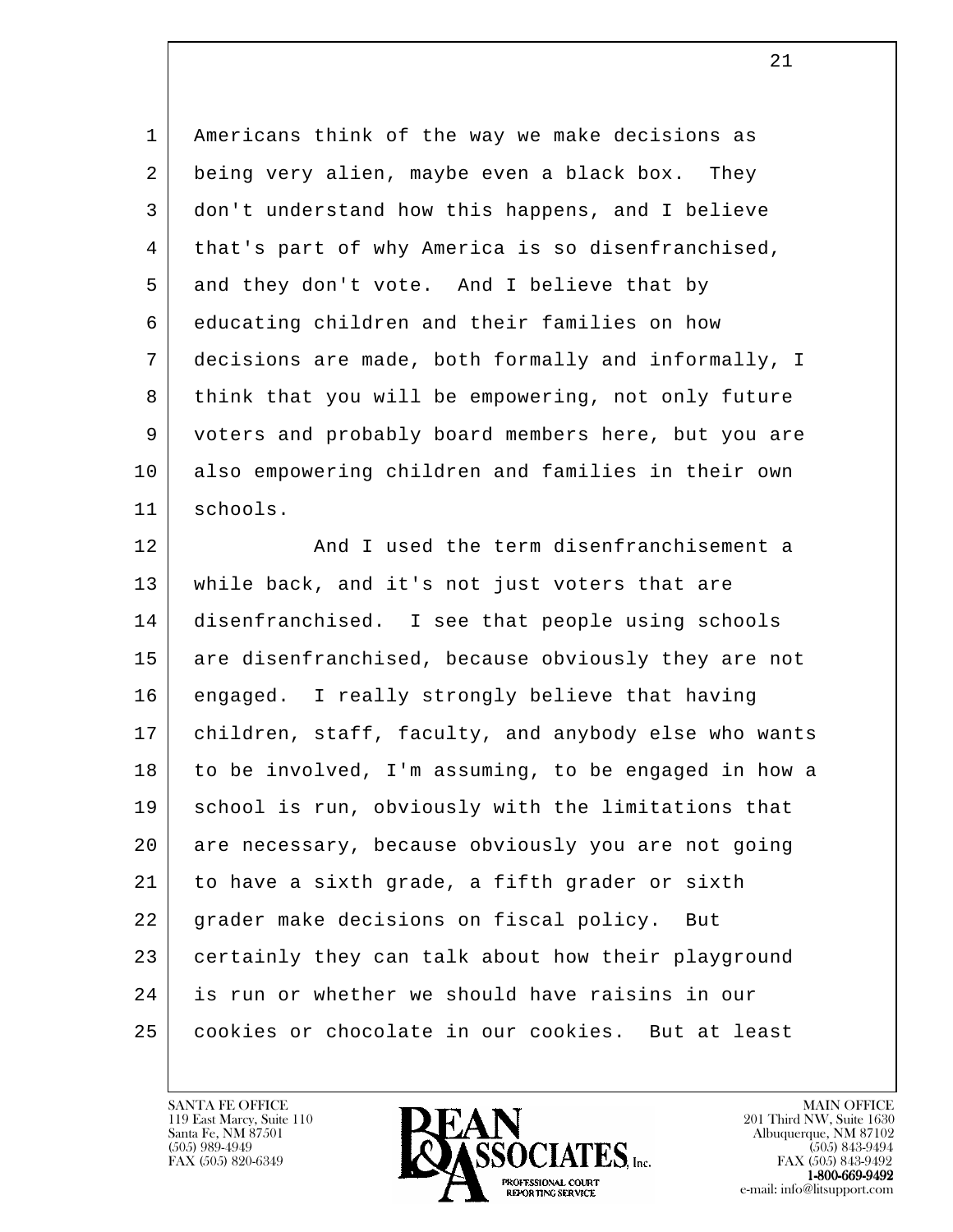Americans think of the way we make decisions as being very alien, maybe even a black box. They don't understand how this happens, and I believe that's part of why America is so disenfranchised, and they don't vote. And I believe that by educating children and their families on how decisions are made, both formally and informally, I think that you will be empowering, not only future voters and probably board members here, but you are also empowering children and families in their own schools.

And I used the term disenfranchisement a while back, and it's not just voters that are disenfranchised. I see that people using schools are disenfranchised, because obviously they are not engaged. I really strongly believe that having children, staff, faculty, and anybody else who wants to be involved, I'm assuming, to be engaged in how a school is run, obviously with the limitations that are necessary, because obviously you are not going to have a sixth grade, a fifth grader or sixth grader make decisions on fiscal policy. But certainly they can talk about how their playground is run or whether we should have raisins in our cookies or chocolate in our cookies. But at least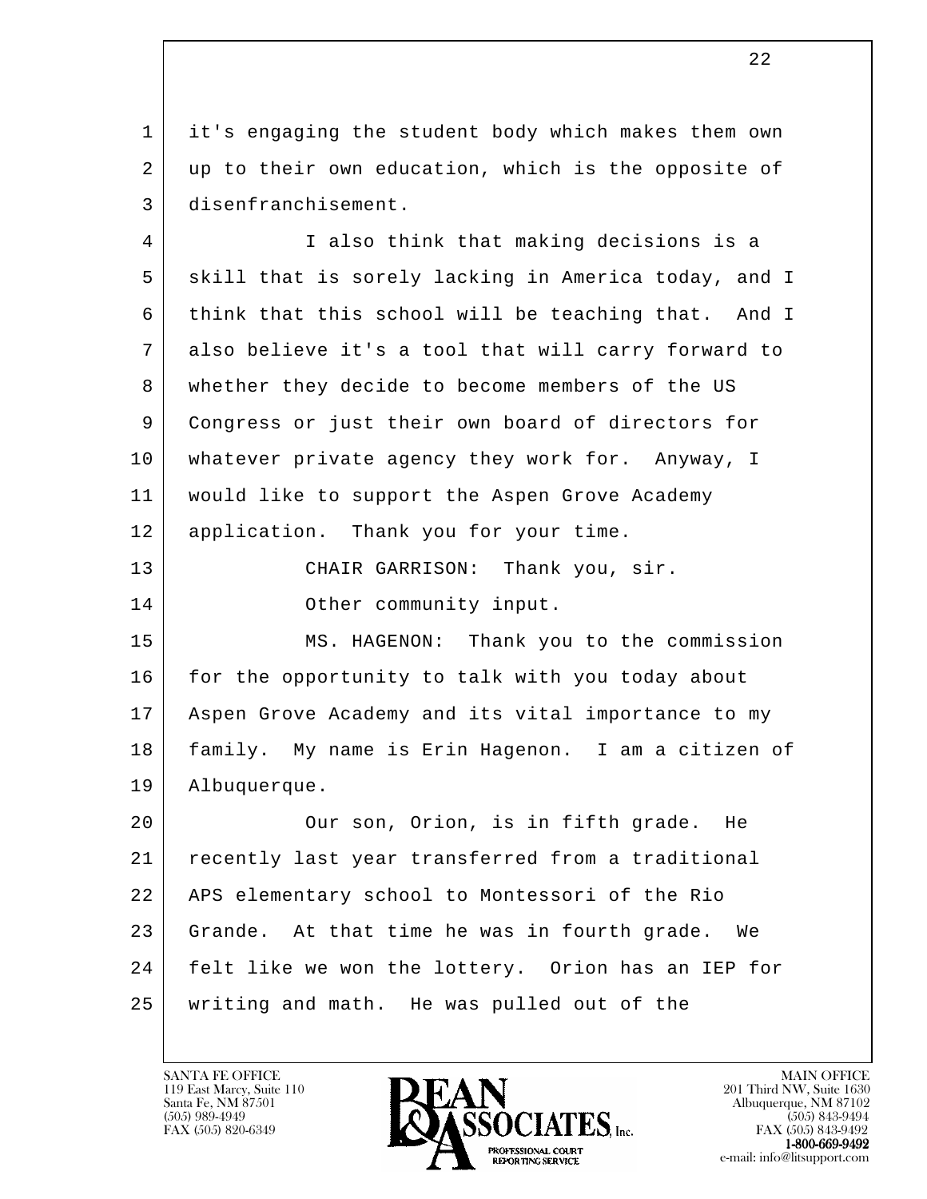it's engaging the student body which makes them own up to their own education, which is the opposite of disenfranchisement.

I also think that making decisions is a skill that is sorely lacking in America today, and I think that this school will be teaching that. And I also believe it's a tool that will carry forward to whether they decide to become members of the US Congress or just their own board of directors for whatever private agency they work for. Anyway, I would like to support the Aspen Grove Academy application. Thank you for your time.

CHAIR GARRISON: Thank you, sir.

Other community input.

MS. HAGENON: Thank you to the commission for the opportunity to talk with you today about Aspen Grove Academy and its vital importance to my family. My name is Erin Hagenon. I am a citizen of Albuquerque.

Our son, Orion, is in fifth grade. He recently last year transferred from a traditional APS elementary school to Montessori of the Rio Grande. At that time he was in fourth grade. We felt like we won the lottery. Orion has an IEP for writing and math. He was pulled out of the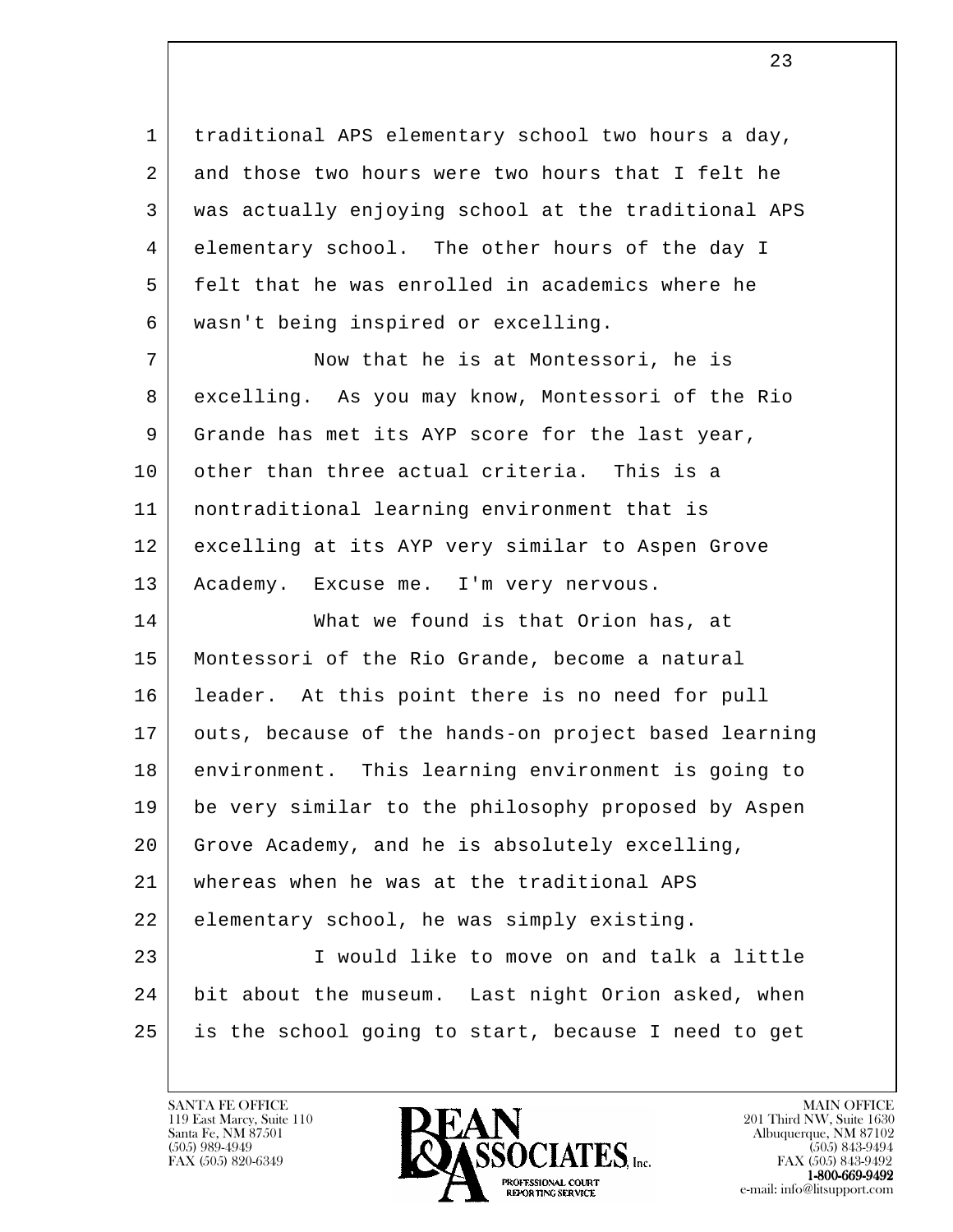traditional APS elementary school two hours a day, and those two hours were two hours that I felt he was actually enjoying school at the traditional APS elementary school. The other hours of the day I felt that he was enrolled in academics where he wasn't being inspired or excelling.

Now that he is at Montessori, he is excelling. As you may know, Montessori of the Rio Grande has met its AYP score for the last year, other than three actual criteria. This is a nontraditional learning environment that is excelling at its AYP very similar to Aspen Grove Academy. Excuse me. I'm very nervous.

What we found is that Orion has, at Montessori of the Rio Grande, become a natural leader. At this point there is no need for pull outs, because of the hands-on project based learning environment. This learning environment is going to be very similar to the philosophy proposed by Aspen Grove Academy, and he is absolutely excelling, whereas when he was at the traditional APS elementary school, he was simply existing.

I would like to move on and talk a little bit about the museum. Last night Orion asked, when is the school going to start, because I need to get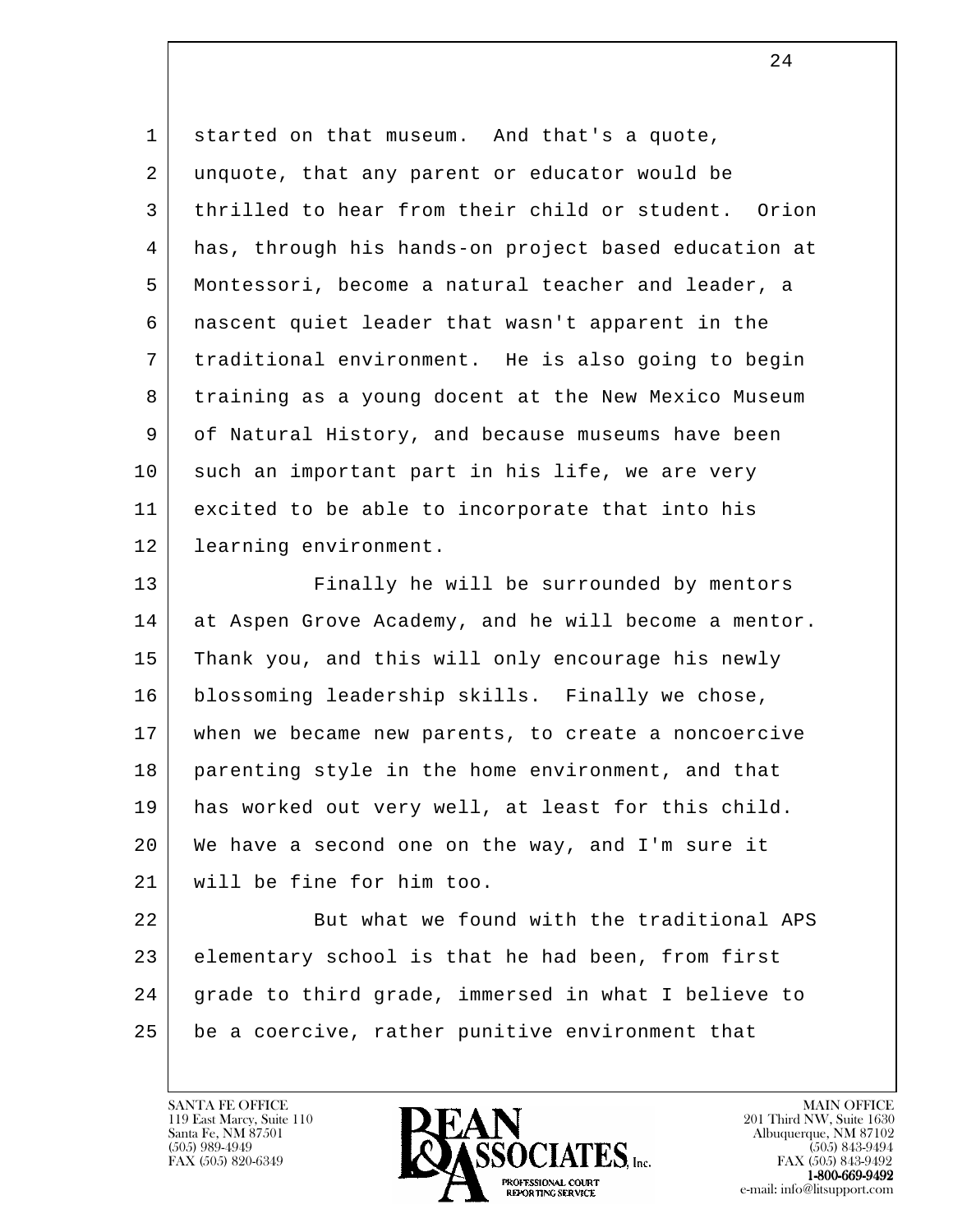started on that museum. And that's a quote, unquote, that any parent or educator would be thrilled to hear from their child or student. Orion has, through his hands-on project based education at Montessori, become a natural teacher and leader, a nascent quiet leader that wasn't apparent in the traditional environment. He is also going to begin training as a young docent at the New Mexico Museum of Natural History, and because museums have been such an important part in his life, we are very excited to be able to incorporate that into his learning environment.

Finally he will be surrounded by mentors at Aspen Grove Academy, and he will become a mentor. Thank you, and this will only encourage his newly blossoming leadership skills. Finally we chose, when we became new parents, to create a noncoercive parenting style in the home environment, and that has worked out very well, at least for this child. We have a second one on the way, and I'm sure it will be fine for him too.

But what we found with the traditional APS elementary school is that he had been, from first grade to third grade, immersed in what I believe to be a coercive, rather punitive environment that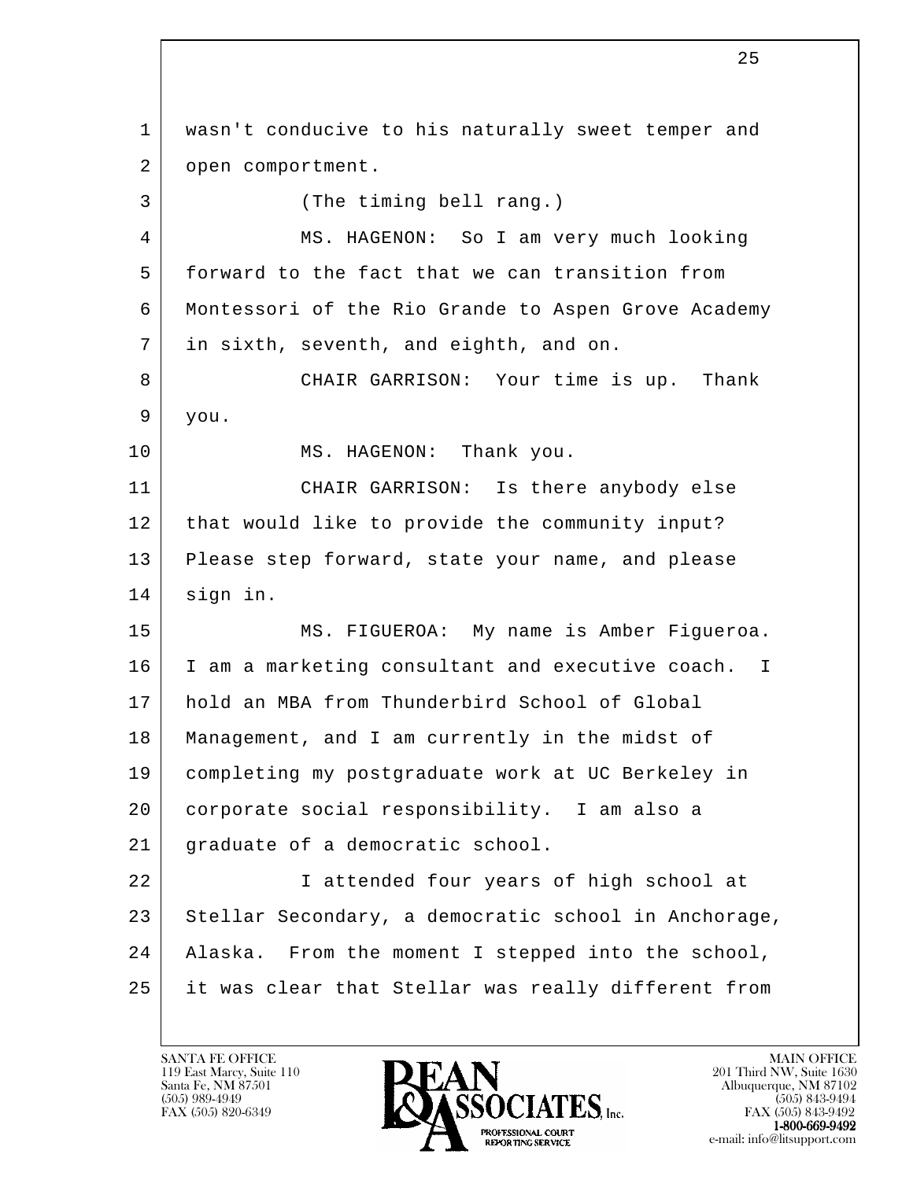wasn't conducive to his naturally sweet temper and open comportment.

(The timing bell rang.)

MS. HAGENON: So I am very much looking forward to the fact that we can transition from Montessori of the Rio Grande to Aspen Grove Academy in sixth, seventh, and eighth, and on.

CHAIR GARRISON: Your time is up. Thank you.

MS. HAGENON: Thank you.

CHAIR GARRISON: Is there anybody else that would like to provide the community input? Please step forward, state your name, and please sign in.

MS. FIGUEROA: My name is Amber Figueroa. I am a marketing consultant and executive coach. I hold an MBA from Thunderbird School of Global Management, and I am currently in the midst of completing my postgraduate work at UC Berkeley in corporate social responsibility. I am also a graduate of a democratic school.

I attended four years of high school at Stellar Secondary, a democratic school in Anchorage, Alaska. From the moment I stepped into the school, it was clear that Stellar was really different from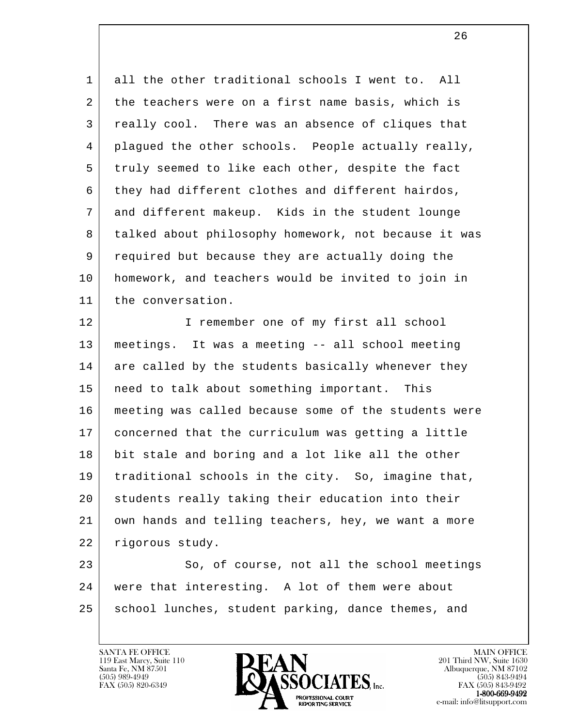all the other traditional schools I went to. All the teachers were on a first name basis, which is really cool. There was an absence of cliques that plagued the other schools. People actually really, truly seemed to like each other, despite the fact they had different clothes and different hairdos, and different makeup. Kids in the student lounge talked about philosophy homework, not because it was required but because they are actually doing the homework, and teachers would be invited to join in the conversation.

I remember one of my first all school meetings. It was a meeting -- all school meeting are called by the students basically whenever they need to talk about something important. This meeting was called because some of the students were concerned that the curriculum was getting a little bit stale and boring and a lot like all the other traditional schools in the city. So, imagine that, students really taking their education into their own hands and telling teachers, hey, we want a more rigorous study.

So, of course, not all the school meetings were that interesting. A lot of them were about school lunches, student parking, dance themes, and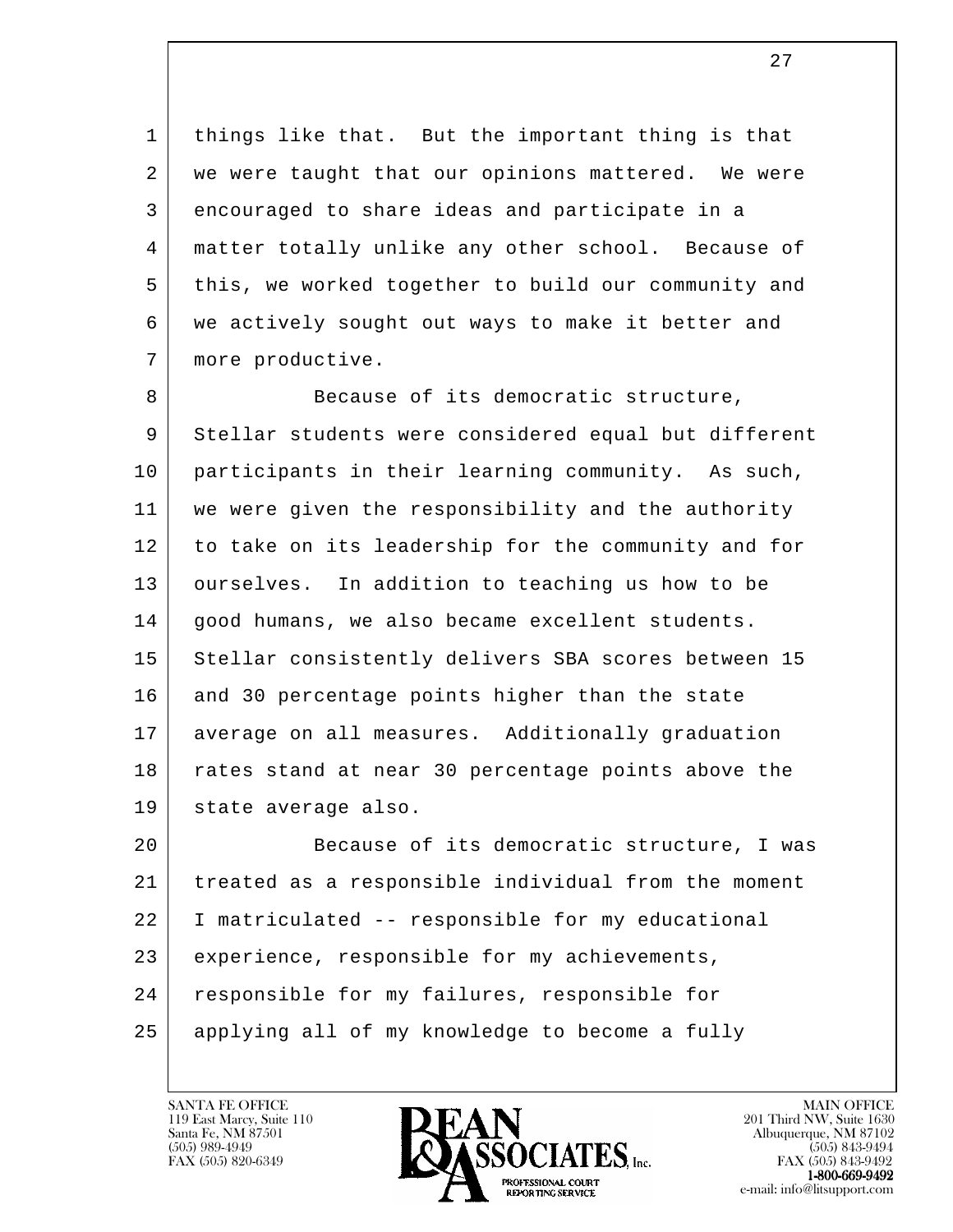things like that. But the important thing is that we were taught that our opinions mattered. We were encouraged to share ideas and participate in a matter totally unlike any other school. Because of this, we worked together to build our community and we actively sought out ways to make it better and more productive.

Because of its democratic structure, Stellar students were considered equal but different participants in their learning community. As such, we were given the responsibility and the authority to take on its leadership for the community and for ourselves. In addition to teaching us how to be good humans, we also became excellent students. Stellar consistently delivers SBA scores between 15 and 30 percentage points higher than the state average on all measures. Additionally graduation rates stand at near 30 percentage points above the state average also.

Because of its democratic structure, I was treated as a responsible individual from the moment I matriculated -- responsible for my educational experience, responsible for my achievements, responsible for my failures, responsible for applying all of my knowledge to become a fully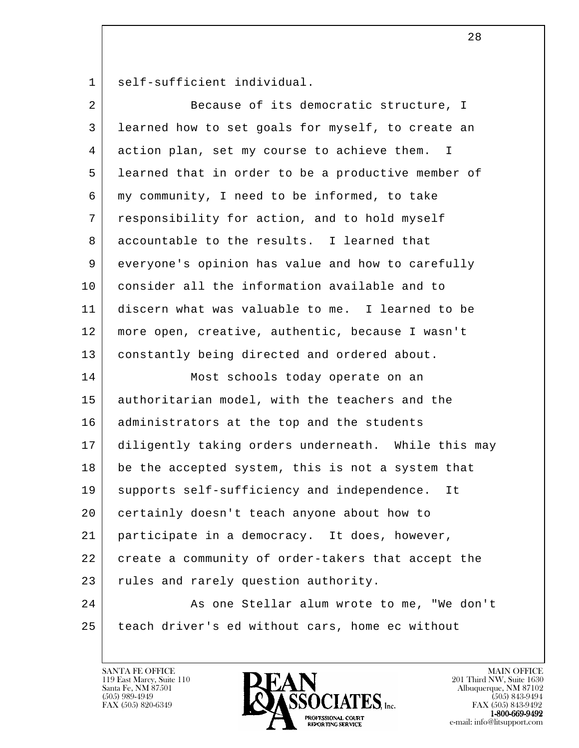self-sufficient individual.

Because of its democratic structure, I learned how to set goals for myself, to create an action plan, set my course to achieve them. I learned that in order to be a productive member of my community, I need to be informed, to take responsibility for action, and to hold myself accountable to the results. I learned that everyone's opinion has value and how to carefully consider all the information available and to discern what was valuable to me. I learned to be more open, creative, authentic, because I wasn't constantly being directed and ordered about.

Most schools today operate on an authoritarian model, with the teachers and the administrators at the top and the students diligently taking orders underneath. While this may be the accepted system, this is not a system that supports self-sufficiency and independence. It certainly doesn't teach anyone about how to participate in a democracy. It does, however, create a community of order-takers that accept the rules and rarely question authority.

As one Stellar alum wrote to me, "We don't teach driver's ed without cars, home ec without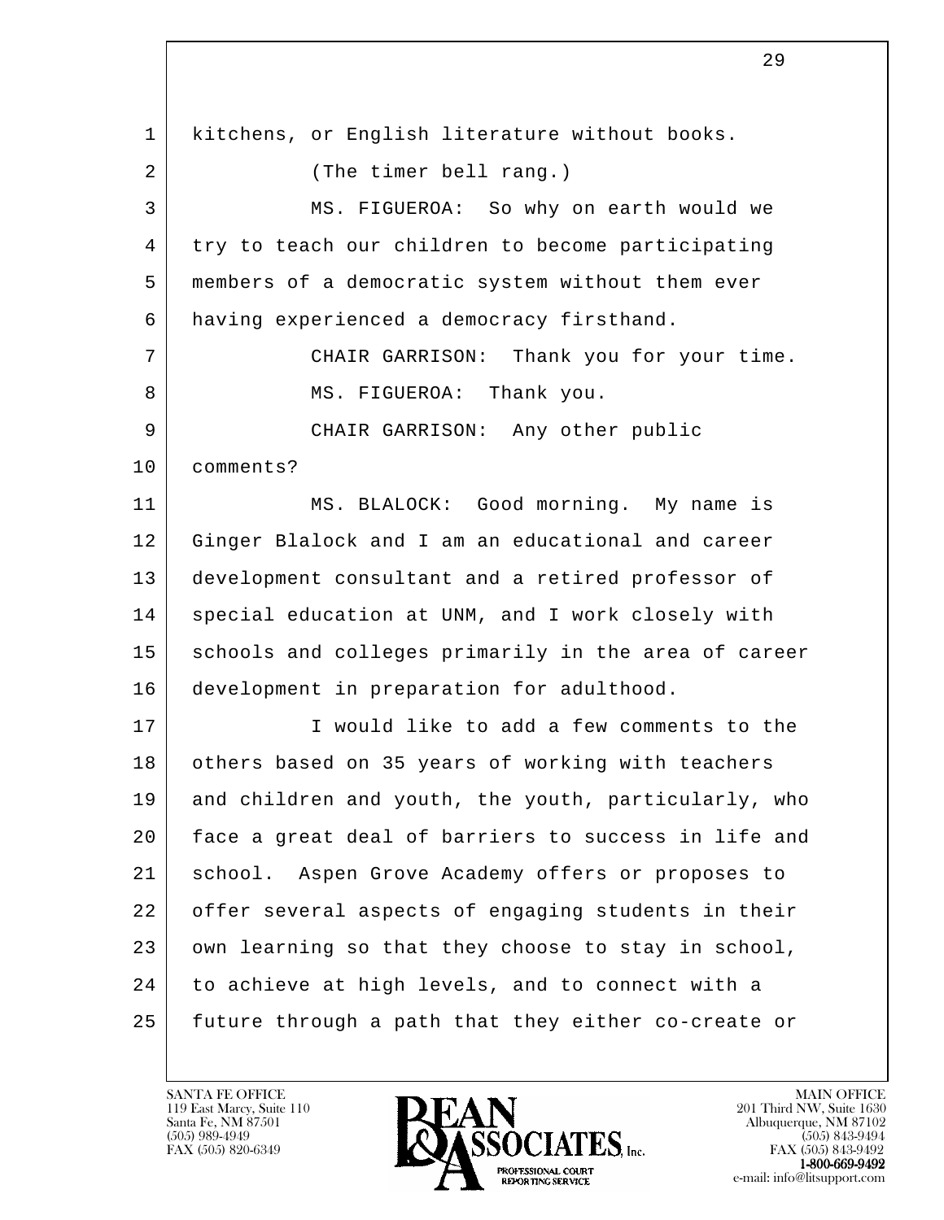kitchens, or English literature without books.

(The timer bell rang.)

MS. FIGUEROA: So why on earth would we try to teach our children to become participating members of a democratic system without them ever having experienced a democracy firsthand.

CHAIR GARRISON: Thank you for your time.

MS. FIGUEROA: Thank you.

CHAIR GARRISON: Any other public comments?

MS. BLALOCK: Good morning. My name is Ginger Blalock and I am an educational and career development consultant and a retired professor of special education at UNM, and I work closely with schools and colleges primarily in the area of career development in preparation for adulthood.

I would like to add a few comments to the others based on 35 years of working with teachers and children and youth, the youth, particularly, who face a great deal of barriers to success in life and school. Aspen Grove Academy offers or proposes to offer several aspects of engaging students in their own learning so that they choose to stay in school, to achieve at high levels, and to connect with a future through a path that they either co-create or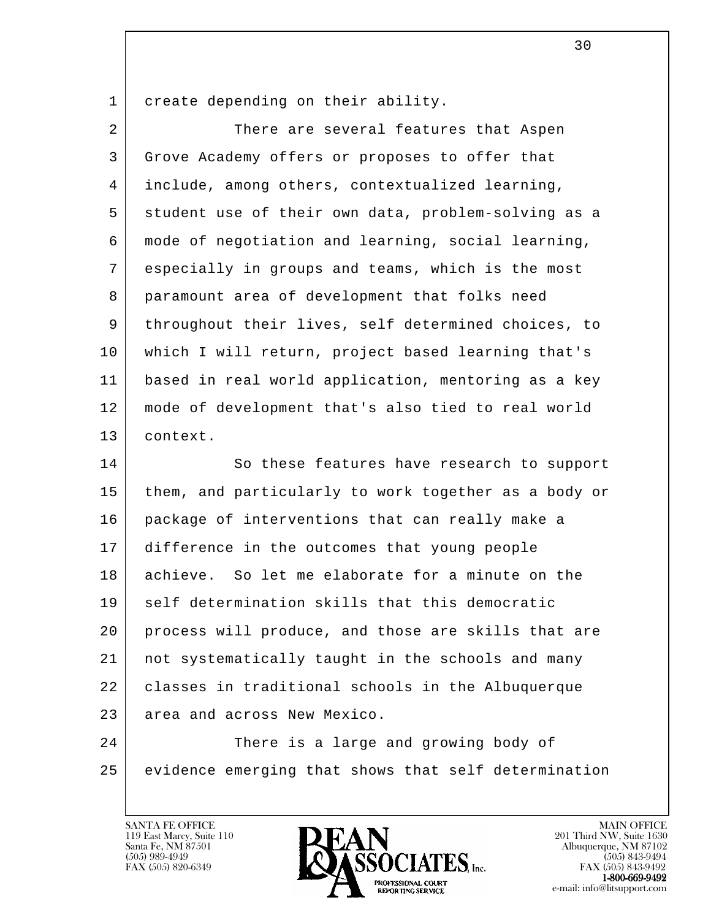create depending on their ability.

There are several features that Aspen Grove Academy offers or proposes to offer that include, among others, contextualized learning, student use of their own data, problem-solving as a mode of negotiation and learning, social learning, especially in groups and teams, which is the most paramount area of development that folks need throughout their lives, self determined choices, to which I will return, project based learning that's based in real world application, mentoring as a key mode of development that's also tied to real world context.

So these features have research to support them, and particularly to work together as a body or package of interventions that can really make a difference in the outcomes that young people achieve. So let me elaborate for a minute on the self determination skills that this democratic process will produce, and those are skills that are not systematically taught in the schools and many classes in traditional schools in the Albuquerque area and across New Mexico.

There is a large and growing body of evidence emerging that shows that self determination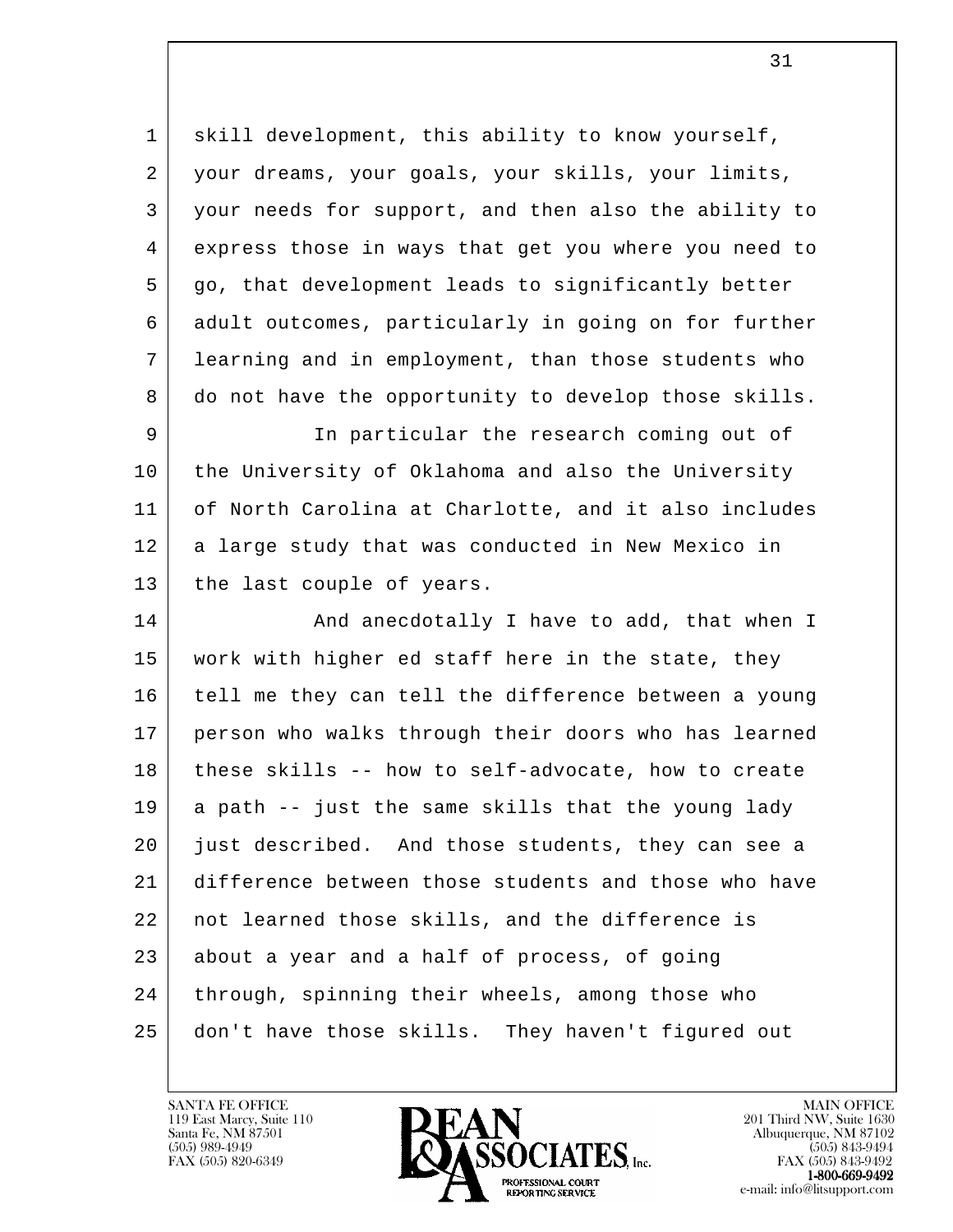skill development, this ability to know yourself, your dreams, your goals, your skills, your limits, your needs for support, and then also the ability to express those in ways that get you where you need to go, that development leads to significantly better adult outcomes, particularly in going on for further learning and in employment, than those students who do not have the opportunity to develop those skills.

In particular the research coming out of the University of Oklahoma and also the University of North Carolina at Charlotte, and it also includes a large study that was conducted in New Mexico in the last couple of years.

And anecdotally I have to add, that when I work with higher ed staff here in the state, they tell me they can tell the difference between a young person who walks through their doors who has learned these skills -- how to self-advocate, how to create a path -- just the same skills that the young lady just described. And those students, they can see a difference between those students and those who have not learned those skills, and the difference is about a year and a half of process, of going through, spinning their wheels, among those who don't have those skills. They haven't figured out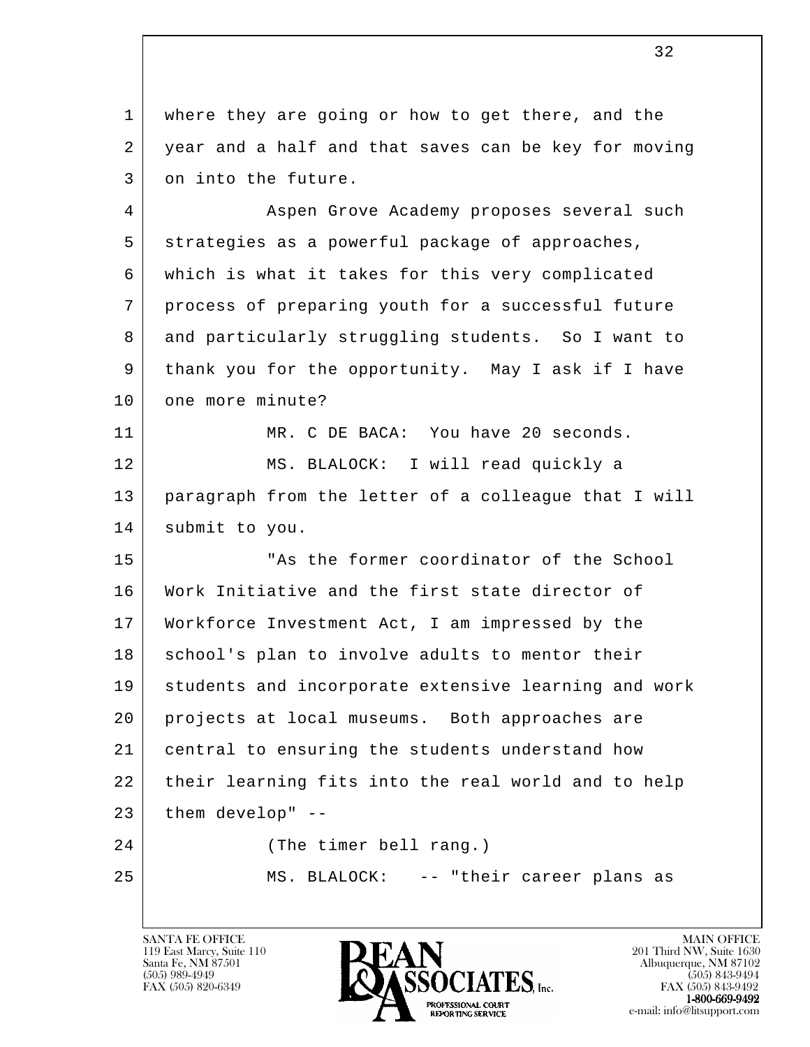where they are going or how to get there, and the year and a half and that saves can be key for moving on into the future.

Aspen Grove Academy proposes several such strategies as a powerful package of approaches, which is what it takes for this very complicated process of preparing youth for a successful future and particularly struggling students. So I want to thank you for the opportunity. May I ask if I have one more minute?

MR. C DE BACA: You have 20 seconds.

MS. BLALOCK: I will read quickly a paragraph from the letter of a colleague that I will submit to you.

"As the former coordinator of the School Work Initiative and the first state director of Workforce Investment Act, I am impressed by the school's plan to involve adults to mentor their students and incorporate extensive learning and work projects at local museums. Both approaches are central to ensuring the students understand how their learning fits into the real world and to help them develop" --

(The timer bell rang.)

MS. BLALOCK: -- "their career plans as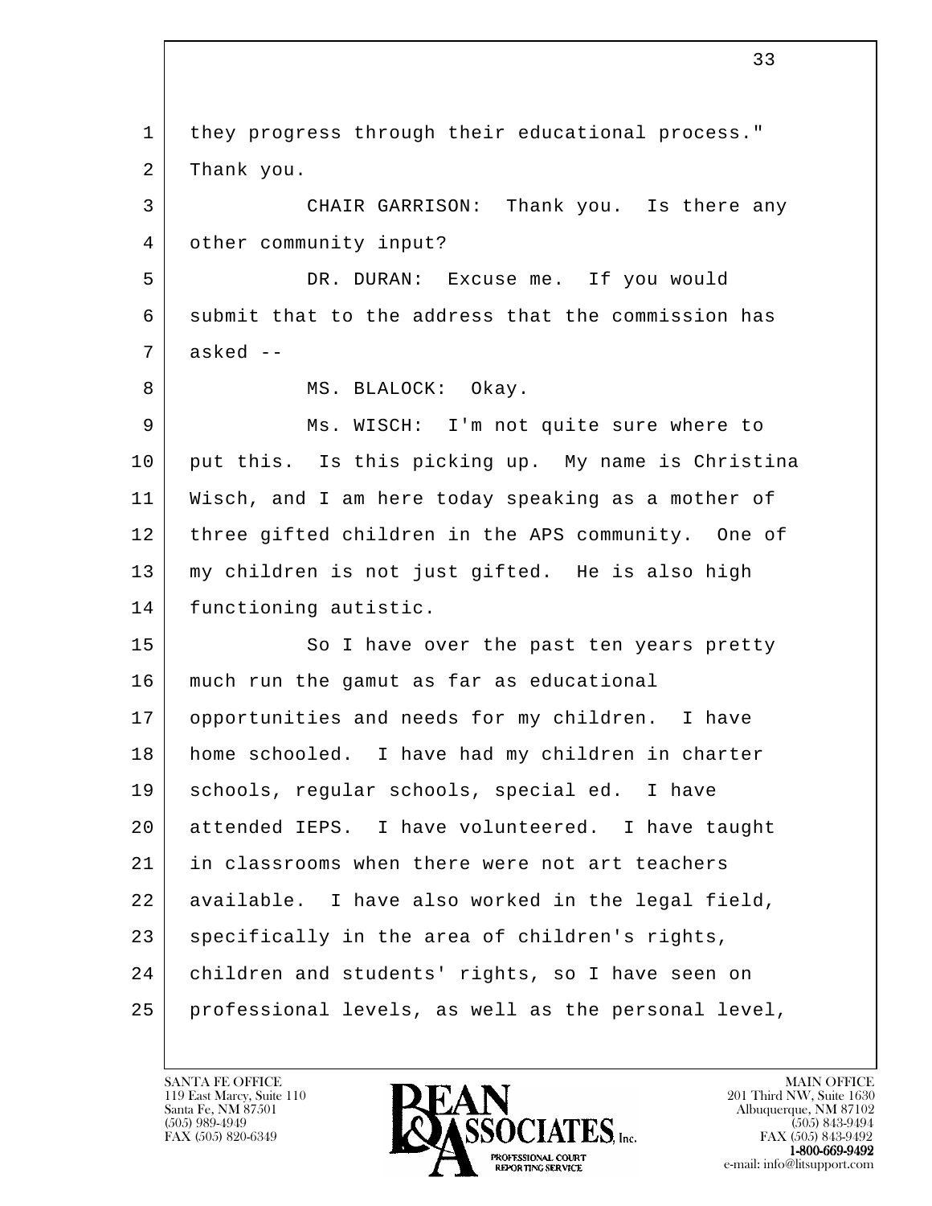they progress through their educational process."
Thank you.

CHAIR GARRISON: Thank you. Is there any other community input?

DR. DURAN: Excuse me. If you would submit that to the address that the commission has asked --

MS. BLALOCK: Okay.

Ms. WISCH: I'm not quite sure where to put this. Is this picking up. My name is Christina Wisch, and I am here today speaking as a mother of three gifted children in the APS community. One of my children is not just gifted. He is also high functioning autistic.

So I have over the past ten years pretty much run the gamut as far as educational opportunities and needs for my children. I have home schooled. I have had my children in charter schools, regular schools, special ed. I have attended IEPS. I have volunteered. I have taught in classrooms when there were not art teachers available. I have also worked in the legal field, specifically in the area of children's rights, children and students' rights, so I have seen on professional levels, as well as the personal level,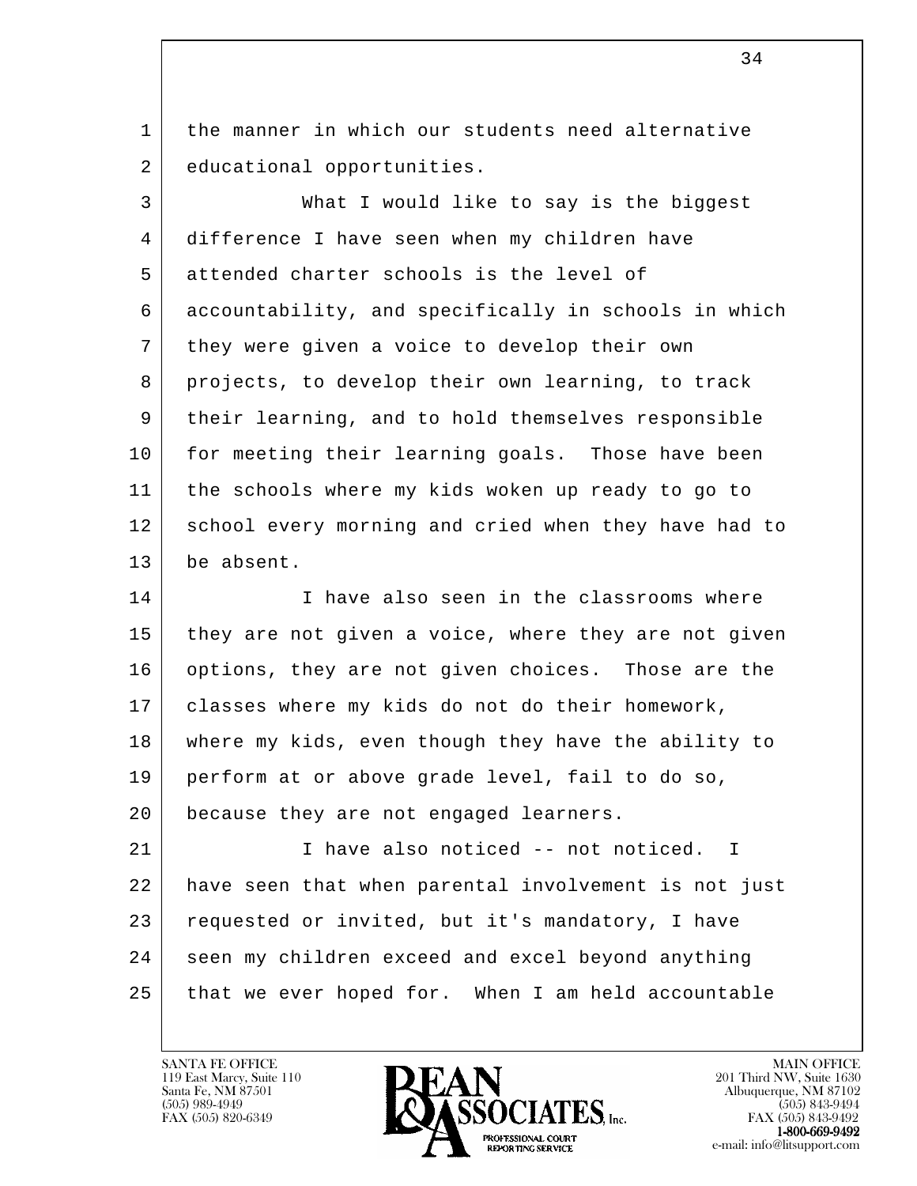the manner in which our students need alternative educational opportunities.

What I would like to say is the biggest difference I have seen when my children have attended charter schools is the level of accountability, and specifically in schools in which they were given a voice to develop their own projects, to develop their own learning, to track their learning, and to hold themselves responsible for meeting their learning goals. Those have been the schools where my kids woken up ready to go to school every morning and cried when they have had to be absent.

I have also seen in the classrooms where they are not given a voice, where they are not given options, they are not given choices. Those are the classes where my kids do not do their homework, where my kids, even though they have the ability to perform at or above grade level, fail to do so, because they are not engaged learners.

I have also noticed -- not noticed. I have seen that when parental involvement is not just requested or invited, but it's mandatory, I have seen my children exceed and excel beyond anything that we ever hoped for. When I am held accountable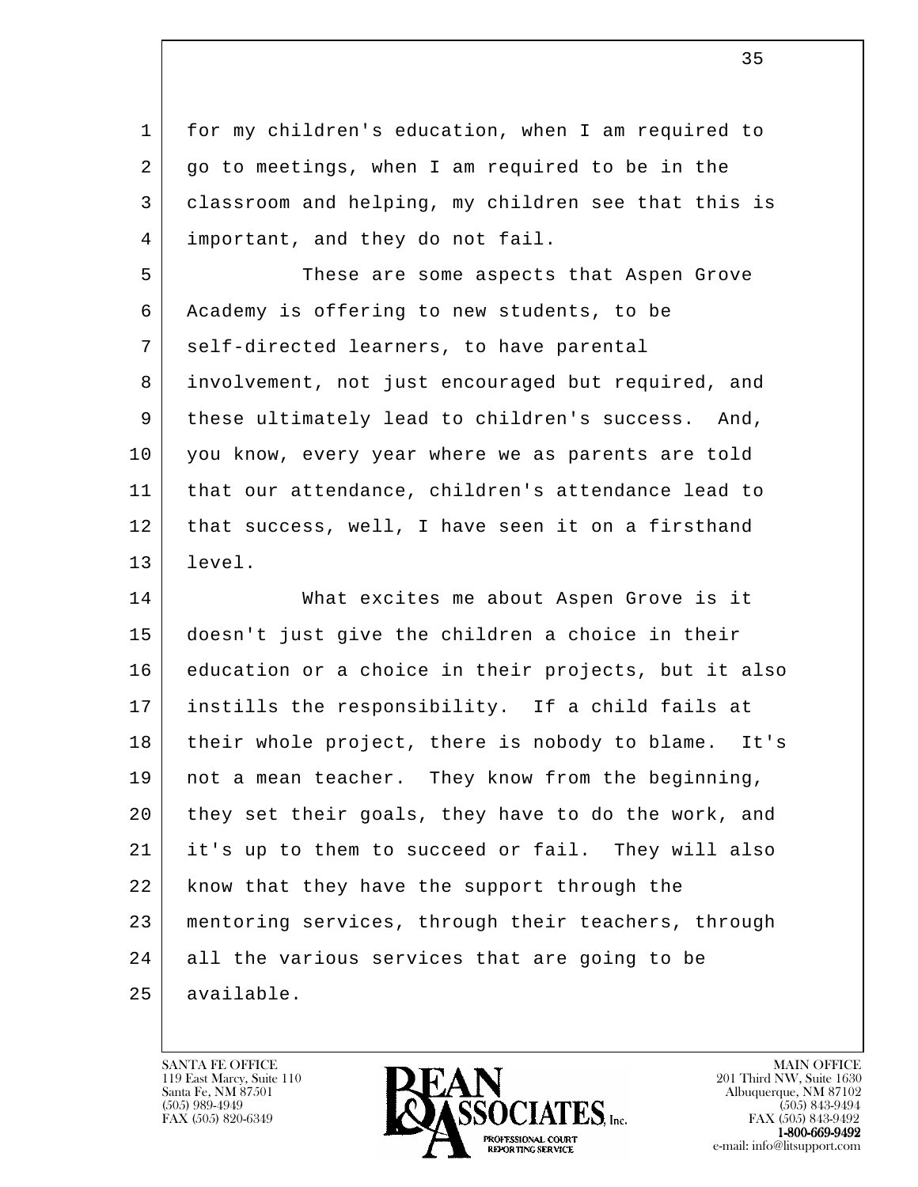for my children's education, when I am required to go to meetings, when I am required to be in the classroom and helping, my children see that this is important, and they do not fail.

These are some aspects that Aspen Grove Academy is offering to new students, to be self-directed learners, to have parental involvement, not just encouraged but required, and these ultimately lead to children's success. And, you know, every year where we as parents are told that our attendance, children's attendance lead to that success, well, I have seen it on a firsthand level.

What excites me about Aspen Grove is it doesn't just give the children a choice in their education or a choice in their projects, but it also instills the responsibility. If a child fails at their whole project, there is nobody to blame. It's not a mean teacher. They know from the beginning, they set their goals, they have to do the work, and it's up to them to succeed or fail. They will also know that they have the support through the mentoring services, through their teachers, through all the various services that are going to be available.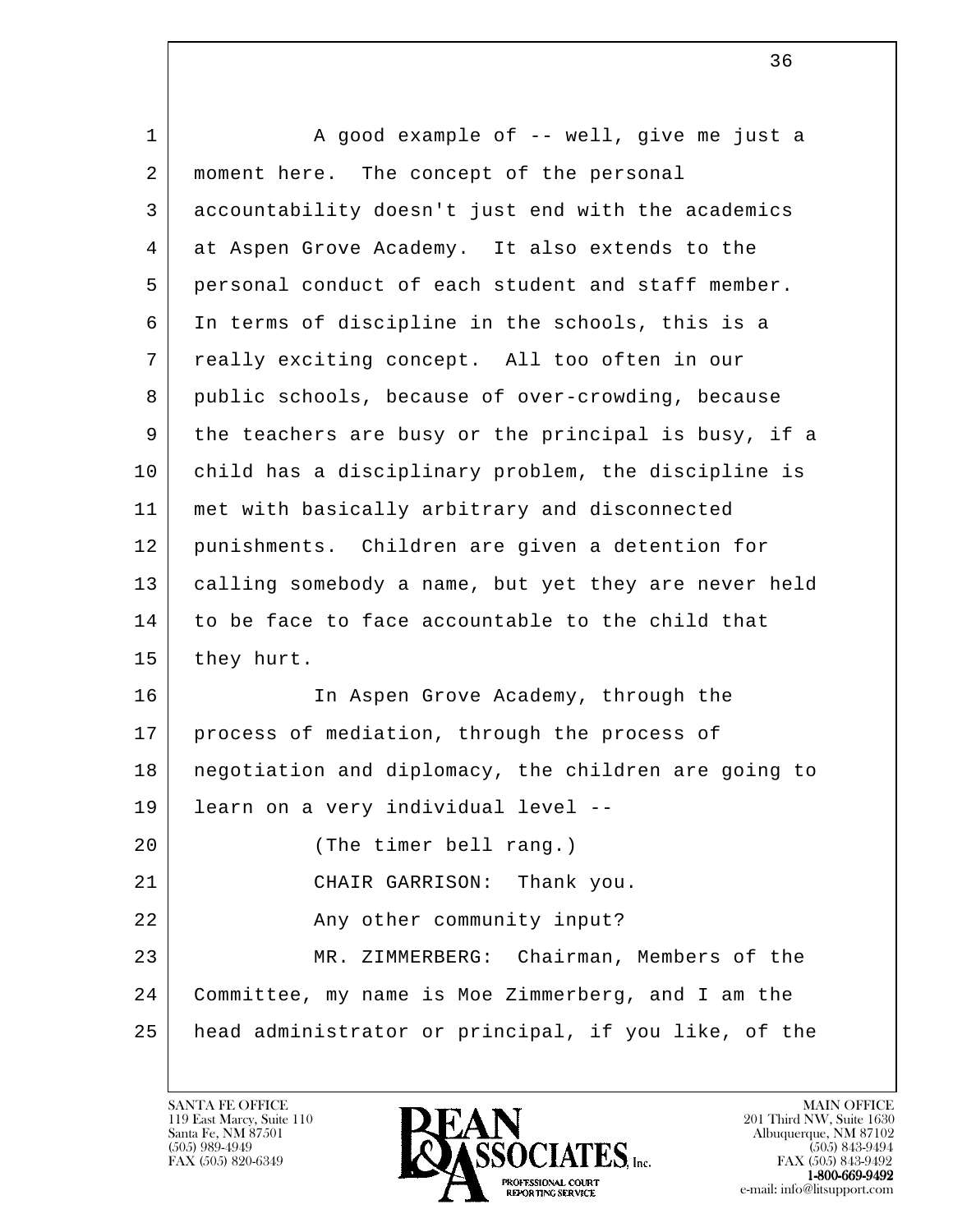A good example of -- well, give me just a moment here. The concept of the personal accountability doesn't just end with the academics at Aspen Grove Academy. It also extends to the personal conduct of each student and staff member. In terms of discipline in the schools, this is a really exciting concept. All too often in our public schools, because of over-crowding, because the teachers are busy or the principal is busy, if a child has a disciplinary problem, the discipline is met with basically arbitrary and disconnected punishments. Children are given a detention for calling somebody a name, but yet they are never held to be face to face accountable to the child that they hurt.

In Aspen Grove Academy, through the process of mediation, through the process of negotiation and diplomacy, the children are going to learn on a very individual level --

(The timer bell rang.)

CHAIR GARRISON: Thank you.

Any other community input?

MR. ZIMMERBERG: Chairman, Members of the Committee, my name is Moe Zimmerberg, and I am the head administrator or principal, if you like, of the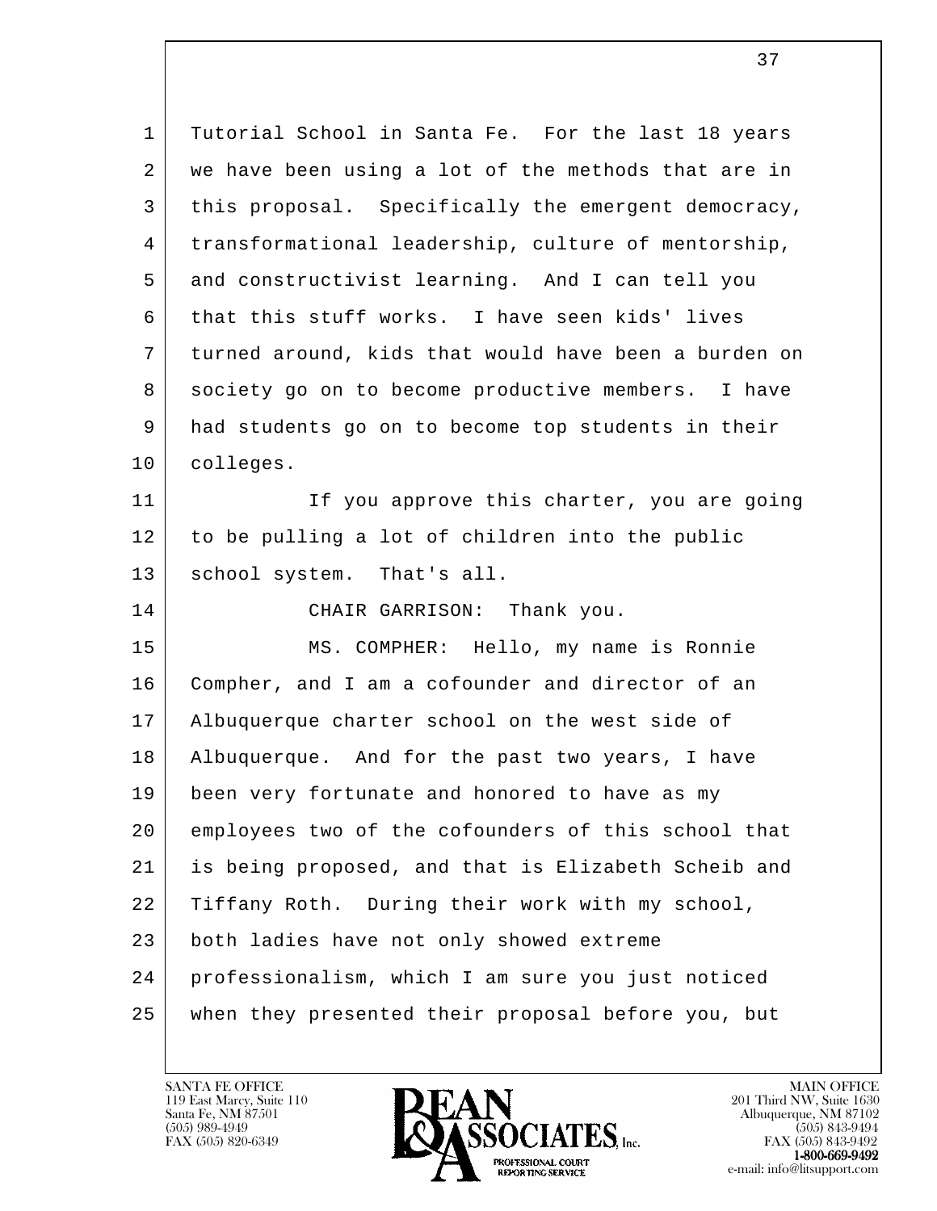Tutorial School in Santa Fe. For the last 18 years we have been using a lot of the methods that are in this proposal. Specifically the emergent democracy, transformational leadership, culture of mentorship, and constructivist learning. And I can tell you that this stuff works. I have seen kids' lives turned around, kids that would have been a burden on society go on to become productive members. I have had students go on to become top students in their colleges.

If you approve this charter, you are going to be pulling a lot of children into the public school system. That's all.

CHAIR GARRISON: Thank you.

MS. COMPHER: Hello, my name is Ronnie Compher, and I am a cofounder and director of an Albuquerque charter school on the west side of Albuquerque. And for the past two years, I have been very fortunate and honored to have as my employees two of the cofounders of this school that is being proposed, and that is Elizabeth Scheib and Tiffany Roth. During their work with my school, both ladies have not only showed extreme professionalism, which I am sure you just noticed when they presented their proposal before you, but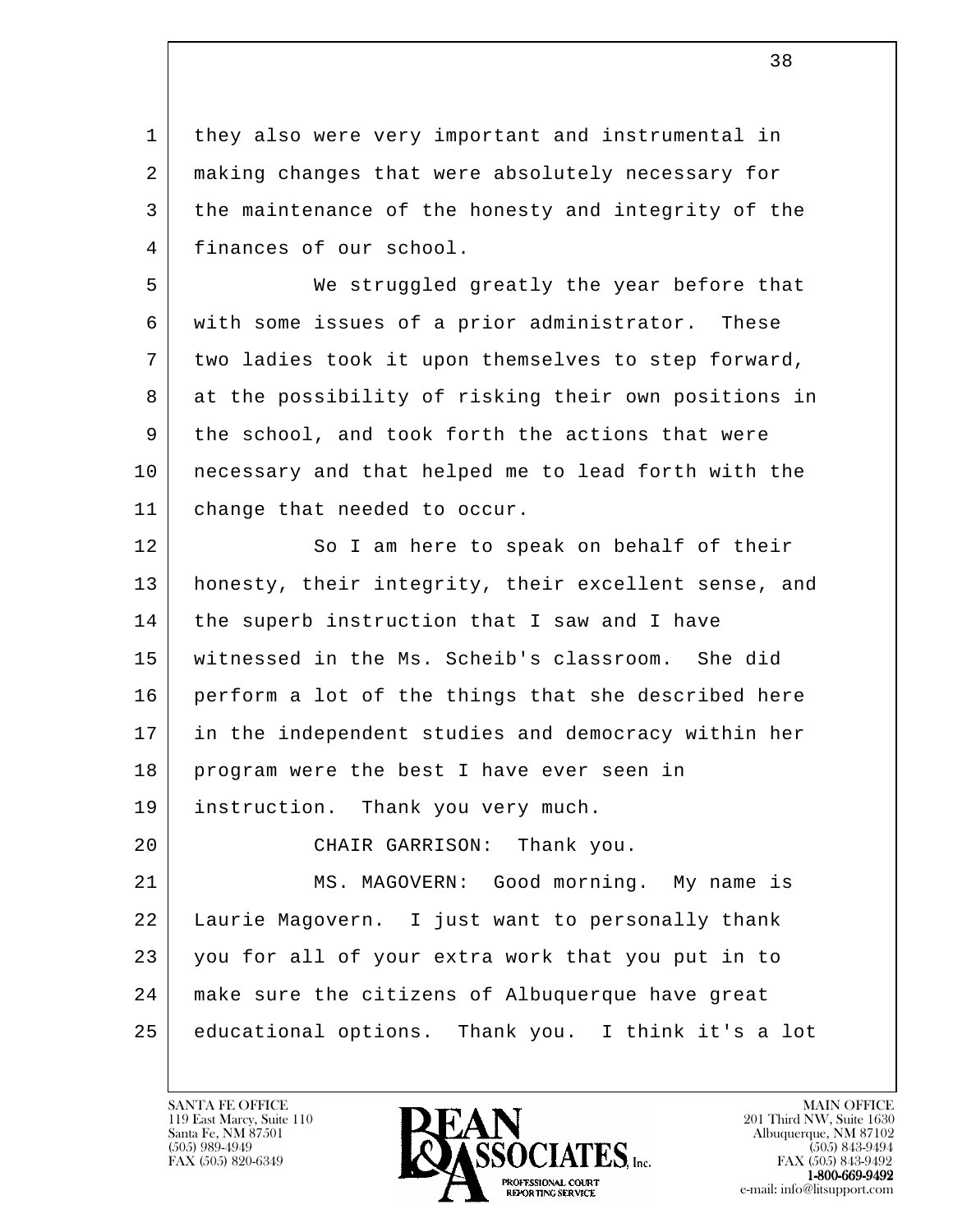they also were very important and instrumental in making changes that were absolutely necessary for the maintenance of the honesty and integrity of the finances of our school.

We struggled greatly the year before that with some issues of a prior administrator. These two ladies took it upon themselves to step forward, at the possibility of risking their own positions in the school, and took forth the actions that were necessary and that helped me to lead forth with the change that needed to occur.

So I am here to speak on behalf of their honesty, their integrity, their excellent sense, and the superb instruction that I saw and I have witnessed in the Ms. Scheib's classroom. She did perform a lot of the things that she described here in the independent studies and democracy within her program were the best I have ever seen in instruction. Thank you very much.

CHAIR GARRISON: Thank you.

MS. MAGOVERN: Good morning. My name is Laurie Magovern. I just want to personally thank you for all of your extra work that you put in to make sure the citizens of Albuquerque have great educational options. Thank you. I think it's a lot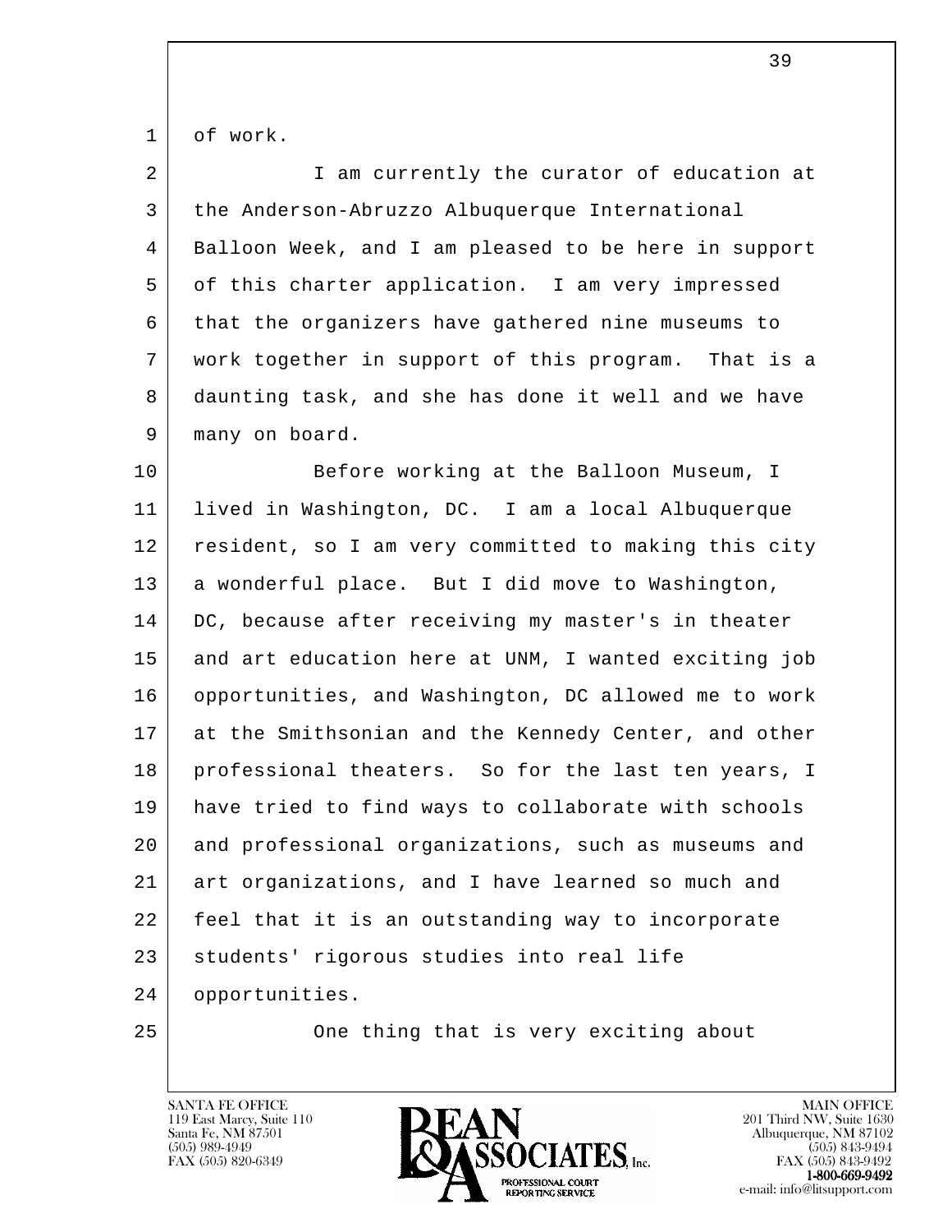of work.

I am currently the curator of education at the Anderson-Abruzzo Albuquerque International Balloon Week, and I am pleased to be here in support of this charter application. I am very impressed that the organizers have gathered nine museums to work together in support of this program. That is a daunting task, and she has done it well and we have many on board.

Before working at the Balloon Museum, I lived in Washington, DC. I am a local Albuquerque resident, so I am very committed to making this city a wonderful place. But I did move to Washington, DC, because after receiving my master's in theater and art education here at UNM, I wanted exciting job opportunities, and Washington, DC allowed me to work at the Smithsonian and the Kennedy Center, and other professional theaters. So for the last ten years, I have tried to find ways to collaborate with schools and professional organizations, such as museums and art organizations, and I have learned so much and feel that it is an outstanding way to incorporate students' rigorous studies into real life opportunities.

One thing that is very exciting about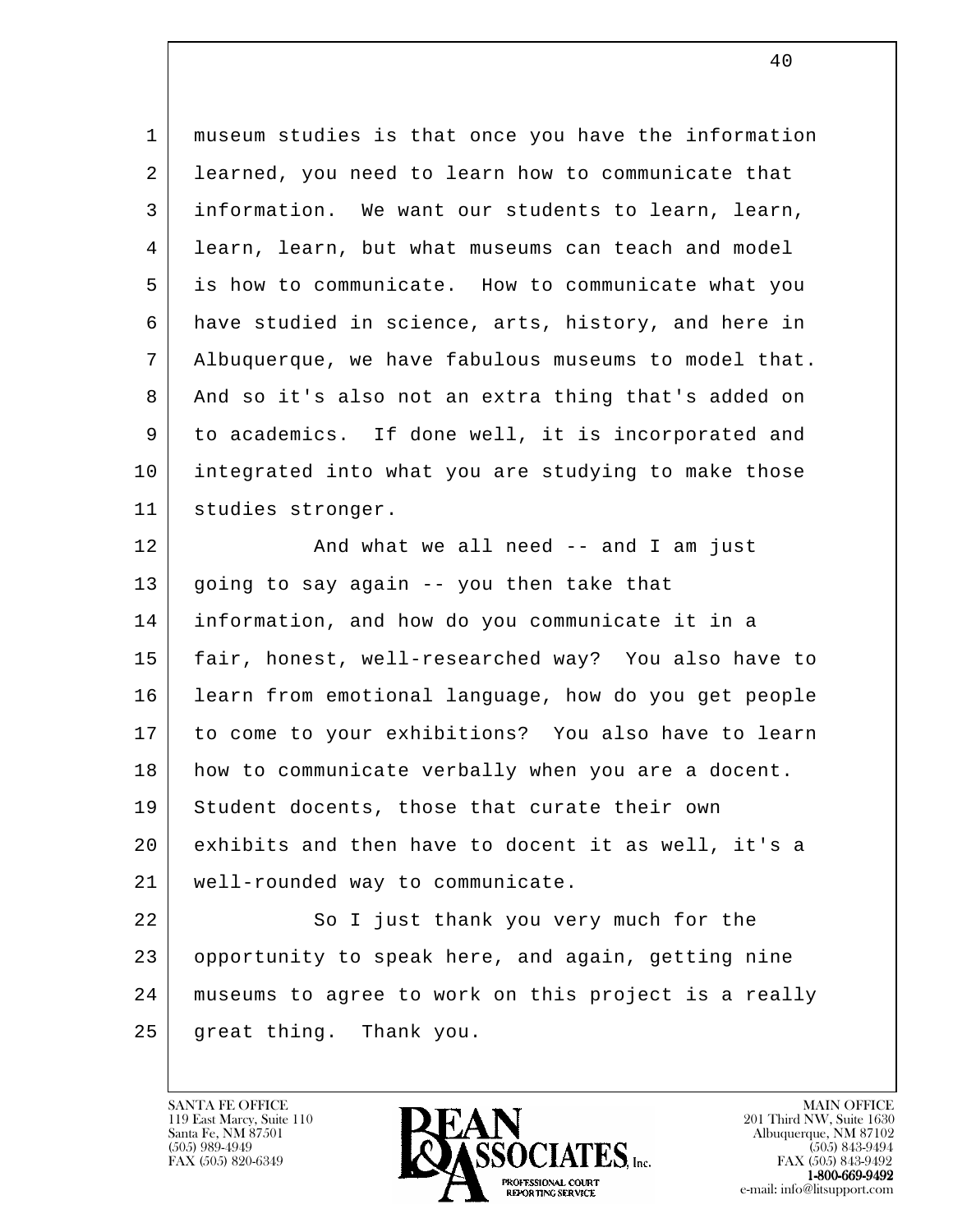museum studies is that once you have the information learned, you need to learn how to communicate that information. We want our students to learn, learn, learn, learn, but what museums can teach and model is how to communicate. How to communicate what you have studied in science, arts, history, and here in Albuquerque, we have fabulous museums to model that. And so it's also not an extra thing that's added on to academics. If done well, it is incorporated and integrated into what you are studying to make those studies stronger.

And what we all need -- and I am just going to say again -- you then take that information, and how do you communicate it in a fair, honest, well-researched way? You also have to learn from emotional language, how do you get people to come to your exhibitions? You also have to learn how to communicate verbally when you are a docent. Student docents, those that curate their own exhibits and then have to docent it as well, it's a well-rounded way to communicate.

So I just thank you very much for the opportunity to speak here, and again, getting nine museums to agree to work on this project is a really great thing. Thank you.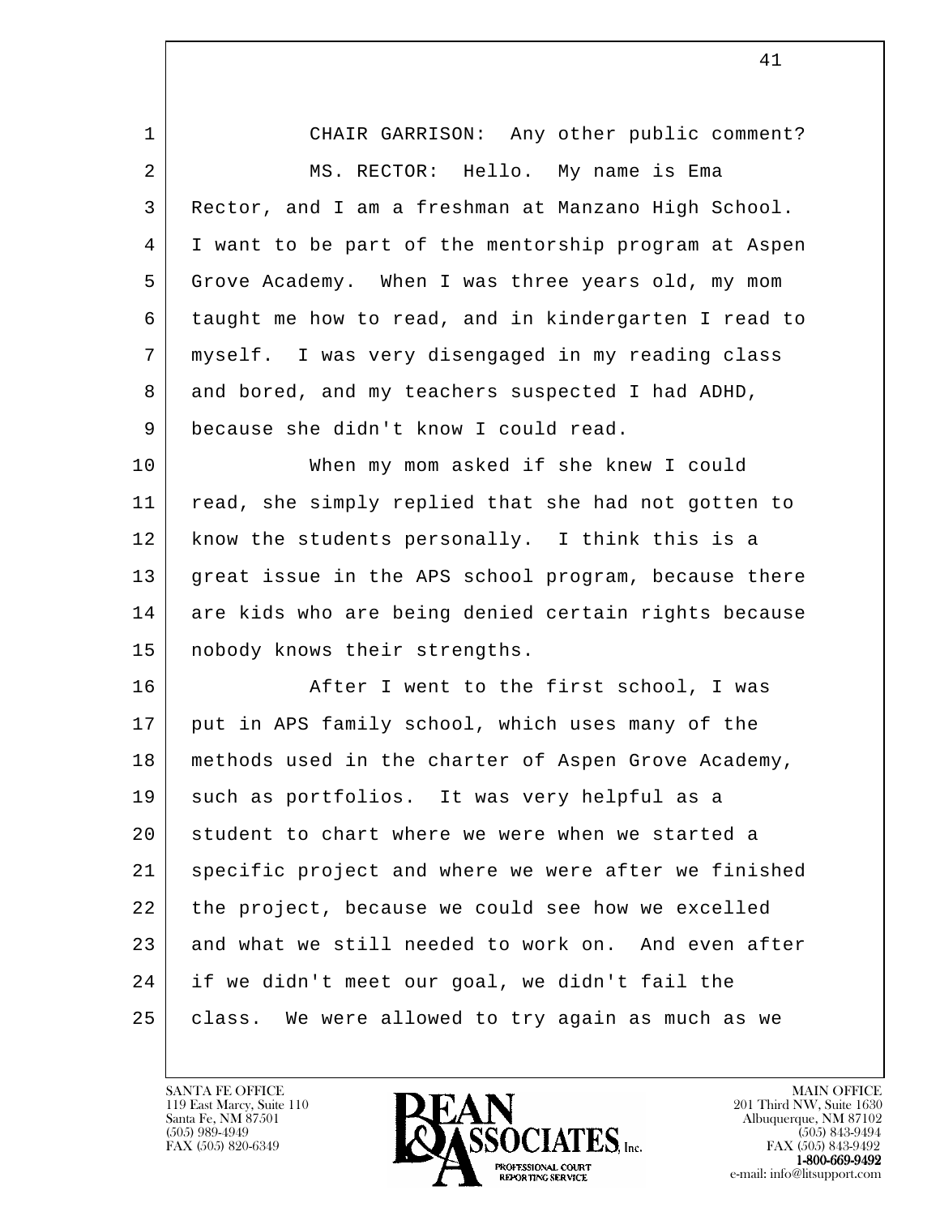CHAIR GARRISON: Any other public comment?

MS. RECTOR: Hello. My name is Ema Rector, and I am a freshman at Manzano High School. I want to be part of the mentorship program at Aspen Grove Academy. When I was three years old, my mom taught me how to read, and in kindergarten I read to myself. I was very disengaged in my reading class and bored, and my teachers suspected I had ADHD, because she didn't know I could read.

When my mom asked if she knew I could read, she simply replied that she had not gotten to know the students personally. I think this is a great issue in the APS school program, because there are kids who are being denied certain rights because nobody knows their strengths.

After I went to the first school, I was put in APS family school, which uses many of the methods used in the charter of Aspen Grove Academy, such as portfolios. It was very helpful as a student to chart where we were when we started a specific project and where we were after we finished the project, because we could see how we excelled and what we still needed to work on. And even after if we didn't meet our goal, we didn't fail the class. We were allowed to try again as much as we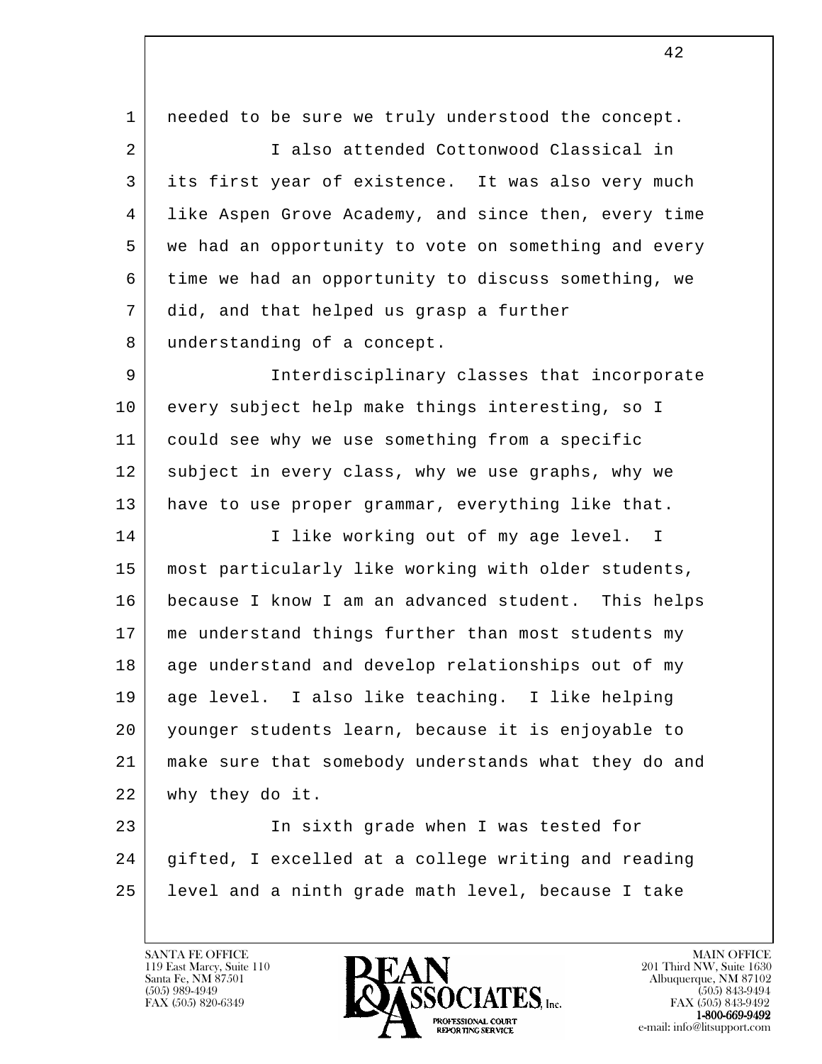needed to be sure we truly understood the concept.

I also attended Cottonwood Classical in its first year of existence. It was also very much like Aspen Grove Academy, and since then, every time we had an opportunity to vote on something and every time we had an opportunity to discuss something, we did, and that helped us grasp a further understanding of a concept.

Interdisciplinary classes that incorporate every subject help make things interesting, so I could see why we use something from a specific subject in every class, why we use graphs, why we have to use proper grammar, everything like that.

I like working out of my age level. I most particularly like working with older students, because I know I am an advanced student. This helps me understand things further than most students my age understand and develop relationships out of my age level. I also like teaching. I like helping younger students learn, because it is enjoyable to make sure that somebody understands what they do and why they do it.

In sixth grade when I was tested for gifted, I excelled at a college writing and reading level and a ninth grade math level, because I take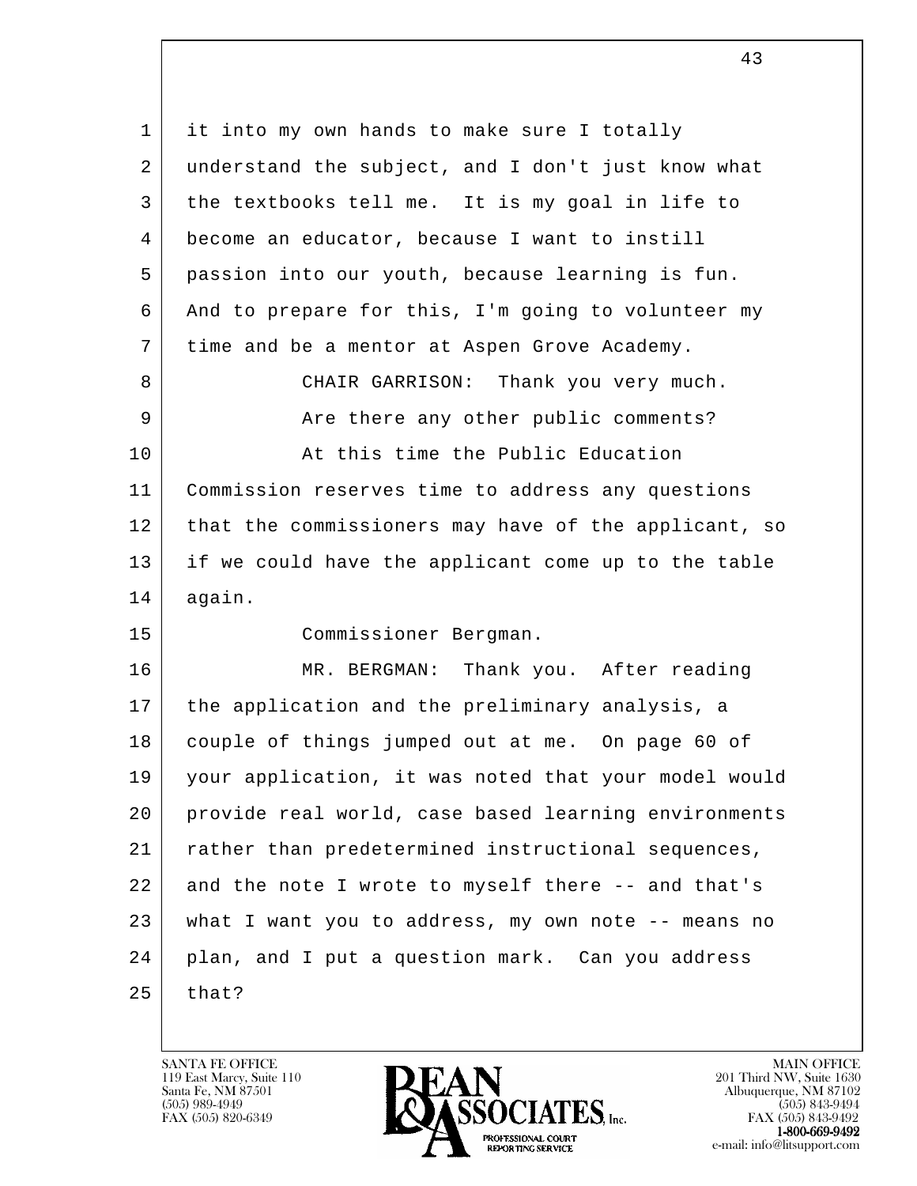it into my own hands to make sure I totally understand the subject, and I don't just know what the textbooks tell me. It is my goal in life to become an educator, because I want to instill passion into our youth, because learning is fun. And to prepare for this, I'm going to volunteer my time and be a mentor at Aspen Grove Academy.

CHAIR GARRISON: Thank you very much.

Are there any other public comments?

At this time the Public Education Commission reserves time to address any questions that the commissioners may have of the applicant, so if we could have the applicant come up to the table again.

Commissioner Bergman.

MR. BERGMAN: Thank you. After reading the application and the preliminary analysis, a couple of things jumped out at me. On page 60 of your application, it was noted that your model would provide real world, case based learning environments rather than predetermined instructional sequences, and the note I wrote to myself there -- and that's what I want you to address, my own note -- means no plan, and I put a question mark. Can you address that?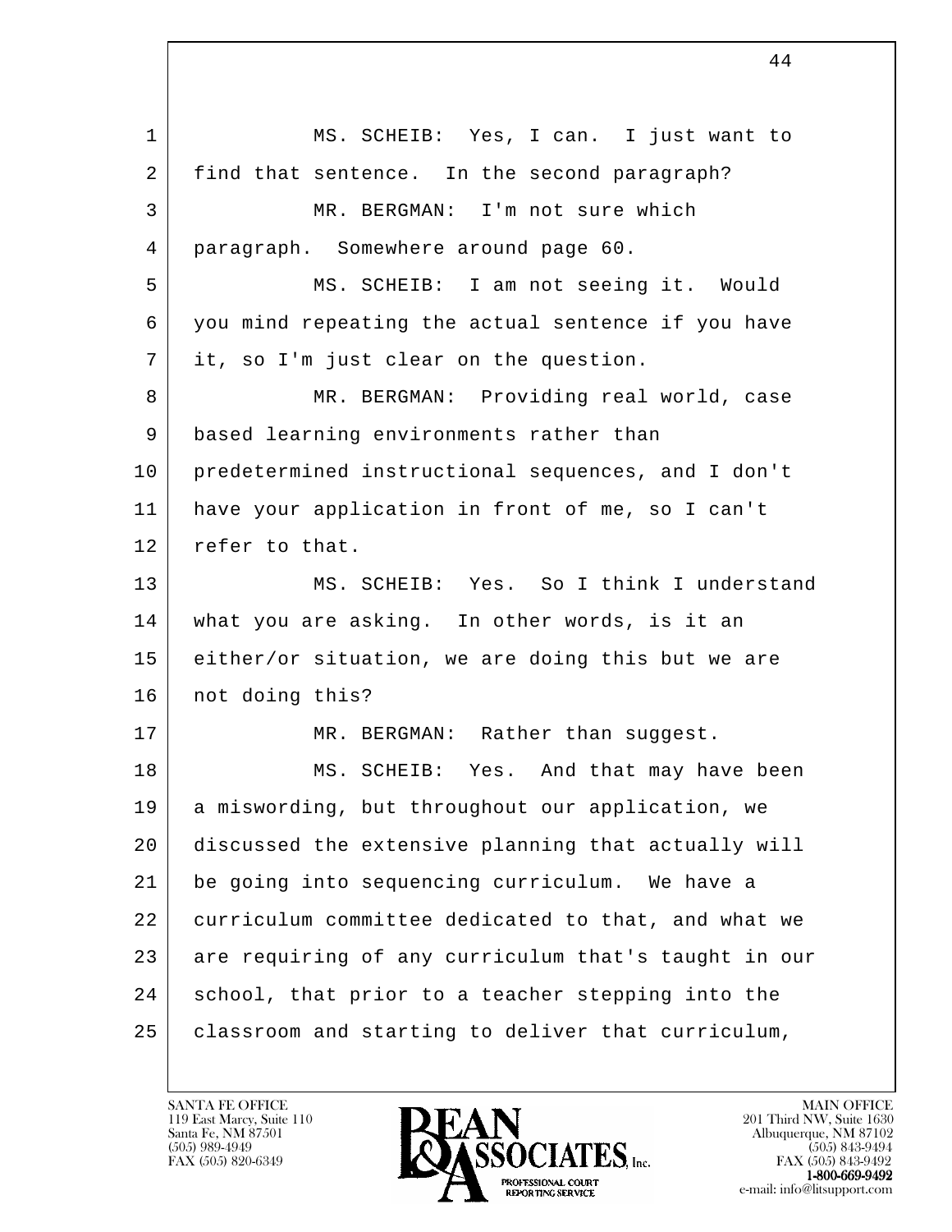MS. SCHEIB: Yes, I can. I just want to find that sentence. In the second paragraph?

MR. BERGMAN: I'm not sure which paragraph. Somewhere around page 60.

MS. SCHEIB: I am not seeing it. Would you mind repeating the actual sentence if you have it, so I'm just clear on the question.

MR. BERGMAN: Providing real world, case based learning environments rather than predetermined instructional sequences, and I don't have your application in front of me, so I can't refer to that.

MS. SCHEIB: Yes. So I think I understand what you are asking. In other words, is it an either/or situation, we are doing this but we are not doing this?

MR. BERGMAN: Rather than suggest.

MS. SCHEIB: Yes. And that may have been a miswording, but throughout our application, we discussed the extensive planning that actually will be going into sequencing curriculum. We have a curriculum committee dedicated to that, and what we are requiring of any curriculum that's taught in our school, that prior to a teacher stepping into the classroom and starting to deliver that curriculum,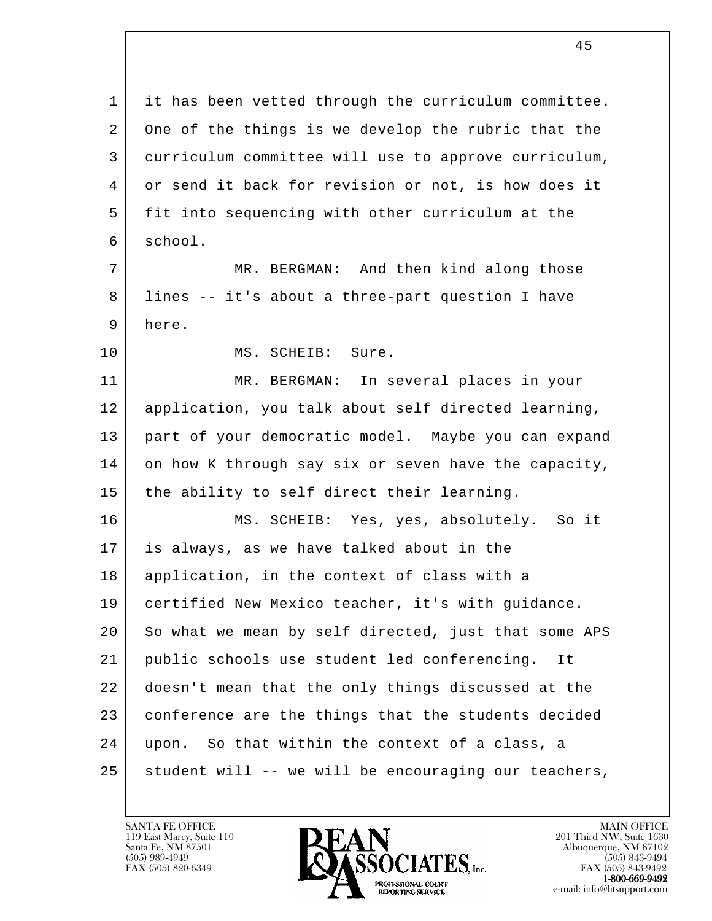it has been vetted through the curriculum committee. One of the things is we develop the rubric that the curriculum committee will use to approve curriculum, or send it back for revision or not, is how does it fit into sequencing with other curriculum at the school.

MR. BERGMAN: And then kind along those lines -- it's about a three-part question I have here.

MS. SCHEIB: Sure.

MR. BERGMAN: In several places in your application, you talk about self directed learning, part of your democratic model. Maybe you can expand on how K through say six or seven have the capacity, the ability to self direct their learning.

MS. SCHEIB: Yes, yes, absolutely. So it is always, as we have talked about in the application, in the context of class with a certified New Mexico teacher, it's with guidance. So what we mean by self directed, just that some APS public schools use student led conferencing. It doesn't mean that the only things discussed at the conference are the things that the students decided upon. So that within the context of a class, a student will -- we will be encouraging our teachers,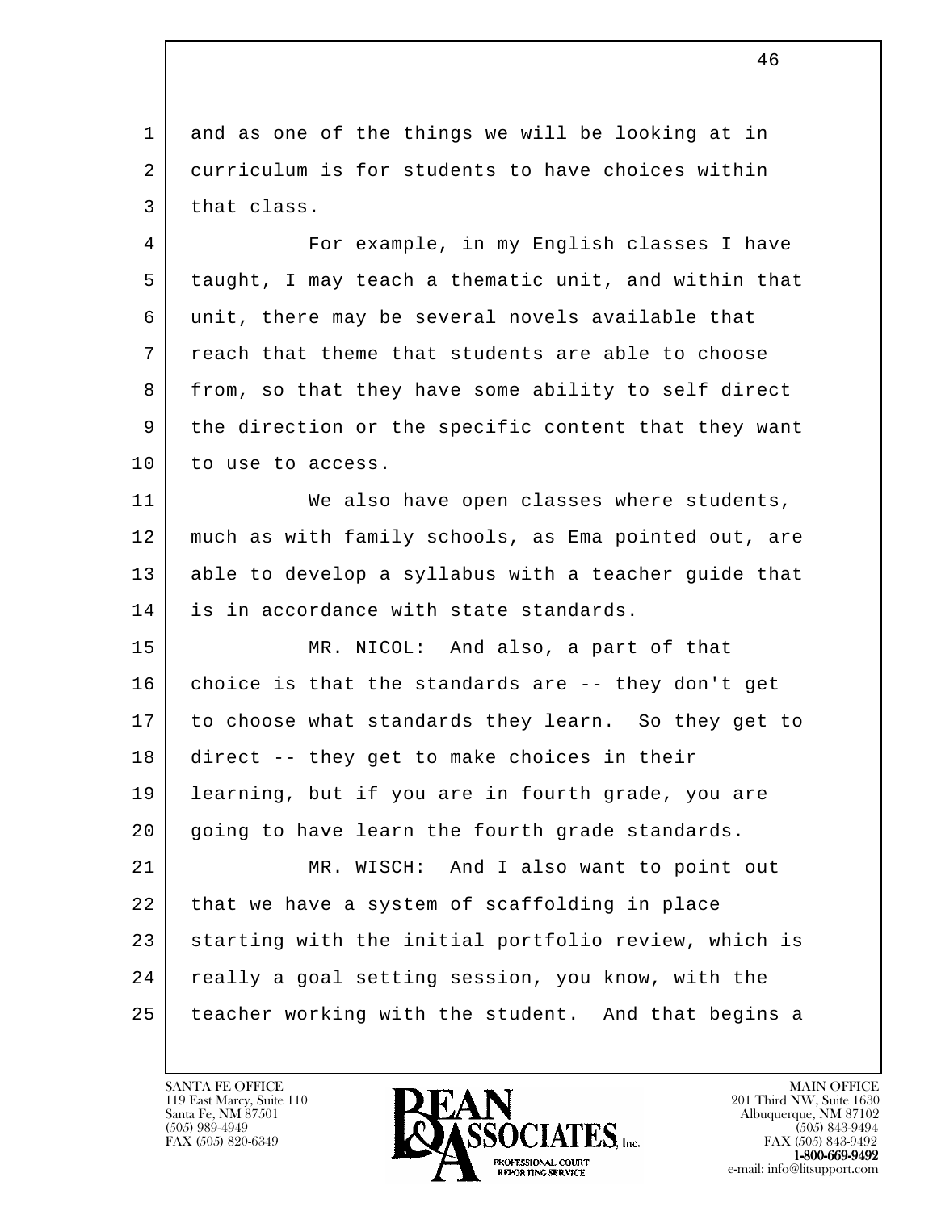and as one of the things we will be looking at in curriculum is for students to have choices within that class.

For example, in my English classes I have taught, I may teach a thematic unit, and within that unit, there may be several novels available that reach that theme that students are able to choose from, so that they have some ability to self direct the direction or the specific content that they want to use to access.

We also have open classes where students, much as with family schools, as Ema pointed out, are able to develop a syllabus with a teacher guide that is in accordance with state standards.

MR. NICOL: And also, a part of that choice is that the standards are -- they don't get to choose what standards they learn. So they get to direct -- they get to make choices in their learning, but if you are in fourth grade, you are going to have learn the fourth grade standards.

MR. WISCH: And I also want to point out that we have a system of scaffolding in place starting with the initial portfolio review, which is really a goal setting session, you know, with the teacher working with the student. And that begins a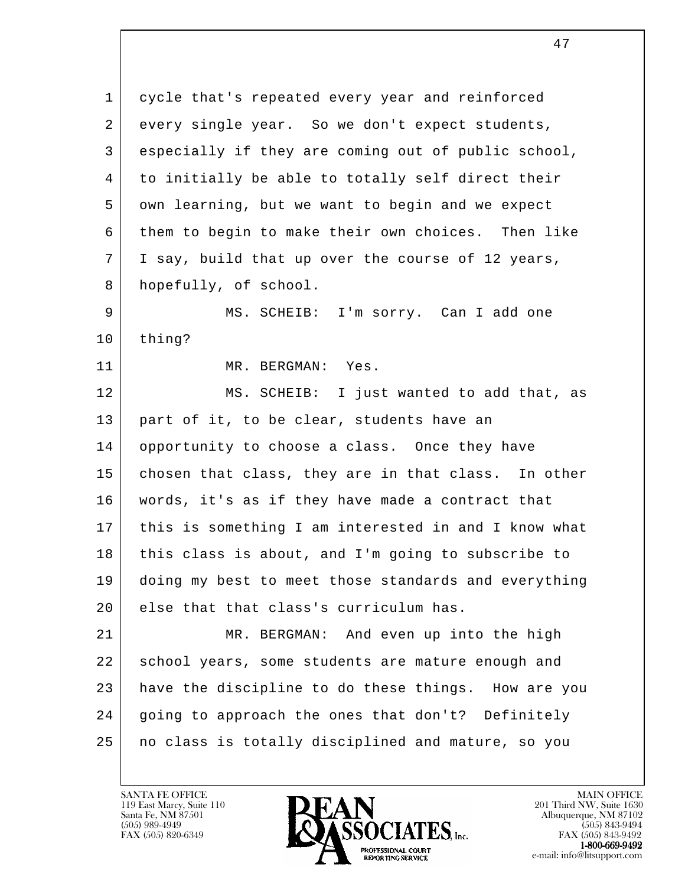cycle that's repeated every year and reinforced every single year. So we don't expect students, especially if they are coming out of public school, to initially be able to totally self direct their own learning, but we want to begin and we expect them to begin to make their own choices. Then like I say, build that up over the course of 12 years, hopefully, of school.

MS. SCHEIB: I'm sorry. Can I add one thing?

MR. BERGMAN: Yes.

MS. SCHEIB: I just wanted to add that, as part of it, to be clear, students have an opportunity to choose a class. Once they have chosen that class, they are in that class. In other words, it's as if they have made a contract that this is something I am interested in and I know what this class is about, and I'm going to subscribe to doing my best to meet those standards and everything else that that class's curriculum has.

MR. BERGMAN: And even up into the high school years, some students are mature enough and have the discipline to do these things. How are you going to approach the ones that don't? Definitely no class is totally disciplined and mature, so you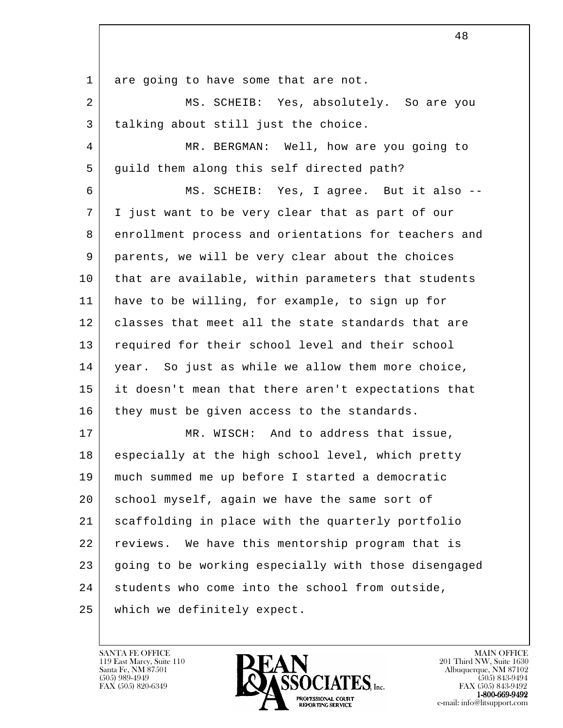are going to have some that are not.

MS. SCHEIB: Yes, absolutely. So are you talking about still just the choice.

MR. BERGMAN: Well, how are you going to guild them along this self directed path?

MS. SCHEIB: Yes, I agree. But it also -- I just want to be very clear that as part of our enrollment process and orientations for teachers and parents, we will be very clear about the choices that are available, within parameters that students have to be willing, for example, to sign up for classes that meet all the state standards that are required for their school level and their school year. So just as while we allow them more choice, it doesn't mean that there aren't expectations that they must be given access to the standards.

MR. WISCH: And to address that issue, especially at the high school level, which pretty much summed me up before I started a democratic school myself, again we have the same sort of scaffolding in place with the quarterly portfolio reviews. We have this mentorship program that is going to be working especially with those disengaged students who come into the school from outside, which we definitely expect.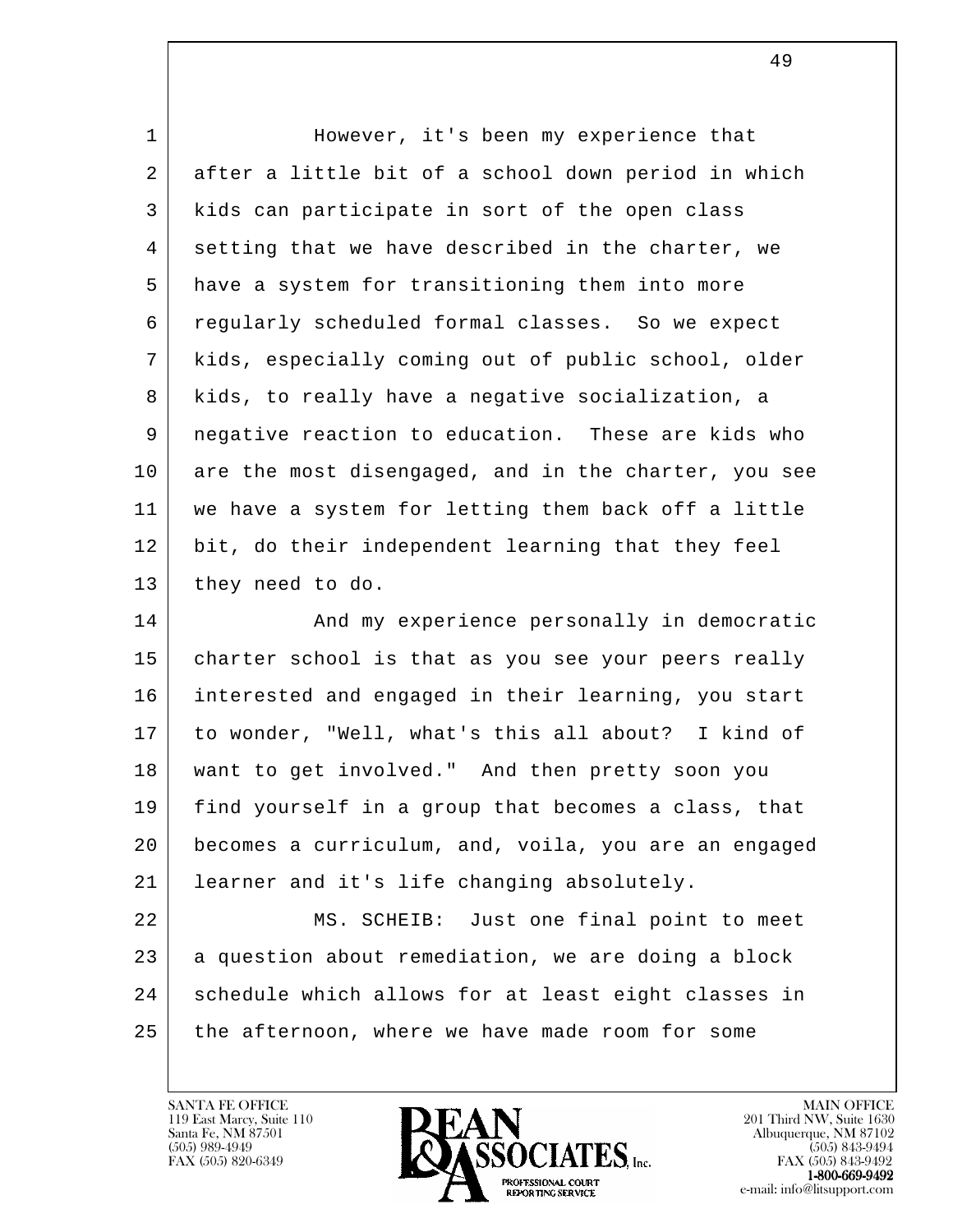However, it's been my experience that after a little bit of a school down period in which kids can participate in sort of the open class setting that we have described in the charter, we have a system for transitioning them into more regularly scheduled formal classes. So we expect kids, especially coming out of public school, older kids, to really have a negative socialization, a negative reaction to education. These are kids who are the most disengaged, and in the charter, you see we have a system for letting them back off a little bit, do their independent learning that they feel they need to do.

And my experience personally in democratic charter school is that as you see your peers really interested and engaged in their learning, you start to wonder, "Well, what's this all about? I kind of want to get involved." And then pretty soon you find yourself in a group that becomes a class, that becomes a curriculum, and, voila, you are an engaged learner and it's life changing absolutely.

MS. SCHEIB: Just one final point to meet a question about remediation, we are doing a block schedule which allows for at least eight classes in the afternoon, where we have made room for some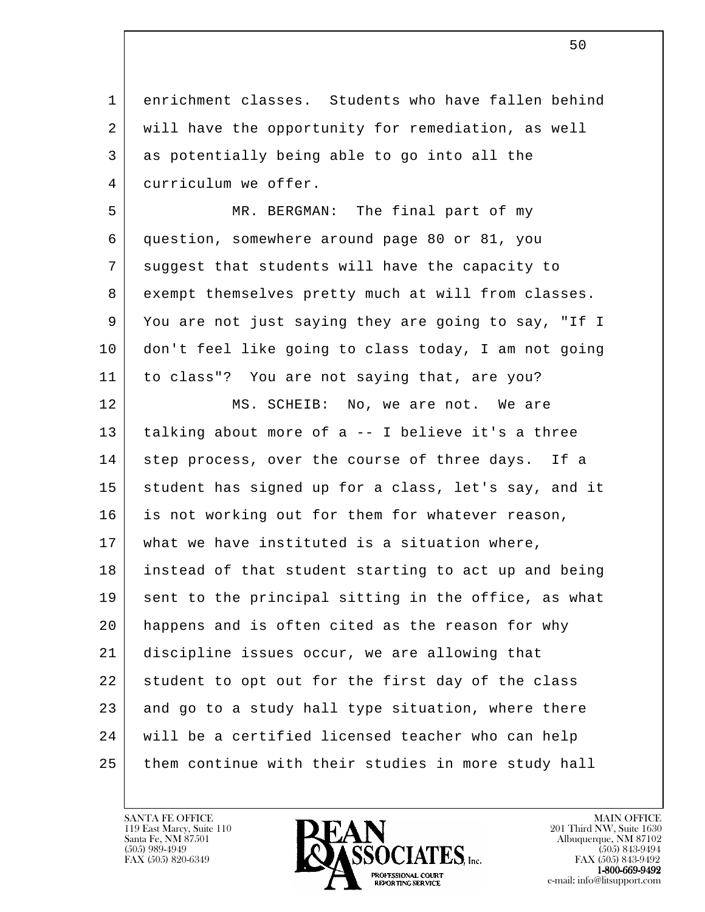enrichment classes. Students who have fallen behind will have the opportunity for remediation, as well as potentially being able to go into all the curriculum we offer.

MR. BERGMAN: The final part of my question, somewhere around page 80 or 81, you suggest that students will have the capacity to exempt themselves pretty much at will from classes. You are not just saying they are going to say, "If I don't feel like going to class today, I am not going to class"? You are not saying that, are you?

MS. SCHEIB: No, we are not. We are talking about more of a -- I believe it's a three step process, over the course of three days. If a student has signed up for a class, let's say, and it is not working out for them for whatever reason, what we have instituted is a situation where, instead of that student starting to act up and being sent to the principal sitting in the office, as what happens and is often cited as the reason for why discipline issues occur, we are allowing that student to opt out for the first day of the class and go to a study hall type situation, where there will be a certified licensed teacher who can help them continue with their studies in more study hall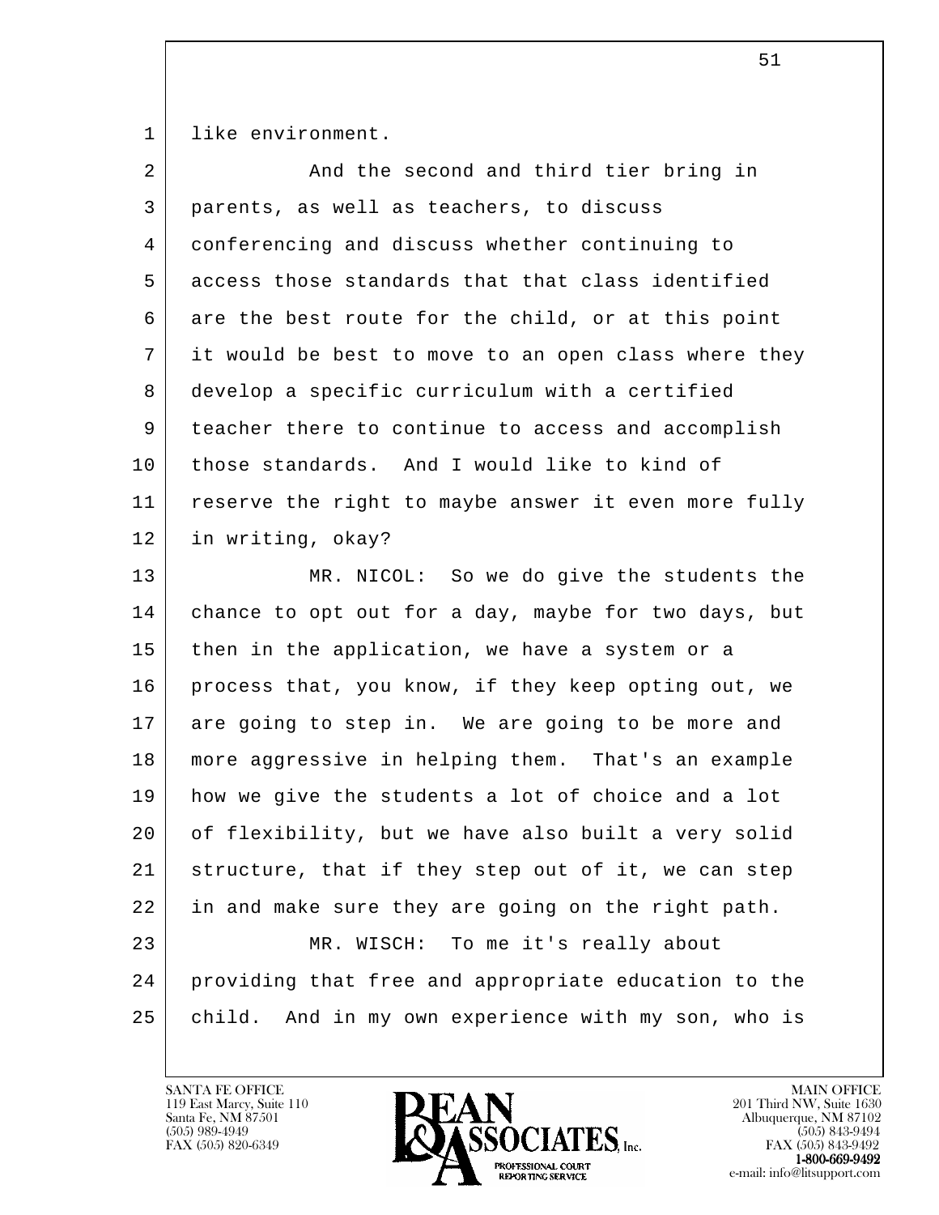like environment.

And the second and third tier bring in parents, as well as teachers, to discuss conferencing and discuss whether continuing to access those standards that that class identified are the best route for the child, or at this point it would be best to move to an open class where they develop a specific curriculum with a certified teacher there to continue to access and accomplish those standards. And I would like to kind of reserve the right to maybe answer it even more fully in writing, okay?

MR. NICOL: So we do give the students the chance to opt out for a day, maybe for two days, but then in the application, we have a system or a process that, you know, if they keep opting out, we are going to step in. We are going to be more and more aggressive in helping them. That's an example how we give the students a lot of choice and a lot of flexibility, but we have also built a very solid structure, that if they step out of it, we can step in and make sure they are going on the right path.

MR. WISCH: To me it's really about providing that free and appropriate education to the child. And in my own experience with my son, who is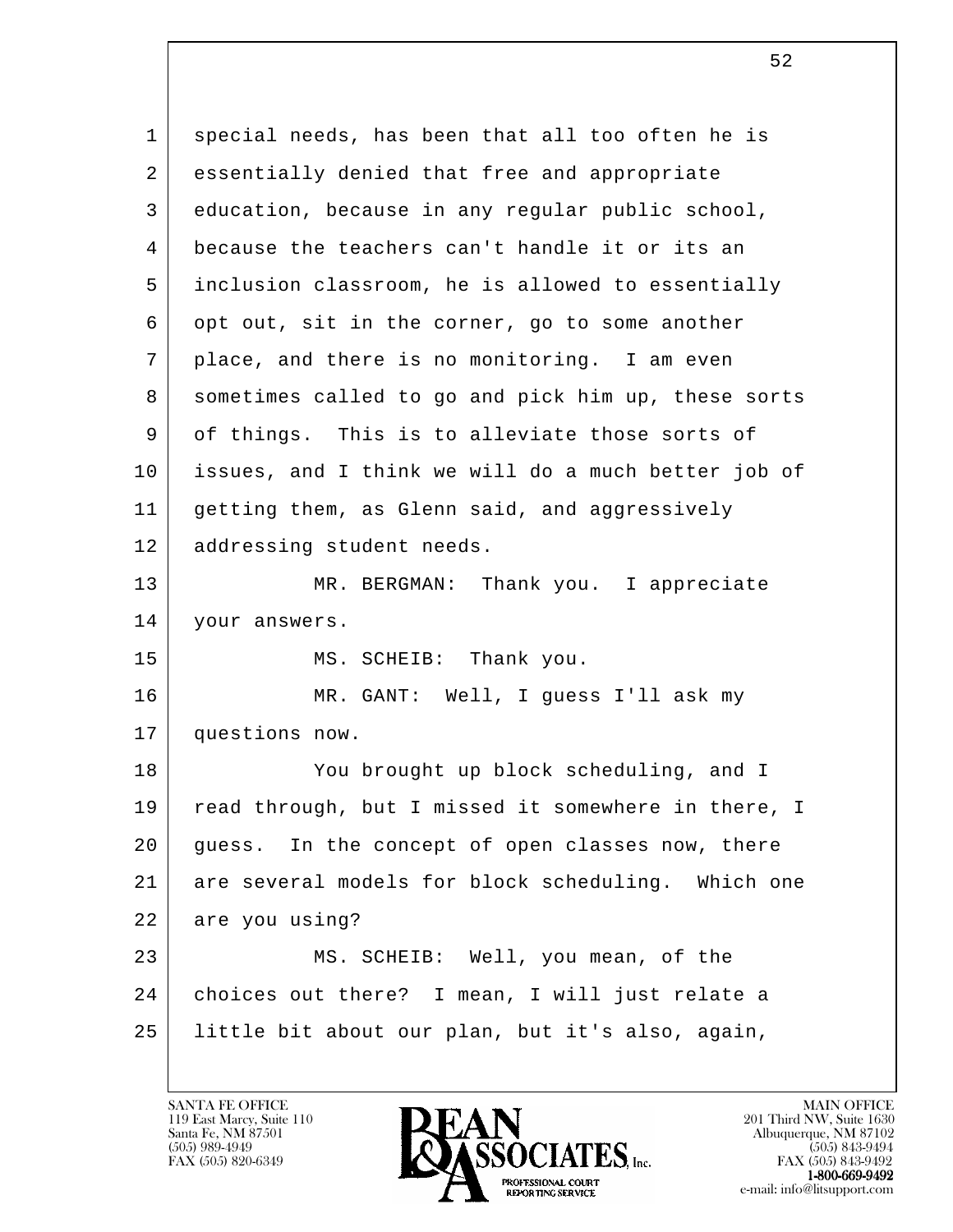special needs, has been that all too often he is essentially denied that free and appropriate education, because in any regular public school, because the teachers can't handle it or its an inclusion classroom, he is allowed to essentially opt out, sit in the corner, go to some another place, and there is no monitoring. I am even sometimes called to go and pick him up, these sorts of things. This is to alleviate those sorts of issues, and I think we will do a much better job of getting them, as Glenn said, and aggressively addressing student needs.

MR. BERGMAN: Thank you. I appreciate your answers.

MS. SCHEIB: Thank you.

MR. GANT: Well, I guess I'll ask my questions now.

You brought up block scheduling, and I read through, but I missed it somewhere in there, I guess. In the concept of open classes now, there are several models for block scheduling. Which one are you using?

MS. SCHEIB: Well, you mean, of the choices out there? I mean, I will just relate a little bit about our plan, but it's also, again,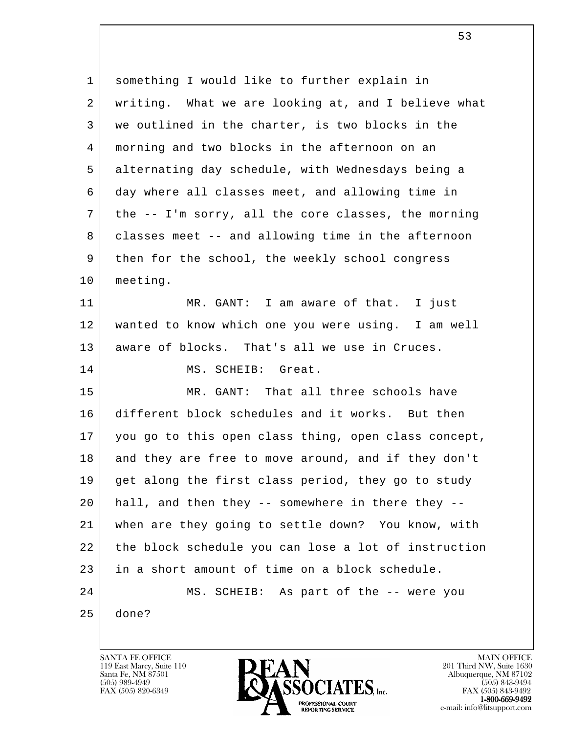something I would like to further explain in writing. What we are looking at, and I believe what we outlined in the charter, is two blocks in the morning and two blocks in the afternoon on an alternating day schedule, with Wednesdays being a day where all classes meet, and allowing time in the -- I'm sorry, all the core classes, the morning classes meet -- and allowing time in the afternoon then for the school, the weekly school congress meeting.

MR. GANT: I am aware of that. I just wanted to know which one you were using. I am well aware of blocks. That's all we use in Cruces.

MS. SCHEIB: Great.

MR. GANT: That all three schools have different block schedules and it works. But then you go to this open class thing, open class concept, and they are free to move around, and if they don't get along the first class period, they go to study hall, and then they -- somewhere in there they -- when are they going to settle down? You know, with the block schedule you can lose a lot of instruction in a short amount of time on a block schedule.

MS. SCHEIB: As part of the -- were you done?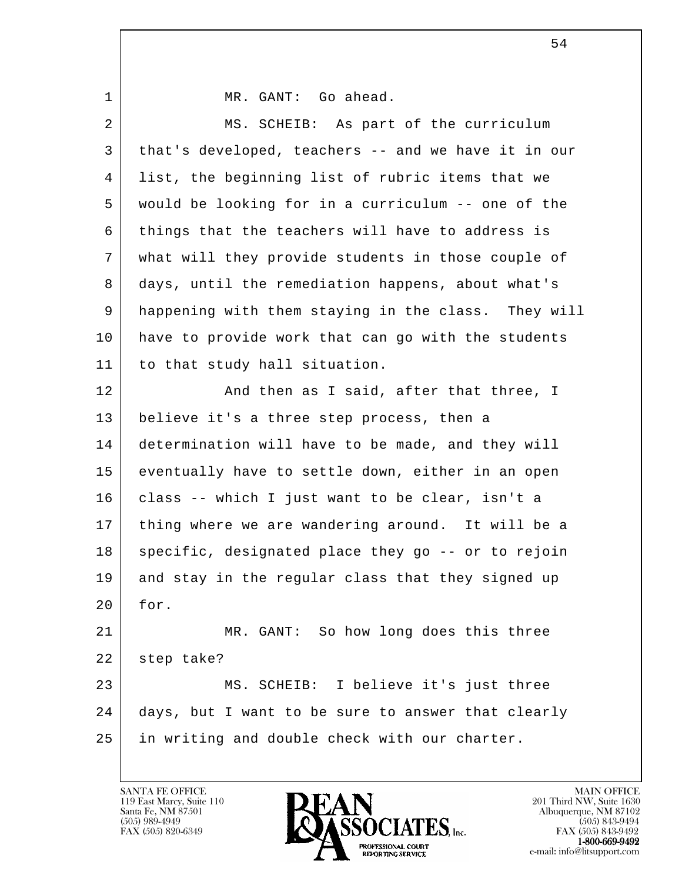MR. GANT: Go ahead.

MS. SCHEIB: As part of the curriculum that's developed, teachers -- and we have it in our list, the beginning list of rubric items that we would be looking for in a curriculum -- one of the things that the teachers will have to address is what will they provide students in those couple of days, until the remediation happens, about what's happening with them staying in the class. They will have to provide work that can go with the students to that study hall situation.

And then as I said, after that three, I believe it's a three step process, then a determination will have to be made, and they will eventually have to settle down, either in an open class -- which I just want to be clear, isn't a thing where we are wandering around. It will be a specific, designated place they go -- or to rejoin and stay in the regular class that they signed up for.

MR. GANT: So how long does this three step take?

MS. SCHEIB: I believe it's just three days, but I want to be sure to answer that clearly in writing and double check with our charter.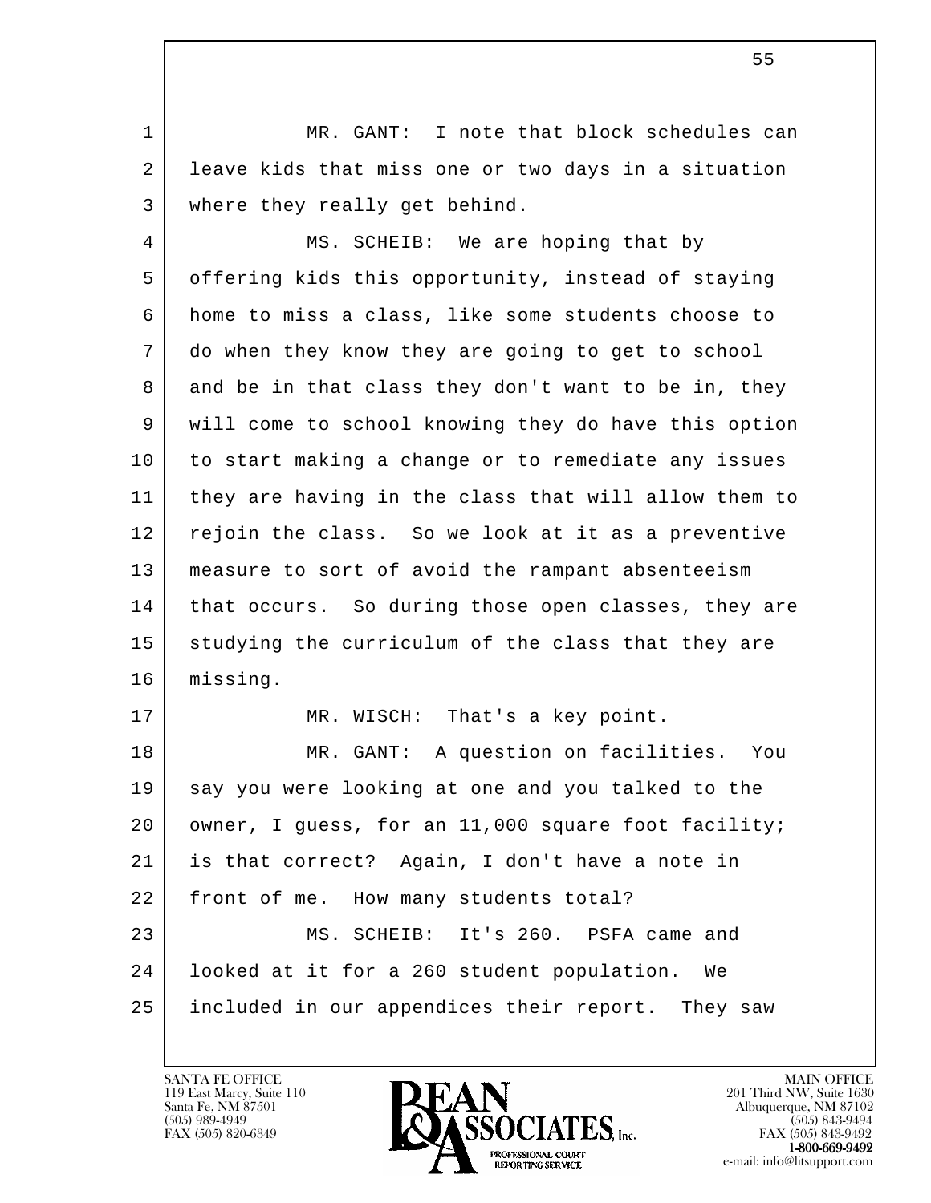MR. GANT: I note that block schedules can leave kids that miss one or two days in a situation where they really get behind.

MS. SCHEIB: We are hoping that by offering kids this opportunity, instead of staying home to miss a class, like some students choose to do when they know they are going to get to school and be in that class they don't want to be in, they will come to school knowing they do have this option to start making a change or to remediate any issues they are having in the class that will allow them to rejoin the class. So we look at it as a preventive measure to sort of avoid the rampant absenteeism that occurs. So during those open classes, they are studying the curriculum of the class that they are missing.

MR. WISCH: That's a key point.

MR. GANT: A question on facilities. You say you were looking at one and you talked to the owner, I guess, for an 11,000 square foot facility; is that correct? Again, I don't have a note in front of me. How many students total?

MS. SCHEIB: It's 260. PSFA came and looked at it for a 260 student population. We included in our appendices their report. They saw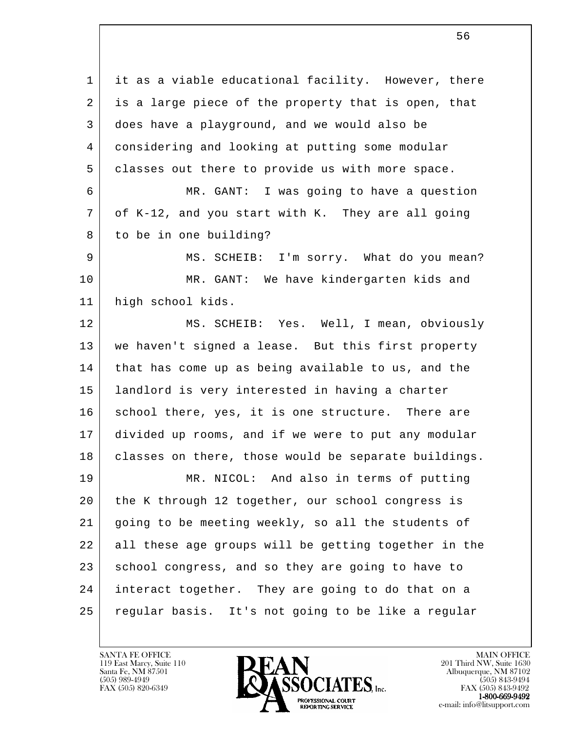1 it as a viable educational facility. However, there
2 is a large piece of the property that is open, that
3 does have a playground, and we would also be
4 considering and looking at putting some modular
5 classes out there to provide us with more space.

6 MR. GANT: I was going to have a question
7 of K-12, and you start with K. They are all going
8 to be in one building?

9 MS. SCHEIB: I'm sorry. What do you mean?

10 MR. GANT: We have kindergarten kids and
11 high school kids.

12 MS. SCHEIB: Yes. Well, I mean, obviously
13 we haven't signed a lease. But this first property
14 that has come up as being available to us, and the
15 landlord is very interested in having a charter
16 school there, yes, it is one structure. There are
17 divided up rooms, and if we were to put any modular
18 classes on there, those would be separate buildings.

19 MR. NICOL: And also in terms of putting
20 the K through 12 together, our school congress is
21 going to be meeting weekly, so all the students of
22 all these age groups will be getting together in the
23 school congress, and so they are going to have to
24 interact together. They are going to do that on a
25 regular basis. It's not going to be like a regular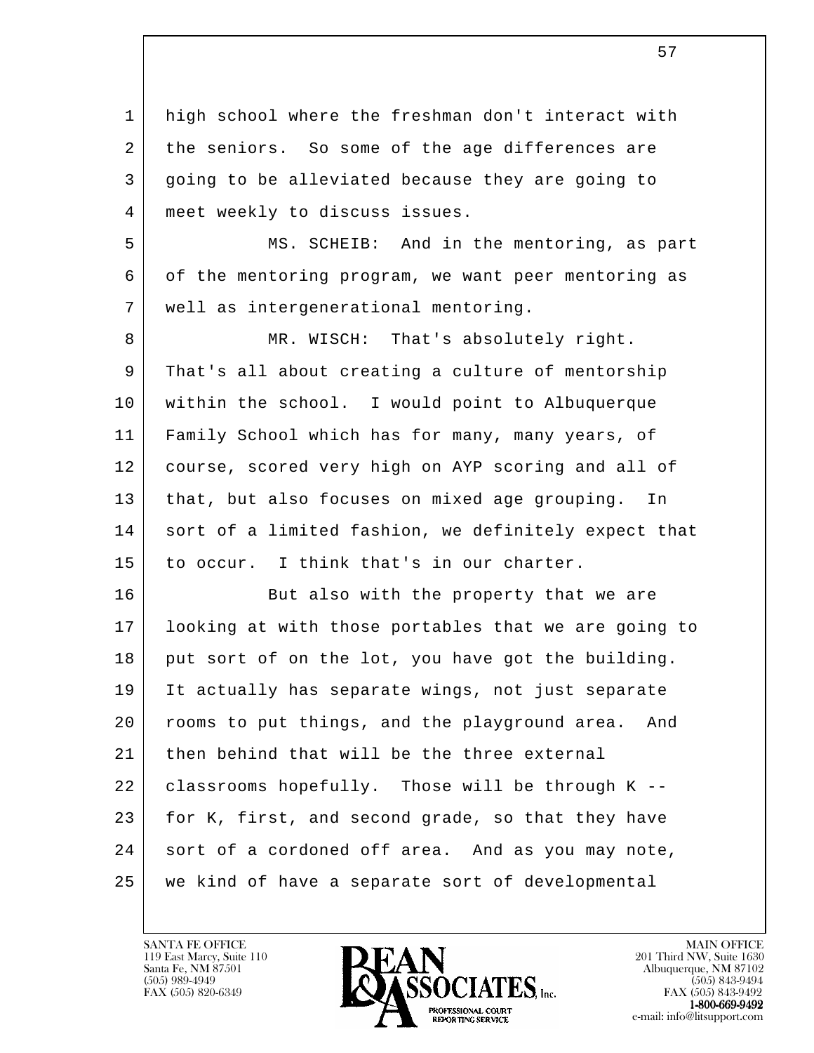high school where the freshman don't interact with the seniors. So some of the age differences are going to be alleviated because they are going to meet weekly to discuss issues.

MS. SCHEIB: And in the mentoring, as part of the mentoring program, we want peer mentoring as well as intergenerational mentoring.

MR. WISCH: That's absolutely right. That's all about creating a culture of mentorship within the school. I would point to Albuquerque Family School which has for many, many years, of course, scored very high on AYP scoring and all of that, but also focuses on mixed age grouping. In sort of a limited fashion, we definitely expect that to occur. I think that's in our charter.

But also with the property that we are looking at with those portables that we are going to put sort of on the lot, you have got the building. It actually has separate wings, not just separate rooms to put things, and the playground area. And then behind that will be the three external classrooms hopefully. Those will be through K -- for K, first, and second grade, so that they have sort of a cordoned off area. And as you may note, we kind of have a separate sort of developmental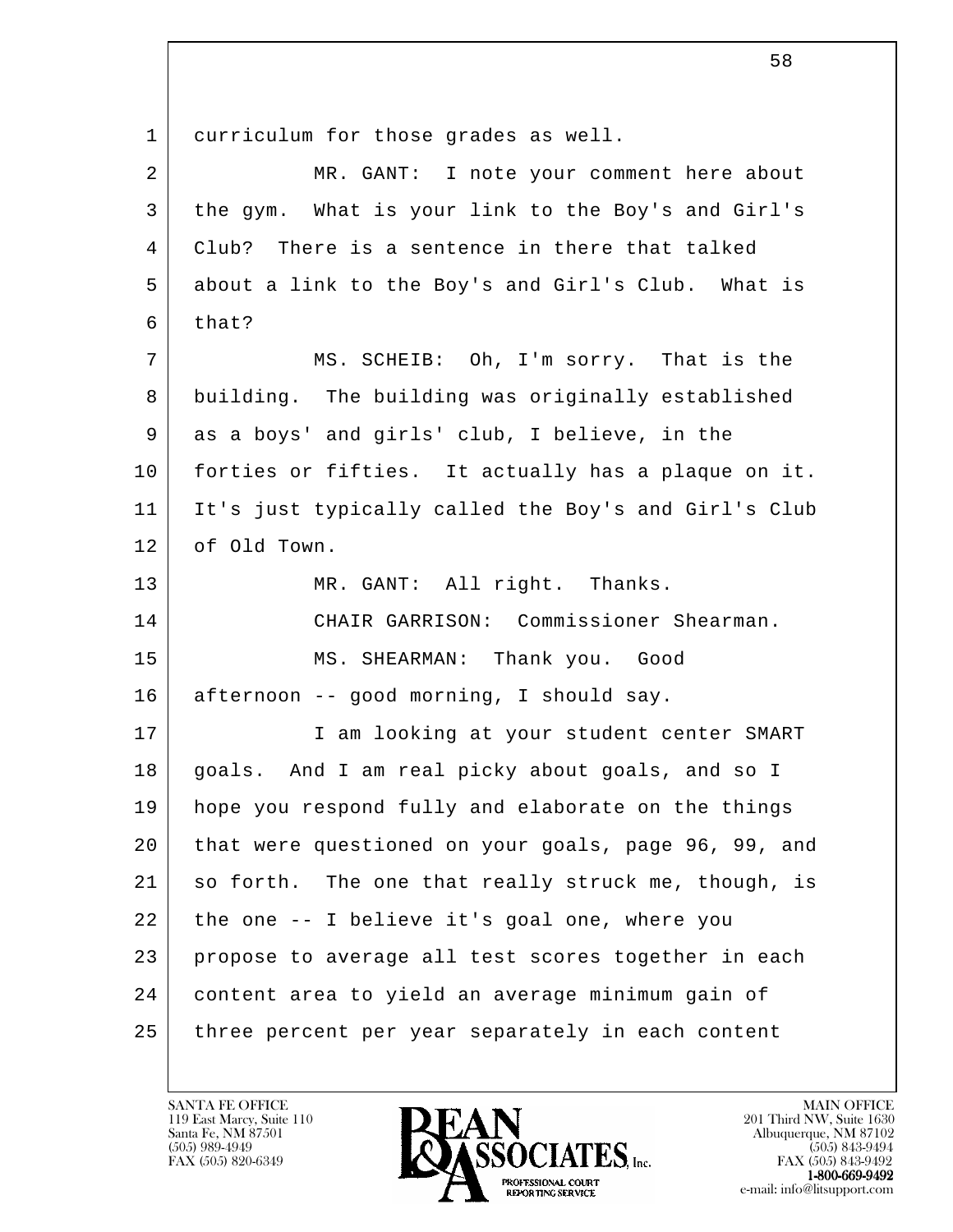curriculum for those grades as well.

MR. GANT: I note your comment here about the gym. What is your link to the Boy's and Girl's Club? There is a sentence in there that talked about a link to the Boy's and Girl's Club. What is that?

MS. SCHEIB: Oh, I'm sorry. That is the building. The building was originally established as a boys' and girls' club, I believe, in the forties or fifties. It actually has a plaque on it. It's just typically called the Boy's and Girl's Club of Old Town.

MR. GANT: All right. Thanks.

CHAIR GARRISON: Commissioner Shearman.

MS. SHEARMAN: Thank you. Good afternoon -- good morning, I should say.

I am looking at your student center SMART goals. And I am real picky about goals, and so I hope you respond fully and elaborate on the things that were questioned on your goals, page 96, 99, and so forth. The one that really struck me, though, is the one -- I believe it's goal one, where you propose to average all test scores together in each content area to yield an average minimum gain of three percent per year separately in each content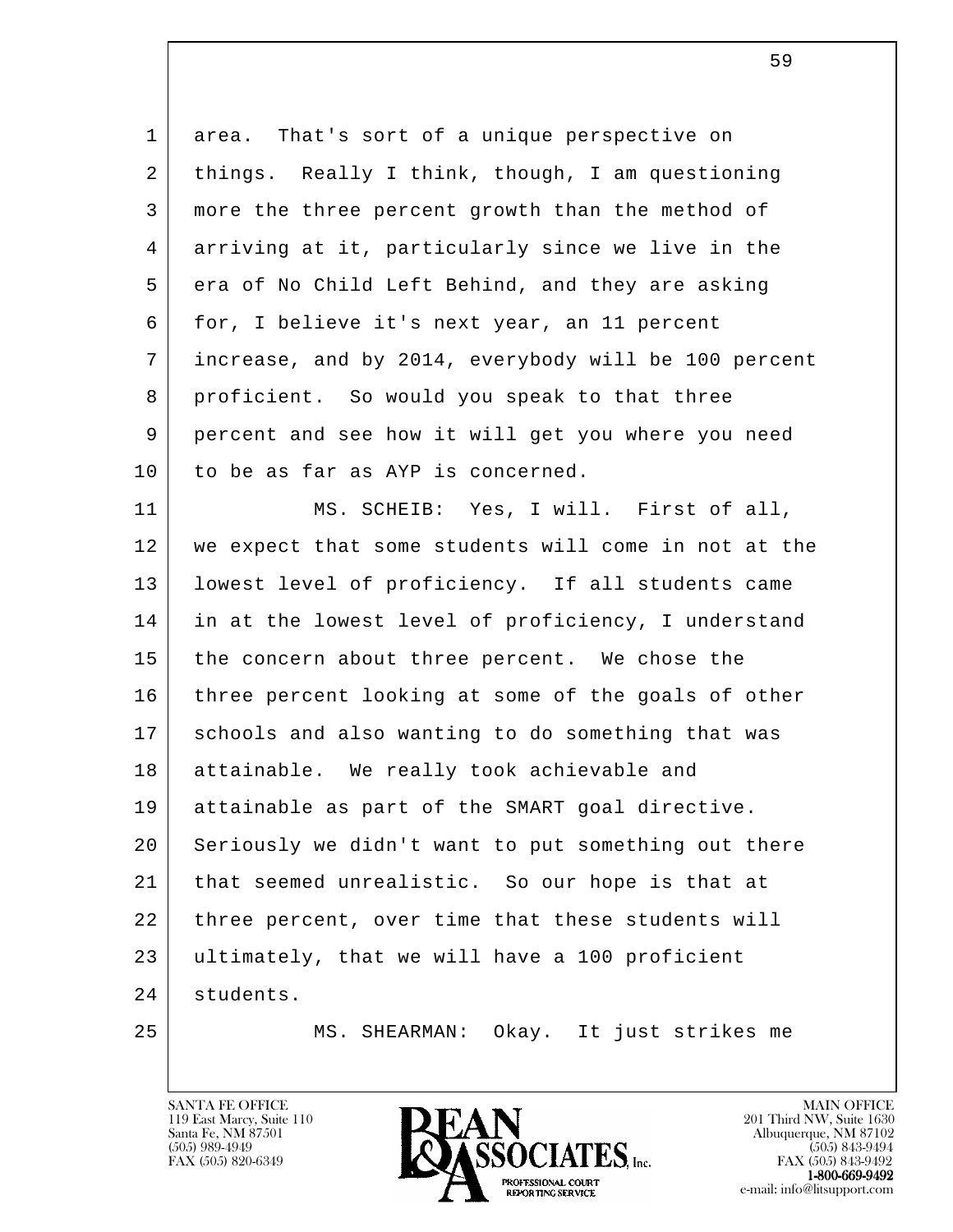area. That's sort of a unique perspective on things. Really I think, though, I am questioning more the three percent growth than the method of arriving at it, particularly since we live in the era of No Child Left Behind, and they are asking for, I believe it's next year, an 11 percent increase, and by 2014, everybody will be 100 percent proficient. So would you speak to that three percent and see how it will get you where you need to be as far as AYP is concerned.

MS. SCHEIB: Yes, I will. First of all, we expect that some students will come in not at the lowest level of proficiency. If all students came in at the lowest level of proficiency, I understand the concern about three percent. We chose the three percent looking at some of the goals of other schools and also wanting to do something that was attainable. We really took achievable and attainable as part of the SMART goal directive. Seriously we didn't want to put something out there that seemed unrealistic. So our hope is that at three percent, over time that these students will ultimately, that we will have a 100 proficient students.

MS. SHEARMAN: Okay. It just strikes me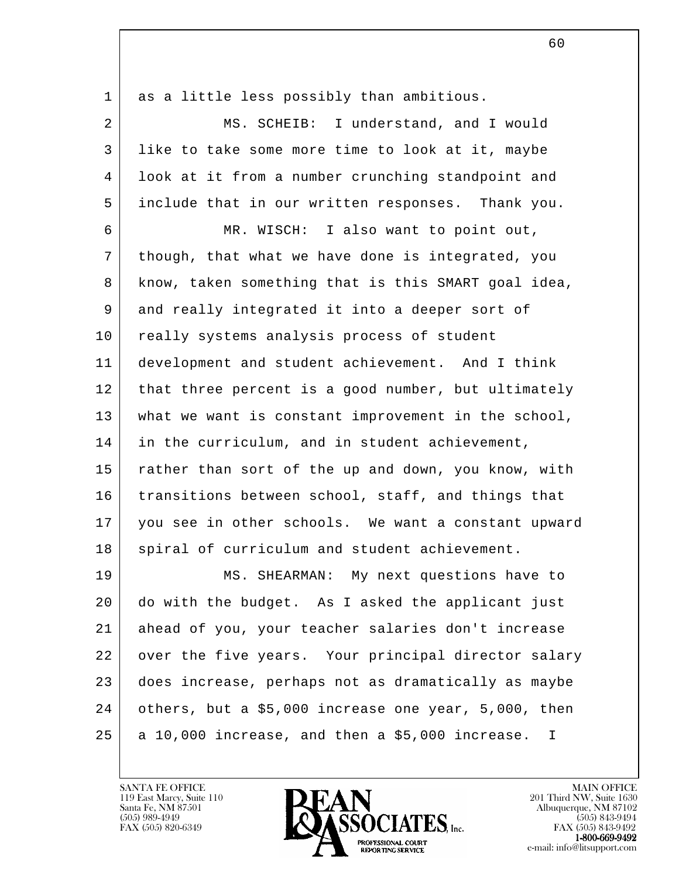as a little less possibly than ambitious.

MS. SCHEIB: I understand, and I would like to take some more time to look at it, maybe look at it from a number crunching standpoint and include that in our written responses. Thank you.

MR. WISCH: I also want to point out, though, that what we have done is integrated, you know, taken something that is this SMART goal idea, and really integrated it into a deeper sort of really systems analysis process of student development and student achievement. And I think that three percent is a good number, but ultimately what we want is constant improvement in the school, in the curriculum, and in student achievement, rather than sort of the up and down, you know, with transitions between school, staff, and things that you see in other schools. We want a constant upward spiral of curriculum and student achievement.

MS. SHEARMAN: My next questions have to do with the budget. As I asked the applicant just ahead of you, your teacher salaries don't increase over the five years. Your principal director salary does increase, perhaps not as dramatically as maybe others, but a $5,000 increase one year, 5,000, then a 10,000 increase, and then a $5,000 increase. I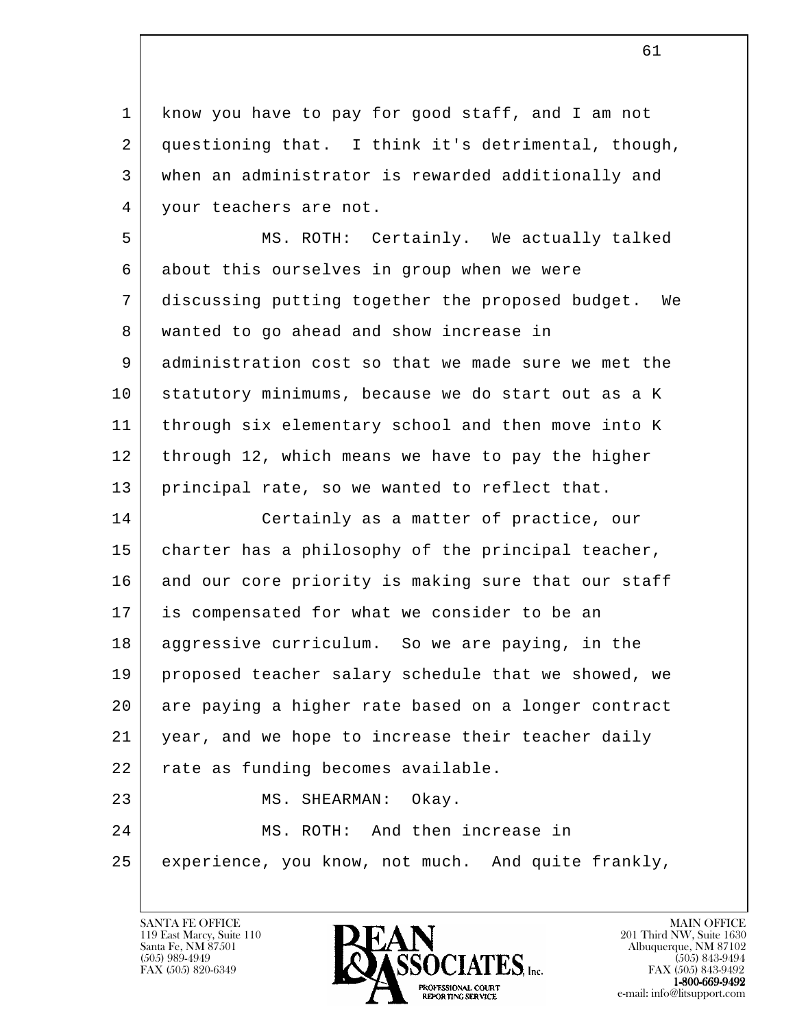know you have to pay for good staff, and I am not questioning that. I think it's detrimental, though, when an administrator is rewarded additionally and your teachers are not.

MS. ROTH: Certainly. We actually talked about this ourselves in group when we were discussing putting together the proposed budget. We wanted to go ahead and show increase in administration cost so that we made sure we met the statutory minimums, because we do start out as a K through six elementary school and then move into K through 12, which means we have to pay the higher principal rate, so we wanted to reflect that.

Certainly as a matter of practice, our charter has a philosophy of the principal teacher, and our core priority is making sure that our staff is compensated for what we consider to be an aggressive curriculum. So we are paying, in the proposed teacher salary schedule that we showed, we are paying a higher rate based on a longer contract year, and we hope to increase their teacher daily rate as funding becomes available.

MS. SHEARMAN: Okay.

MS. ROTH: And then increase in experience, you know, not much. And quite frankly,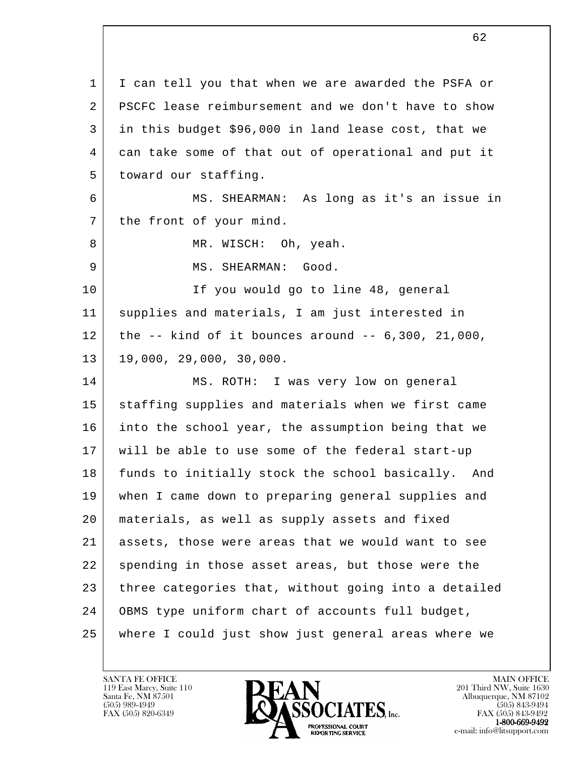I can tell you that when we are awarded the PSFA or PSCFC lease reimbursement and we don't have to show in this budget $96,000 in land lease cost, that we can take some of that out of operational and put it toward our staffing.

MS. SHEARMAN: As long as it's an issue in the front of your mind.

MR. WISCH: Oh, yeah.

MS. SHEARMAN: Good.

If you would go to line 48, general supplies and materials, I am just interested in the -- kind of it bounces around -- 6,300, 21,000, 19,000, 29,000, 30,000.

MS. ROTH: I was very low on general staffing supplies and materials when we first came into the school year, the assumption being that we will be able to use some of the federal start-up funds to initially stock the school basically. And when I came down to preparing general supplies and materials, as well as supply assets and fixed assets, those were areas that we would want to see spending in those asset areas, but those were the three categories that, without going into a detailed OBMS type uniform chart of accounts full budget, where I could just show just general areas where we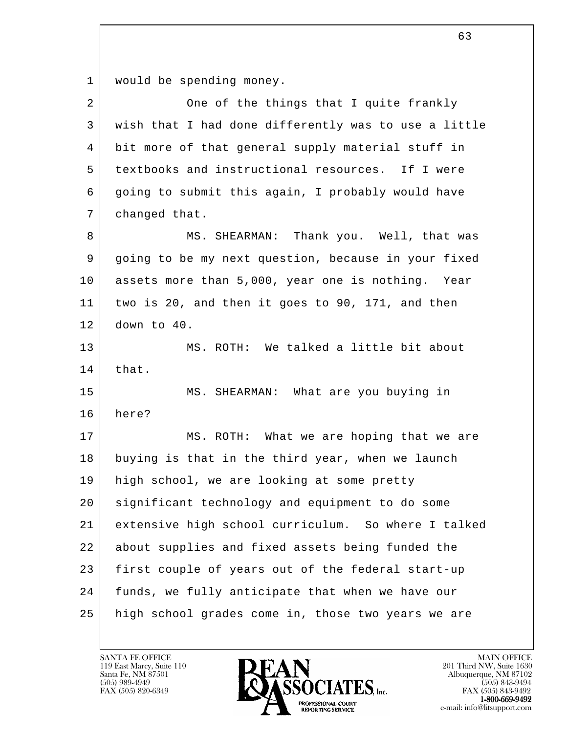would be spending money.

One of the things that I quite frankly wish that I had done differently was to use a little bit more of that general supply material stuff in textbooks and instructional resources. If I were going to submit this again, I probably would have changed that.

MS. SHEARMAN: Thank you. Well, that was going to be my next question, because in your fixed assets more than 5,000, year one is nothing. Year two is 20, and then it goes to 90, 171, and then down to 40.

MS. ROTH: We talked a little bit about that.

MS. SHEARMAN: What are you buying in here?

MS. ROTH: What we are hoping that we are buying is that in the third year, when we launch high school, we are looking at some pretty significant technology and equipment to do some extensive high school curriculum. So where I talked about supplies and fixed assets being funded the first couple of years out of the federal start-up funds, we fully anticipate that when we have our high school grades come in, those two years we are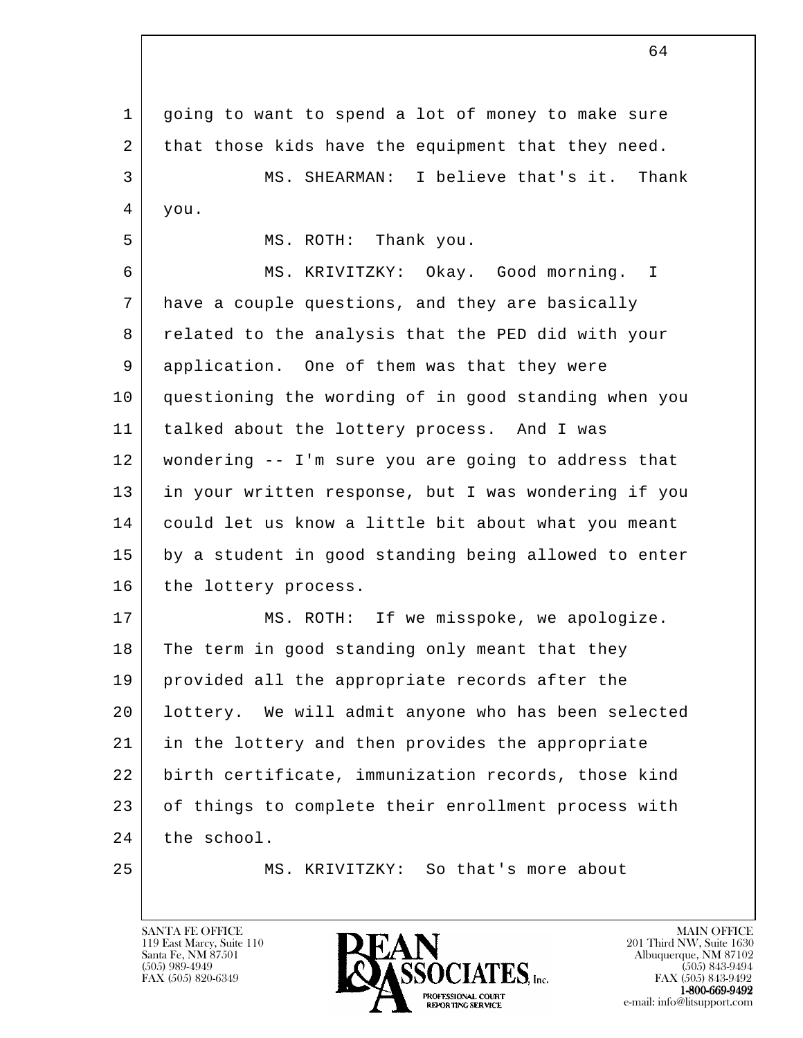going to want to spend a lot of money to make sure that those kids have the equipment that they need.

MS. SHEARMAN: I believe that's it. Thank you.

MS. ROTH: Thank you.

MS. KRIVITZKY: Okay. Good morning. I have a couple questions, and they are basically related to the analysis that the PED did with your application. One of them was that they were questioning the wording of in good standing when you talked about the lottery process. And I was wondering -- I'm sure you are going to address that in your written response, but I was wondering if you could let us know a little bit about what you meant by a student in good standing being allowed to enter the lottery process.

MS. ROTH: If we misspoke, we apologize. The term in good standing only meant that they provided all the appropriate records after the lottery. We will admit anyone who has been selected in the lottery and then provides the appropriate birth certificate, immunization records, those kind of things to complete their enrollment process with the school.

MS. KRIVITZKY: So that's more about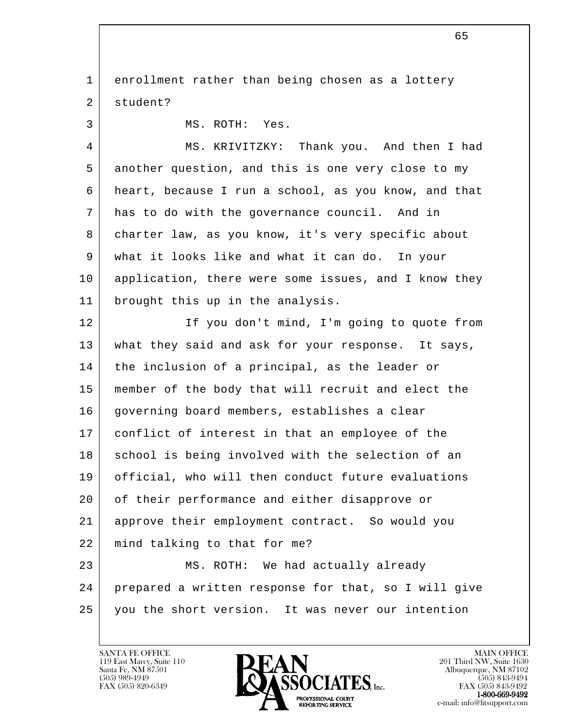enrollment rather than being chosen as a lottery student?

MS. ROTH: Yes.

MS. KRIVITZKY: Thank you. And then I had another question, and this is one very close to my heart, because I run a school, as you know, and that has to do with the governance council. And in charter law, as you know, it's very specific about what it looks like and what it can do. In your application, there were some issues, and I know they brought this up in the analysis.

If you don't mind, I'm going to quote from what they said and ask for your response. It says, the inclusion of a principal, as the leader or member of the body that will recruit and elect the governing board members, establishes a clear conflict of interest in that an employee of the school is being involved with the selection of an official, who will then conduct future evaluations of their performance and either disapprove or approve their employment contract. So would you mind talking to that for me?

MS. ROTH: We had actually already prepared a written response for that, so I will give you the short version. It was never our intention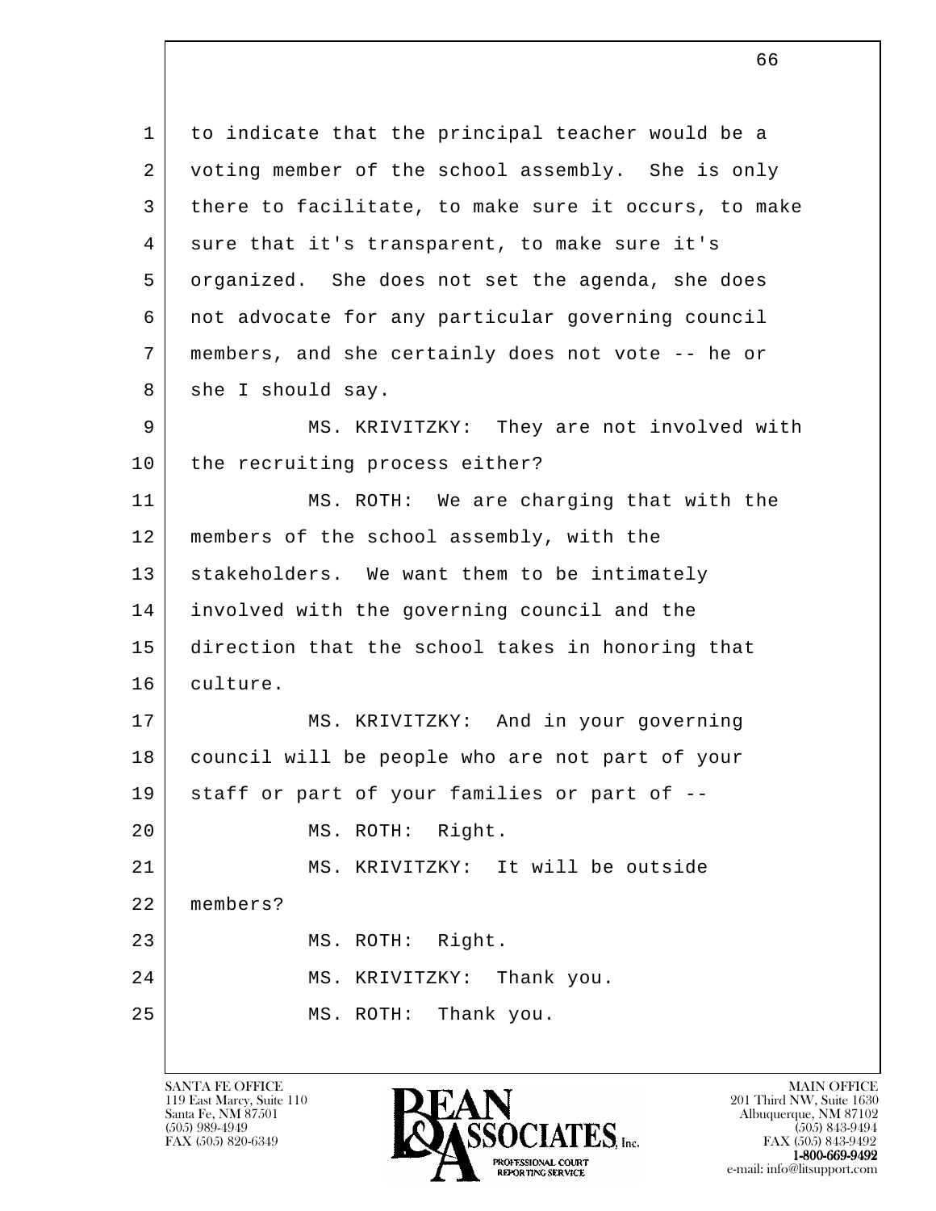to indicate that the principal teacher would be a voting member of the school assembly. She is only there to facilitate, to make sure it occurs, to make sure that it's transparent, to make sure it's organized. She does not set the agenda, she does not advocate for any particular governing council members, and she certainly does not vote -- he or she I should say.

MS. KRIVITZKY: They are not involved with the recruiting process either?

MS. ROTH: We are charging that with the members of the school assembly, with the stakeholders. We want them to be intimately involved with the governing council and the direction that the school takes in honoring that culture.

MS. KRIVITZKY: And in your governing council will be people who are not part of your staff or part of your families or part of --

MS. ROTH: Right.

MS. KRIVITZKY: It will be outside members?

MS. ROTH: Right.

MS. KRIVITZKY: Thank you.

MS. ROTH: Thank you.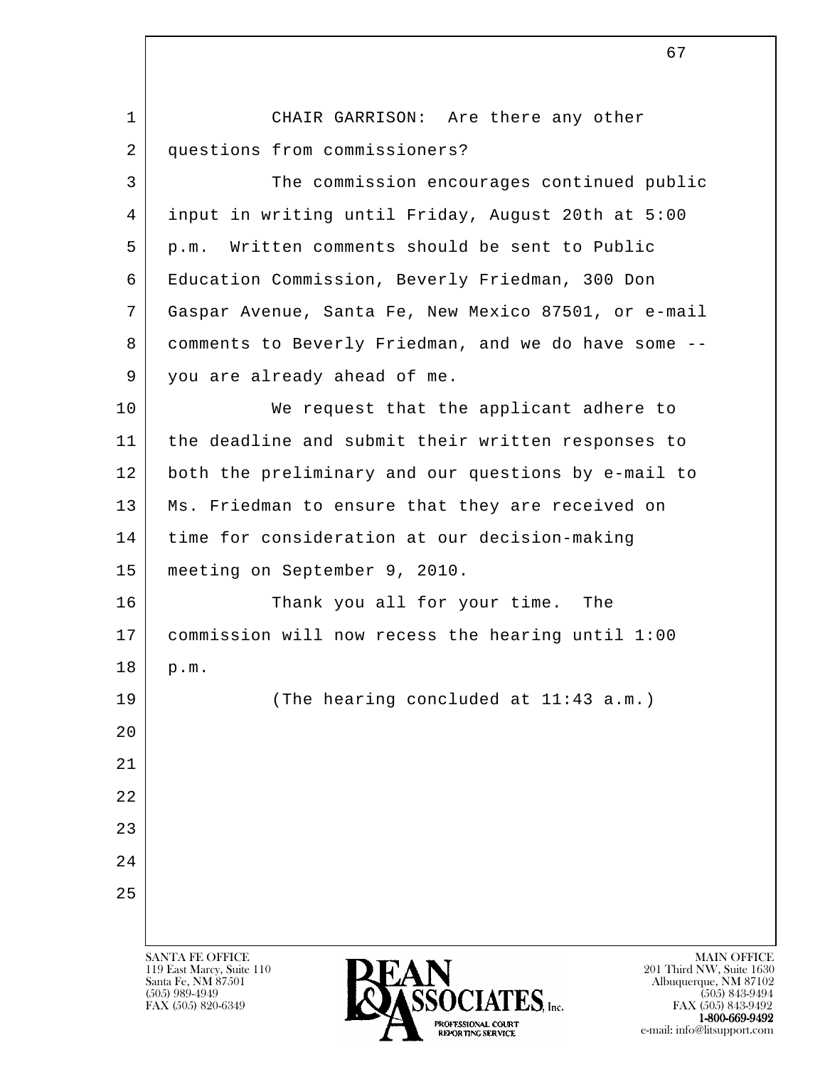CHAIR GARRISON: Are there any other questions from commissioners?

The commission encourages continued public input in writing until Friday, August 20th at 5:00 p.m. Written comments should be sent to Public Education Commission, Beverly Friedman, 300 Don Gaspar Avenue, Santa Fe, New Mexico 87501, or e-mail comments to Beverly Friedman, and we do have some -- you are already ahead of me.

We request that the applicant adhere to the deadline and submit their written responses to both the preliminary and our questions by e-mail to Ms. Friedman to ensure that they are received on time for consideration at our decision-making meeting on September 9, 2010.

Thank you all for your time. The commission will now recess the hearing until 1:00 p.m.

(The hearing concluded at 11:43 a.m.)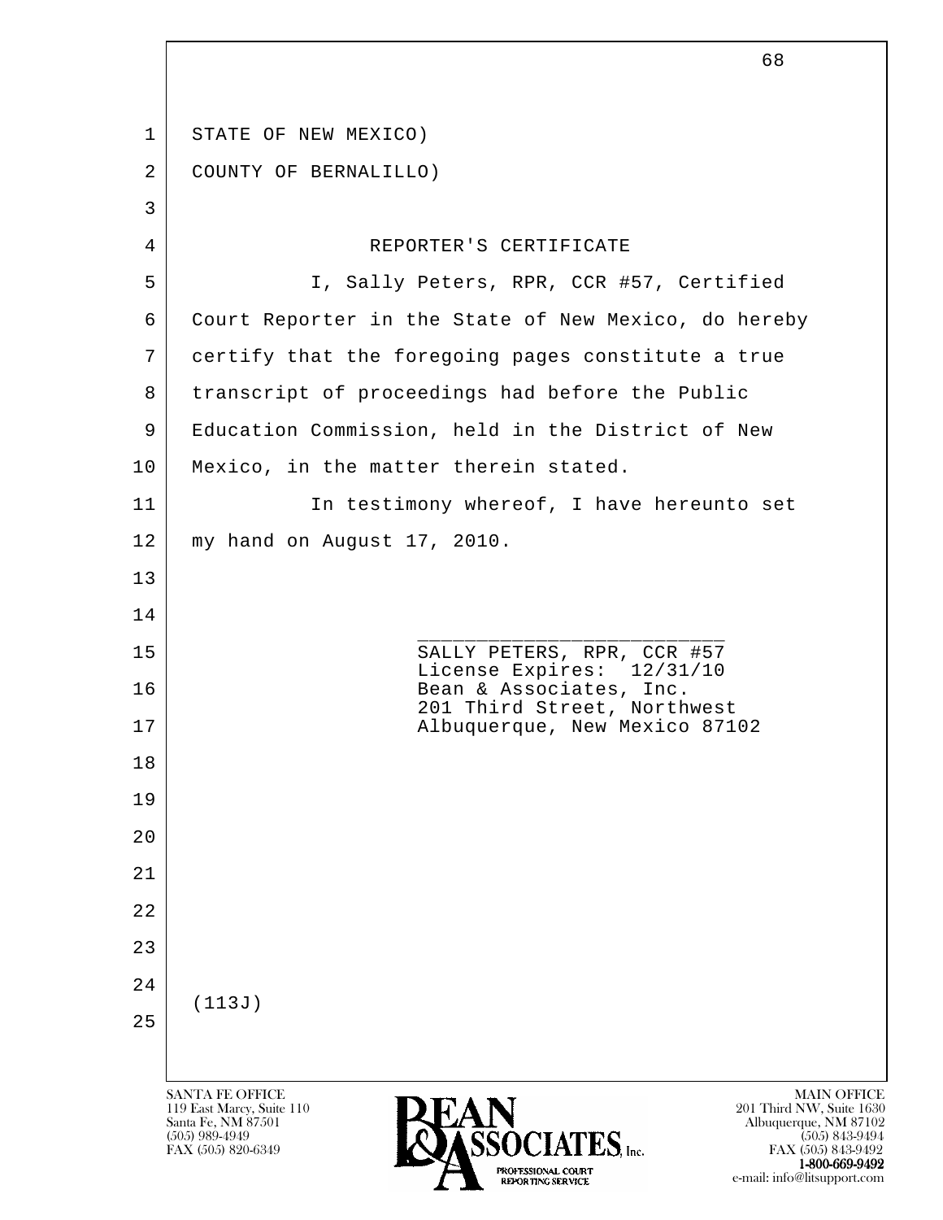STATE OF NEW MEXICO)
COUNTY OF BERNALILLO)

REPORTER'S CERTIFICATE

I, Sally Peters, RPR, CCR #57, Certified Court Reporter in the State of New Mexico, do hereby certify that the foregoing pages constitute a true transcript of proceedings had before the Public Education Commission, held in the District of New Mexico, in the matter therein stated.

In testimony whereof, I have hereunto set my hand on August 17, 2010.

\_\_\_\_\_\_\_\_\_\_\_\_\_\_\_\_\_\_\_\_\_\_\_\_\_\_\_\_
SALLY PETERS, RPR, CCR #57
License Expires: 12/31/10
Bean & Associates, Inc.
201 Third Street, Northwest
Albuquerque, New Mexico 87102

(113J)

SANTA FE OFFICE
119 East Marcy, Suite 110
Santa Fe, NM 87501
(505) 989-4949
FAX (505) 820-6349

BEAN & ASSOCIATES, Inc.
PROFESSIONAL COURT REPORTING SERVICE

MAIN OFFICE
201 Third NW, Suite 1630
Albuquerque, NM 87102
(505) 843-9494
FAX (505) 843-9492
1-800-669-9492
e-mail: info@litsupport.com